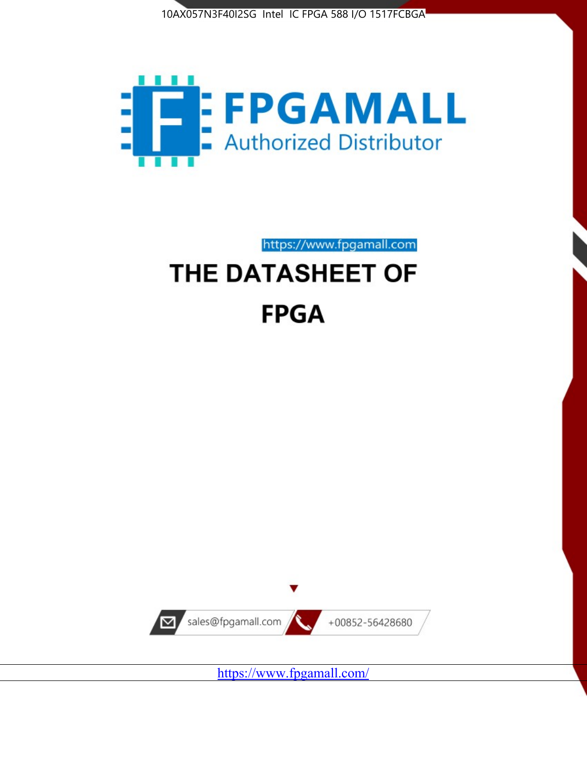10AX057N3F40I2SG Intel IC FPGA 588 I/O 1517FCBGA

**FPGAMALL**

Authorized Distributor

https://www.fpgamall.com

# THE DATASHEET OF

# FPGA

sales@fpgamall.com

+00852-56428680

https://www.fpgamall.com/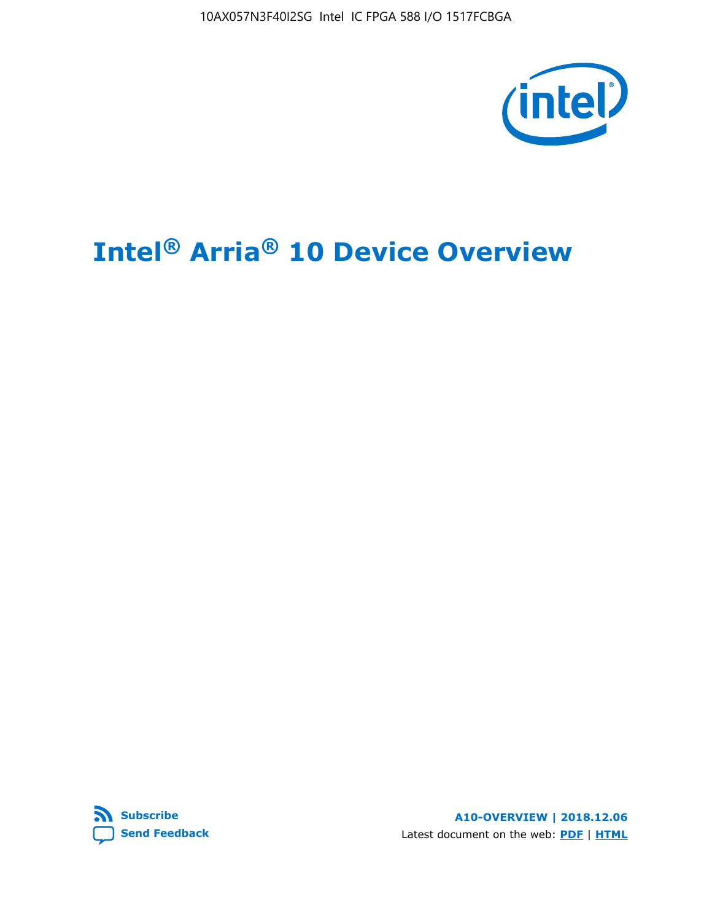# Intel® Arria® 10 Device Overview

**Subscribe**

**Send Feedback**

**A10-OVERVIEW | 2018.12.06**

Latest document on the web: **PDF** | **HTML**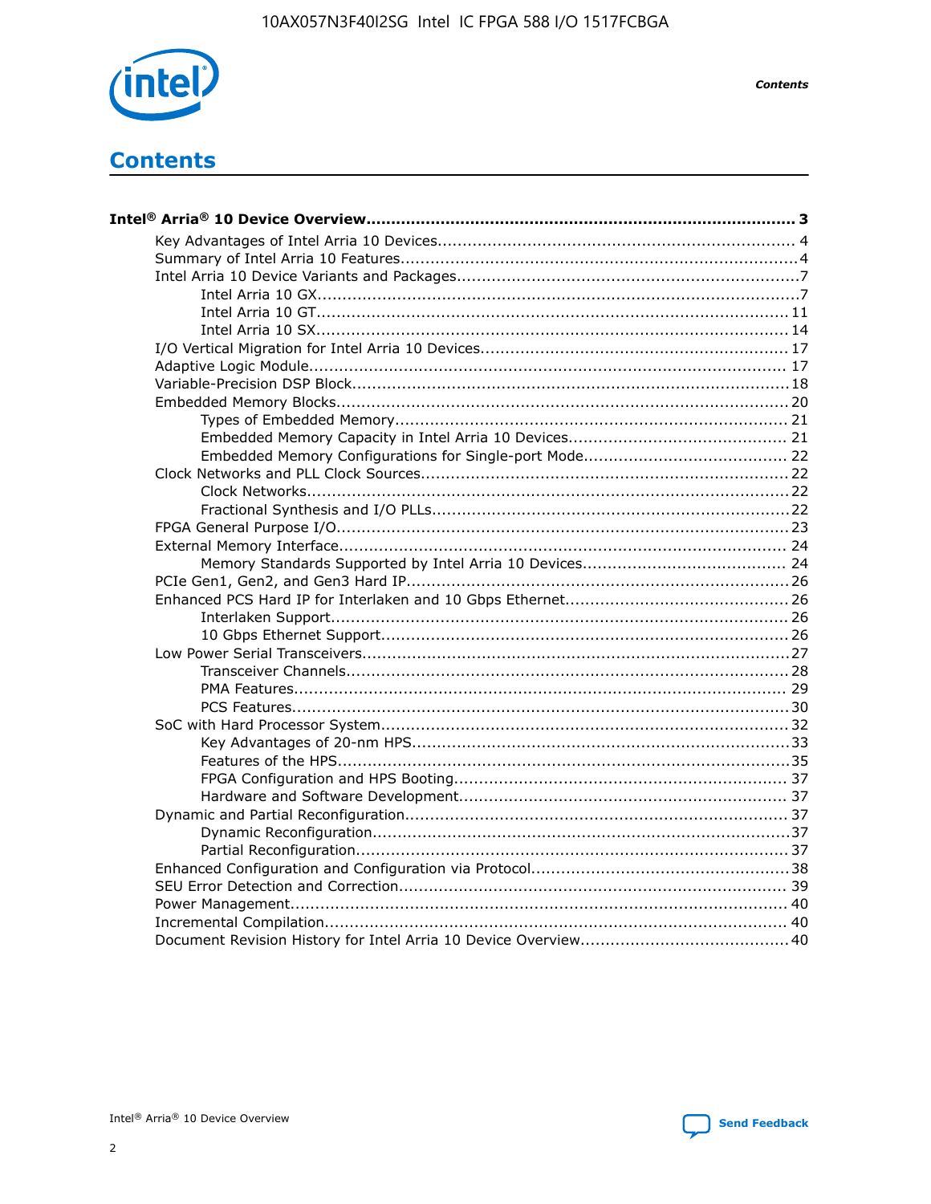# Contents

**Intel® Arria® 10 Device Overview....................................................................................... 3**

- Key Advantages of Intel Arria 10 Devices........................................................................ 4
- Summary of Intel Arria 10 Features................................................................................4
- Intel Arria 10 Device Variants and Packages.....................................................................7
  - Intel Arria 10 GX..................................................................................................7
  - Intel Arria 10 GT................................................................................................ 11
  - Intel Arria 10 SX................................................................................................ 14
- I/O Vertical Migration for Intel Arria 10 Devices.............................................................. 17
- Adaptive Logic Module................................................................................................ 17
- Variable-Precision DSP Block........................................................................................18
- Embedded Memory Blocks........................................................................................... 20
  - Types of Embedded Memory............................................................................... 21
  - Embedded Memory Capacity in Intel Arria 10 Devices............................................ 21
  - Embedded Memory Configurations for Single-port Mode......................................... 22
- Clock Networks and PLL Clock Sources.......................................................................... 22
  - Clock Networks.................................................................................................22
  - Fractional Synthesis and I/O PLLs........................................................................22
- FPGA General Purpose I/O...........................................................................................23
- External Memory Interface.......................................................................................... 24
  - Memory Standards Supported by Intel Arria 10 Devices......................................... 24
- PCIe Gen1, Gen2, and Gen3 Hard IP.............................................................................26
- Enhanced PCS Hard IP for Interlaken and 10 Gbps Ethernet.............................................26
  - Interlaken Support............................................................................................ 26
  - 10 Gbps Ethernet Support.................................................................................. 26
- Low Power Serial Transceivers......................................................................................27
  - Transceiver Channels.........................................................................................28
  - PMA Features................................................................................................... 29
  - PCS Features....................................................................................................30
- SoC with Hard Processor System..................................................................................32
  - Key Advantages of 20-nm HPS............................................................................33
  - Features of the HPS...........................................................................................35
  - FPGA Configuration and HPS Booting................................................................... 37
  - Hardware and Software Development.................................................................. 37
- Dynamic and Partial Reconfiguration.............................................................................37
  - Dynamic Reconfiguration....................................................................................37
  - Partial Reconfiguration.......................................................................................37
- Enhanced Configuration and Configuration via Protocol....................................................38
- SEU Error Detection and Correction.............................................................................. 39
- Power Management.................................................................................................... 40
- Incremental Compilation............................................................................................. 40
- Document Revision History for Intel Arria 10 Device Overview..........................................40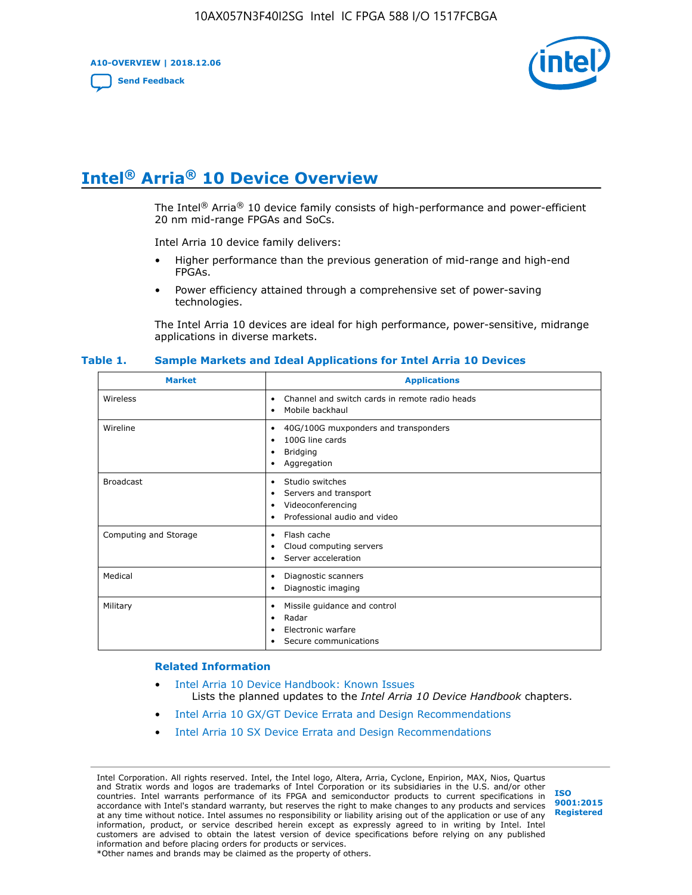# Intel® Arria® 10 Device Overview

The Intel® Arria® 10 device family consists of high-performance and power-efficient 20 nm mid-range FPGAs and SoCs.

Intel Arria 10 device family delivers:

- Higher performance than the previous generation of mid-range and high-end FPGAs.
- Power efficiency attained through a comprehensive set of power-saving technologies.

The Intel Arria 10 devices are ideal for high performance, power-sensitive, midrange applications in diverse markets.

**Table 1. Sample Markets and Ideal Applications for Intel Arria 10 Devices**

| Market | Applications |
|---|---|
| Wireless | • Channel and switch cards in remote radio heads<br>• Mobile backhaul |
| Wireline | • 40G/100G muxponders and transponders<br>• 100G line cards<br>• Bridging<br>• Aggregation |
| Broadcast | • Studio switches<br>• Servers and transport<br>• Videoconferencing<br>• Professional audio and video |
| Computing and Storage | • Flash cache<br>• Cloud computing servers<br>• Server acceleration |
| Medical | • Diagnostic scanners<br>• Diagnostic imaging |
| Military | • Missile guidance and control<br>• Radar<br>• Electronic warfare<br>• Secure communications |

### Related Information

- Intel Arria 10 Device Handbook: Known Issues
  Lists the planned updates to the *Intel Arria 10 Device Handbook* chapters.
- Intel Arria 10 GX/GT Device Errata and Design Recommendations
- Intel Arria 10 SX Device Errata and Design Recommendations

Intel Corporation. All rights reserved. Intel, the Intel logo, Altera, Arria, Cyclone, Enpirion, MAX, Nios, Quartus and Stratix words and logos are trademarks of Intel Corporation or its subsidiaries in the U.S. and/or other countries. Intel warrants performance of its FPGA and semiconductor products to current specifications in accordance with Intel's standard warranty, but reserves the right to make changes to any products and services at any time without notice. Intel assumes no responsibility or liability arising out of the application or use of any information, product, or service described herein except as expressly agreed to in writing by Intel. Intel customers are advised to obtain the latest version of device specifications before relying on any published information and before placing orders for products or services.
*Other names and brands may be claimed as the property of others.

ISO 9001:2015 Registered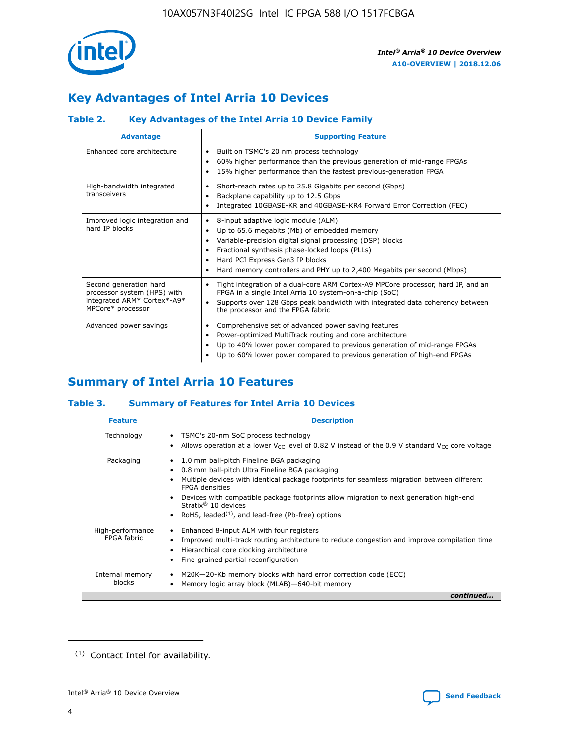## Key Advantages of Intel Arria 10 Devices

### Table 2. Key Advantages of the Intel Arria 10 Device Family

| Advantage | Supporting Feature |
|---|---|
| Enhanced core architecture | • Built on TSMC's 20 nm process technology<br>• 60% higher performance than the previous generation of mid-range FPGAs<br>• 15% higher performance than the fastest previous-generation FPGA |
| High-bandwidth integrated transceivers | • Short-reach rates up to 25.8 Gigabits per second (Gbps)<br>• Backplane capability up to 12.5 Gbps<br>• Integrated 10GBASE-KR and 40GBASE-KR4 Forward Error Correction (FEC) |
| Improved logic integration and hard IP blocks | • 8-input adaptive logic module (ALM)<br>• Up to 65.6 megabits (Mb) of embedded memory<br>• Variable-precision digital signal processing (DSP) blocks<br>• Fractional synthesis phase-locked loops (PLLs)<br>• Hard PCI Express Gen3 IP blocks<br>• Hard memory controllers and PHY up to 2,400 Megabits per second (Mbps) |
| Second generation hard processor system (HPS) with integrated ARM* Cortex*-A9* MPCore* processor | • Tight integration of a dual-core ARM Cortex-A9 MPCore processor, hard IP, and an FPGA in a single Intel Arria 10 system-on-a-chip (SoC)<br>• Supports over 128 Gbps peak bandwidth with integrated data coherency between the processor and the FPGA fabric |
| Advanced power savings | • Comprehensive set of advanced power saving features<br>• Power-optimized MultiTrack routing and core architecture<br>• Up to 40% lower power compared to previous generation of mid-range FPGAs<br>• Up to 60% lower power compared to previous generation of high-end FPGAs |

## Summary of Intel Arria 10 Features

### Table 3. Summary of Features for Intel Arria 10 Devices

| Feature | Description |
|---|---|
| Technology | • TSMC's 20-nm SoC process technology<br>• Allows operation at a lower $V_{CC}$ level of 0.82 V instead of the 0.9 V standard $V_{CC}$ core voltage |
| Packaging | • 1.0 mm ball-pitch Fineline BGA packaging<br>• 0.8 mm ball-pitch Ultra Fineline BGA packaging<br>• Multiple devices with identical package footprints for seamless migration between different FPGA densities<br>• Devices with compatible package footprints allow migration to next generation high-end Stratix® 10 devices<br>• RoHS, leaded[(1)], and lead-free (Pb-free) options |
| High-performance FPGA fabric | • Enhanced 8-input ALM with four registers<br>• Improved multi-track routing architecture to reduce congestion and improve compilation time<br>• Hierarchical core clocking architecture<br>• Fine-grained partial reconfiguration |
| Internal memory blocks | • M20K—20-Kb memory blocks with hard error correction code (ECC)<br>• Memory logic array block (MLAB)—640-bit memory |

*continued...*

(1) Contact Intel for availability.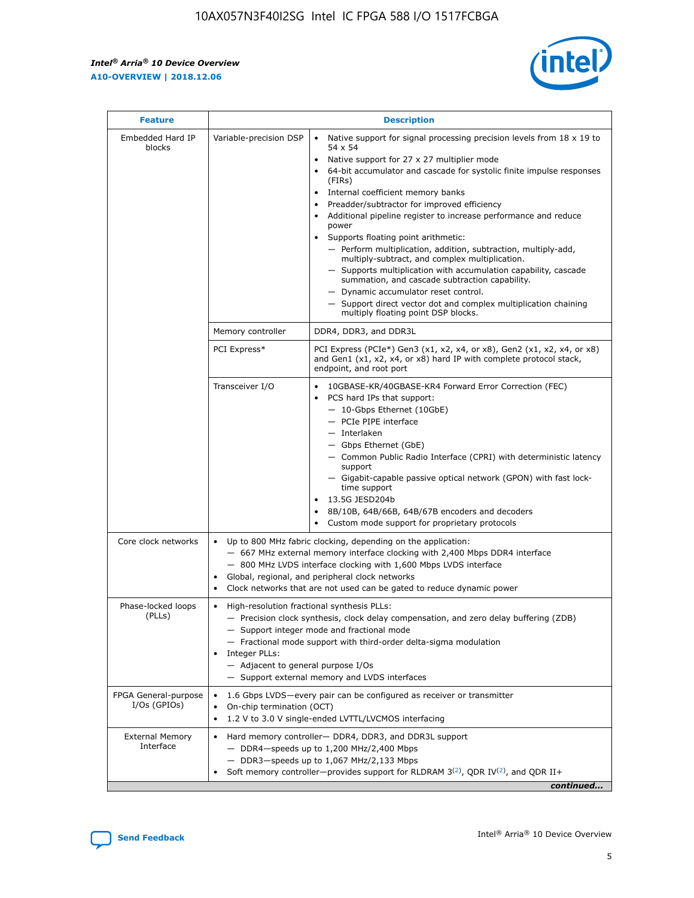| Feature | Description | |
|---|---|---|
| Embedded Hard IP blocks | Variable-precision DSP | • Native support for signal processing precision levels from 18 x 19 to 54 x 54<br>• Native support for 27 x 27 multiplier mode<br>• 64-bit accumulator and cascade for systolic finite impulse responses (FIRs)<br>• Internal coefficient memory banks<br>• Preadder/subtractor for improved efficiency<br>• Additional pipeline register to increase performance and reduce power<br>• Supports floating point arithmetic:<br>— Perform multiplication, addition, subtraction, multiply-add, multiply-subtract, and complex multiplication.<br>— Supports multiplication with accumulation capability, cascade summation, and cascade subtraction capability.<br>— Dynamic accumulator reset control.<br>— Support direct vector dot and complex multiplication chaining multiply floating point DSP blocks. |
| | Memory controller | DDR4, DDR3, and DDR3L |
| | PCI Express* | PCI Express (PCIe*) Gen3 (x1, x2, x4, or x8), Gen2 (x1, x2, x4, or x8) and Gen1 (x1, x2, x4, or x8) hard IP with complete protocol stack, endpoint, and root port |
| | Transceiver I/O | • 10GBASE-KR/40GBASE-KR4 Forward Error Correction (FEC)<br>• PCS hard IPs that support:<br>— 10-Gbps Ethernet (10GbE)<br>— PCIe PIPE interface<br>— Interlaken<br>— Gbps Ethernet (GbE)<br>— Common Public Radio Interface (CPRI) with deterministic latency support<br>— Gigabit-capable passive optical network (GPON) with fast lock-time support<br>• 13.5G JESD204b<br>• 8B/10B, 64B/66B, 64B/67B encoders and decoders<br>• Custom mode support for proprietary protocols |
| Core clock networks | • Up to 800 MHz fabric clocking, depending on the application:<br>— 667 MHz external memory interface clocking with 2,400 Mbps DDR4 interface<br>— 800 MHz LVDS interface clocking with 1,600 Mbps LVDS interface<br>• Global, regional, and peripheral clock networks<br>• Clock networks that are not used can be gated to reduce dynamic power | |
| Phase-locked loops (PLLs) | • High-resolution fractional synthesis PLLs:<br>— Precision clock synthesis, clock delay compensation, and zero delay buffering (ZDB)<br>— Support integer mode and fractional mode<br>— Fractional mode support with third-order delta-sigma modulation<br>• Integer PLLs:<br>— Adjacent to general purpose I/Os<br>— Support external memory and LVDS interfaces | |
| FPGA General-purpose I/Os (GPIOs) | • 1.6 Gbps LVDS—every pair can be configured as receiver or transmitter<br>• On-chip termination (OCT)<br>• 1.2 V to 3.0 V single-ended LVTTL/LVCMOS interfacing | |
| External Memory Interface | • Hard memory controller— DDR4, DDR3, and DDR3L support<br>— DDR4—speeds up to 1,200 MHz/2,400 Mbps<br>— DDR3—speeds up to 1,067 MHz/2,133 Mbps<br>• Soft memory controller—provides support for RLDRAM 3[(2)], QDR IV[(2)], and QDR II+ | |

*continued...*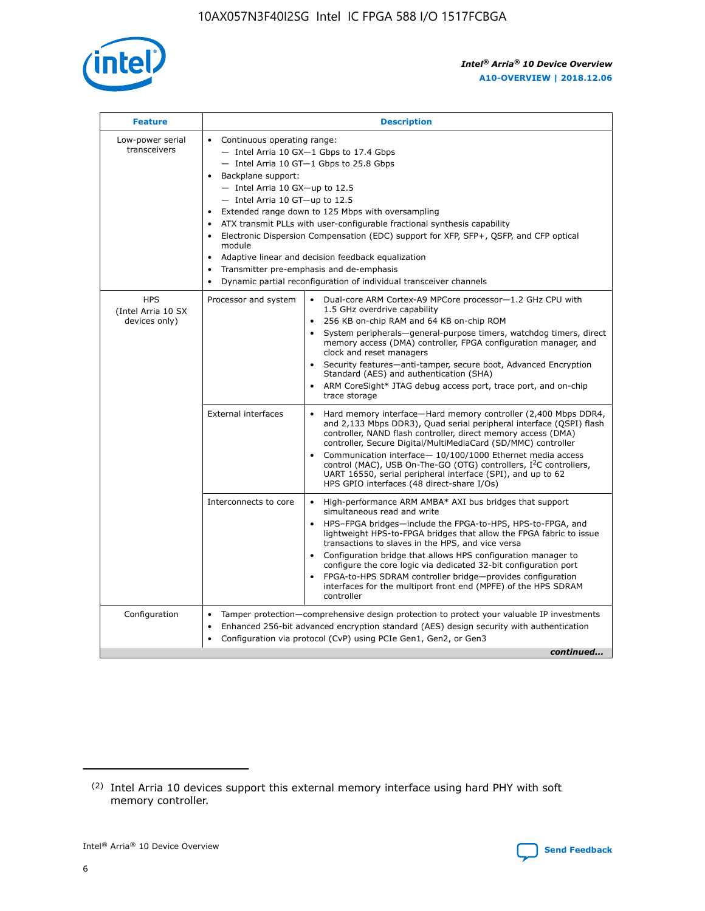| Feature | Description | |
|---|---|---|
| Low-power serial transceivers | • Continuous operating range:<br>— Intel Arria 10 GX—1 Gbps to 17.4 Gbps<br>— Intel Arria 10 GT—1 Gbps to 25.8 Gbps<br>• Backplane support:<br>— Intel Arria 10 GX—up to 12.5<br>— Intel Arria 10 GT—up to 12.5<br>• Extended range down to 125 Mbps with oversampling<br>• ATX transmit PLLs with user-configurable fractional synthesis capability<br>• Electronic Dispersion Compensation (EDC) support for XFP, SFP+, QSFP, and CFP optical module<br>• Adaptive linear and decision feedback equalization<br>• Transmitter pre-emphasis and de-emphasis<br>• Dynamic partial reconfiguration of individual transceiver channels | |
| HPS (Intel Arria 10 SX devices only) | Processor and system | • Dual-core ARM Cortex-A9 MPCore processor—1.2 GHz CPU with 1.5 GHz overdrive capability<br>• 256 KB on-chip RAM and 64 KB on-chip ROM<br>• System peripherals—general-purpose timers, watchdog timers, direct memory access (DMA) controller, FPGA configuration manager, and clock and reset managers<br>• Security features—anti-tamper, secure boot, Advanced Encryption Standard (AES) and authentication (SHA)<br>• ARM CoreSight* JTAG debug access port, trace port, and on-chip trace storage |
| | External interfaces | • Hard memory interface—Hard memory controller (2,400 Mbps DDR4, and 2,133 Mbps DDR3), Quad serial peripheral interface (QSPI) flash controller, NAND flash controller, direct memory access (DMA) controller, Secure Digital/MultiMediaCard (SD/MMC) controller<br>• Communication interface— 10/100/1000 Ethernet media access control (MAC), USB On-The-GO (OTG) controllers, $I^2C$ controllers, UART 16550, serial peripheral interface (SPI), and up to 62 HPS GPIO interfaces (48 direct-share I/Os) |
| | Interconnects to core | • High-performance ARM AMBA* AXI bus bridges that support simultaneous read and write<br>• HPS–FPGA bridges—include the FPGA-to-HPS, HPS-to-FPGA, and lightweight HPS-to-FPGA bridges that allow the FPGA fabric to issue transactions to slaves in the HPS, and vice versa<br>• Configuration bridge that allows HPS configuration manager to configure the core logic via dedicated 32-bit configuration port<br>• FPGA-to-HPS SDRAM controller bridge—provides configuration interfaces for the multiport front end (MPFE) of the HPS SDRAM controller |
| Configuration | • Tamper protection—comprehensive design protection to protect your valuable IP investments<br>• Enhanced 256-bit advanced encryption standard (AES) design security with authentication<br>• Configuration via protocol (CvP) using PCIe Gen1, Gen2, or Gen3 | |

*continued...*

(2) Intel Arria 10 devices support this external memory interface using hard PHY with soft memory controller.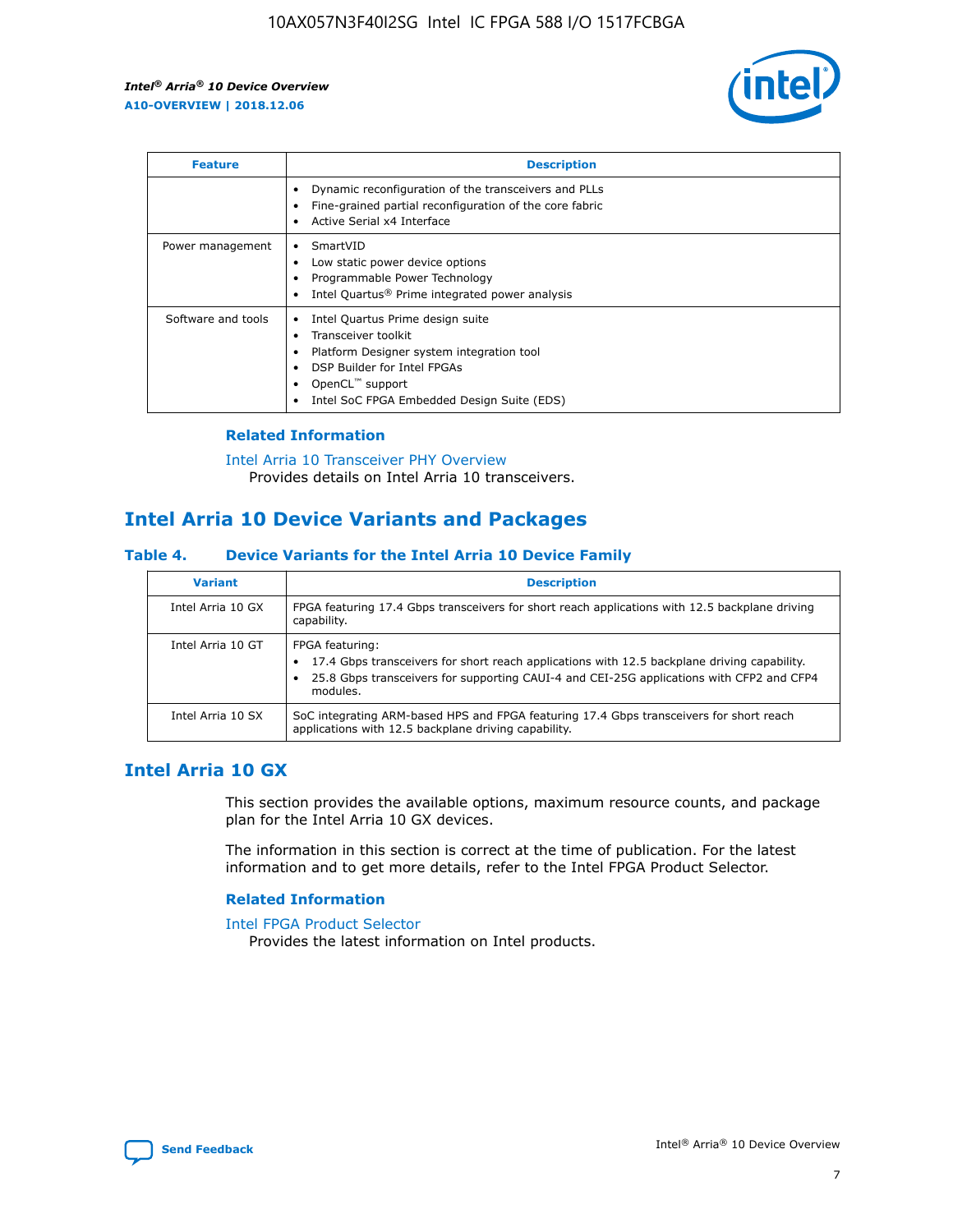| Feature | Description |
| --- | --- |
|  | • Dynamic reconfiguration of the transceivers and PLLs<br>• Fine-grained partial reconfiguration of the core fabric<br>• Active Serial x4 Interface |
| Power management | • SmartVID<br>• Low static power device options<br>• Programmable Power Technology<br>• Intel Quartus® Prime integrated power analysis |
| Software and tools | • Intel Quartus Prime design suite<br>• Transceiver toolkit<br>• Platform Designer system integration tool<br>• DSP Builder for Intel FPGAs<br>• OpenCL™ support<br>• Intel SoC FPGA Embedded Design Suite (EDS) |

### Related Information

Intel Arria 10 Transceiver PHY Overview
Provides details on Intel Arria 10 transceivers.

## Intel Arria 10 Device Variants and Packages

#### Table 4. Device Variants for the Intel Arria 10 Device Family

| Variant | Description |
| --- | --- |
| Intel Arria 10 GX | FPGA featuring 17.4 Gbps transceivers for short reach applications with 12.5 backplane driving capability. |
| Intel Arria 10 GT | FPGA featuring:<br>• 17.4 Gbps transceivers for short reach applications with 12.5 backplane driving capability.<br>• 25.8 Gbps transceivers for supporting CAUI-4 and CEI-25G applications with CFP2 and CFP4 modules. |
| Intel Arria 10 SX | SoC integrating ARM-based HPS and FPGA featuring 17.4 Gbps transceivers for short reach applications with 12.5 backplane driving capability. |

## Intel Arria 10 GX

This section provides the available options, maximum resource counts, and package plan for the Intel Arria 10 GX devices.

The information in this section is correct at the time of publication. For the latest information and to get more details, refer to the Intel FPGA Product Selector.

### Related Information

Intel FPGA Product Selector
Provides the latest information on Intel products.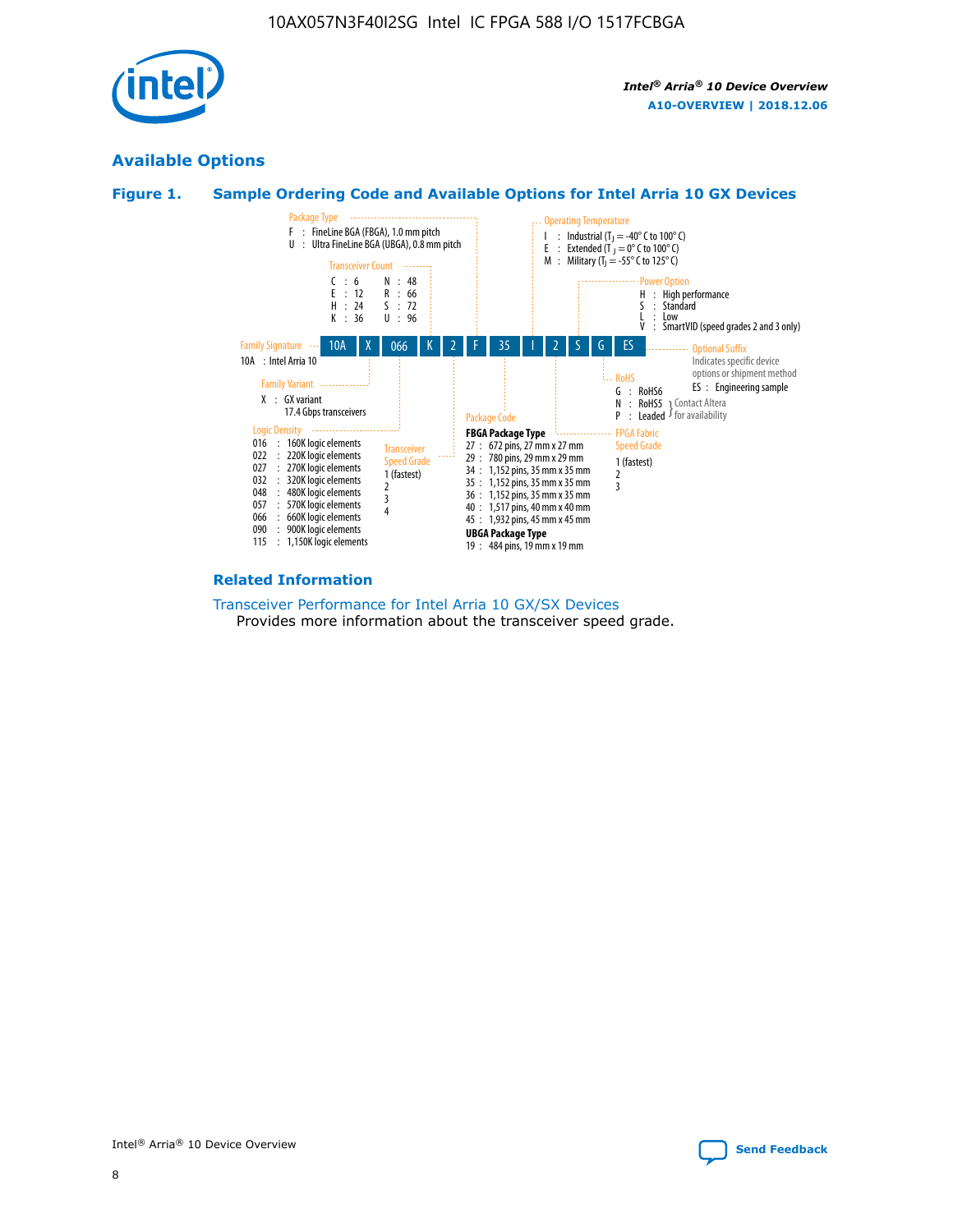## Available Options

### Figure 1. Sample Ordering Code and Available Options for Intel Arria 10 GX Devices

Sample ordering code: 10A X 066 K 2 F 35 I 2 S G ES

**Family Signature**
- 10A : Intel Arria 10

**Family Variant**
- X : GX variant, 17.4 Gbps transceivers

**Logic Density**
- 016 : 160K logic elements
- 022 : 220K logic elements
- 027 : 270K logic elements
- 032 : 320K logic elements
- 048 : 480K logic elements
- 057 : 570K logic elements
- 066 : 660K logic elements
- 090 : 900K logic elements
- 115 : 1,150K logic elements

**Transceiver Count**
- C : 6
- E : 12
- H : 24
- K : 36
- N : 48
- R : 66
- S : 72
- U : 96

**Transceiver Speed Grade**
- 1 (fastest)
- 2
- 3
- 4

**Package Type**
- F : FineLine BGA (FBGA), 1.0 mm pitch
- U : Ultra FineLine BGA (UBGA), 0.8 mm pitch

**Package Code**

**FBGA Package Type**
- 27 : 672 pins, 27 mm x 27 mm
- 29 : 780 pins, 29 mm x 29 mm
- 34 : 1,152 pins, 35 mm x 35 mm
- 35 : 1,152 pins, 35 mm x 35 mm
- 36 : 1,152 pins, 35 mm x 35 mm
- 40 : 1,517 pins, 40 mm x 40 mm
- 45 : 1,932 pins, 45 mm x 45 mm

**UBGA Package Type**
- 19 : 484 pins, 19 mm x 19 mm

**Operating Temperature**
- I : Industrial ($T_J$ = -40° C to 100° C)
- E : Extended ($T_J$ = 0° C to 100° C)
- M : Military ($T_J$ = -55° C to 125° C)

**FPGA Fabric Speed Grade**
- 1 (fastest)
- 2
- 3

**Power Option**
- H : High performance
- S : Standard
- L : Low
- V : SmartVID (speed grades 2 and 3 only)

**RoHS**
- G : RoHS6
- N : RoHS5 (Contact Altera for availability)
- P : Leaded (Contact Altera for availability)

**Optional Suffix**

Indicates specific device options or shipment method
- ES : Engineering sample

### Related Information

Transceiver Performance for Intel Arria 10 GX/SX Devices

Provides more information about the transceiver speed grade.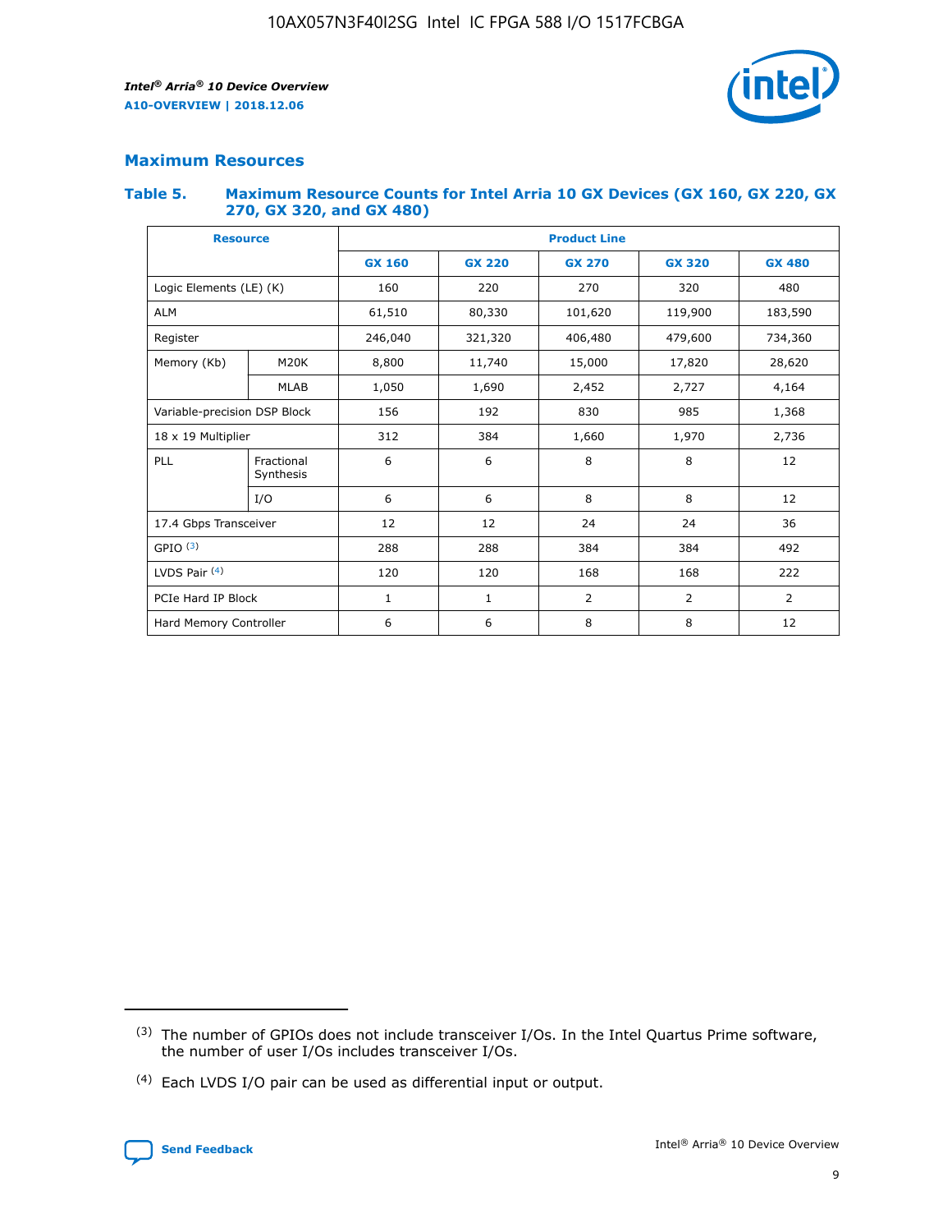## Maximum Resources

### Table 5. Maximum Resource Counts for Intel Arria 10 GX Devices (GX 160, GX 220, GX 270, GX 320, and GX 480)

| Resource | | Product Line | | | | |
|---|---|---|---|---|---|---|
| | | GX 160 | GX 220 | GX 270 | GX 320 | GX 480 |
| Logic Elements (LE) (K) | | 160 | 220 | 270 | 320 | 480 |
| ALM | | 61,510 | 80,330 | 101,620 | 119,900 | 183,590 |
| Register | | 246,040 | 321,320 | 406,480 | 479,600 | 734,360 |
| Memory (Kb) | M20K | 8,800 | 11,740 | 15,000 | 17,820 | 28,620 |
| | MLAB | 1,050 | 1,690 | 2,452 | 2,727 | 4,164 |
| Variable-precision DSP Block | | 156 | 192 | 830 | 985 | 1,368 |
| 18 x 19 Multiplier | | 312 | 384 | 1,660 | 1,970 | 2,736 |
| PLL | Fractional Synthesis | 6 | 6 | 8 | 8 | 12 |
| | I/O | 6 | 6 | 8 | 8 | 12 |
| 17.4 Gbps Transceiver | | 12 | 12 | 24 | 24 | 36 |
| GPIO [(3)] | | 288 | 288 | 384 | 384 | 492 |
| LVDS Pair [(4)] | | 120 | 120 | 168 | 168 | 222 |
| PCIe Hard IP Block | | 1 | 1 | 2 | 2 | 2 |
| Hard Memory Controller | | 6 | 6 | 8 | 8 | 12 |

(3) The number of GPIOs does not include transceiver I/Os. In the Intel Quartus Prime software, the number of user I/Os includes transceiver I/Os.

(4) Each LVDS I/O pair can be used as differential input or output.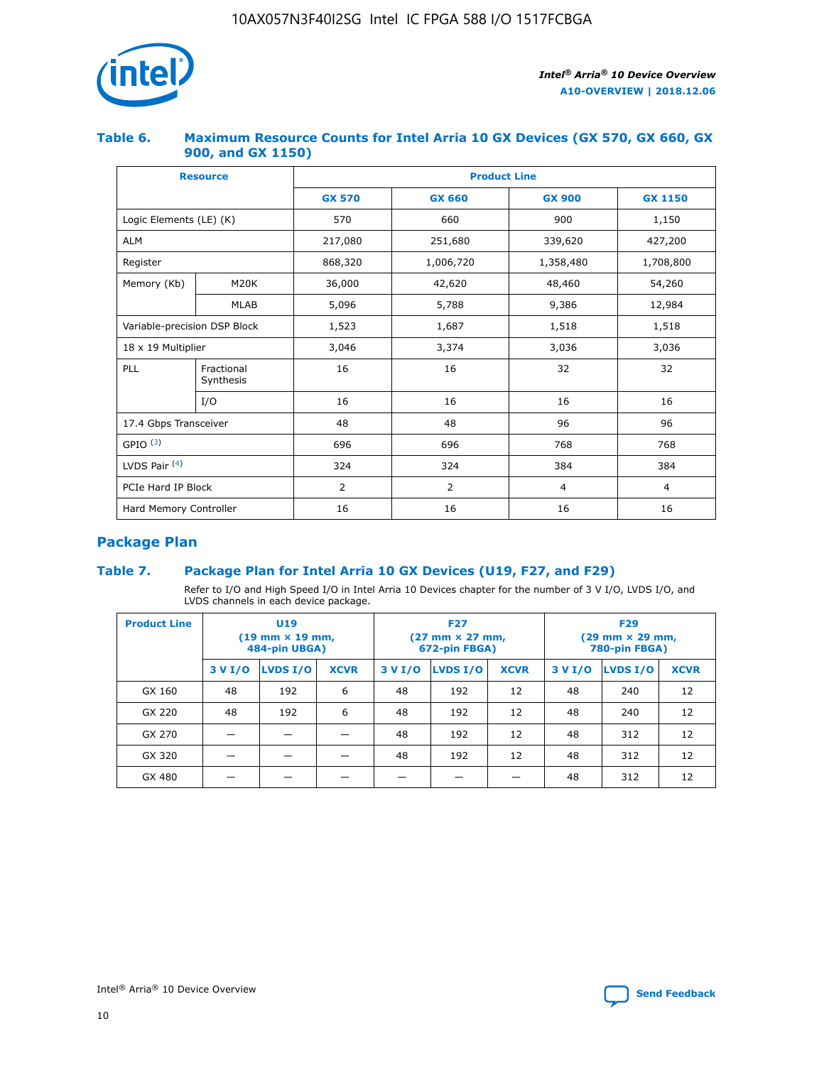## Table 6. Maximum Resource Counts for Intel Arria 10 GX Devices (GX 570, GX 660, GX 900, and GX 1150)

| Resource | | Product Line | | | |
|---|---|---|---|---|---|
| | | GX 570 | GX 660 | GX 900 | GX 1150 |
| Logic Elements (LE) (K) | | 570 | 660 | 900 | 1,150 |
| ALM | | 217,080 | 251,680 | 339,620 | 427,200 |
| Register | | 868,320 | 1,006,720 | 1,358,480 | 1,708,800 |
| Memory (Kb) | M20K | 36,000 | 42,620 | 48,460 | 54,260 |
| | MLAB | 5,096 | 5,788 | 9,386 | 12,984 |
| Variable-precision DSP Block | | 1,523 | 1,687 | 1,518 | 1,518 |
| 18 x 19 Multiplier | | 3,046 | 3,374 | 3,036 | 3,036 |
| PLL | Fractional Synthesis | 16 | 16 | 32 | 32 |
| | I/O | 16 | 16 | 16 | 16 |
| 17.4 Gbps Transceiver | | 48 | 48 | 96 | 96 |
| GPIO [(3)] | | 696 | 696 | 768 | 768 |
| LVDS Pair [(4)] | | 324 | 324 | 384 | 384 |
| PCIe Hard IP Block | | 2 | 2 | 4 | 4 |
| Hard Memory Controller | | 16 | 16 | 16 | 16 |

## Package Plan

## Table 7. Package Plan for Intel Arria 10 GX Devices (U19, F27, and F29)

Refer to I/O and High Speed I/O in Intel Arria 10 Devices chapter for the number of 3 V I/O, LVDS I/O, and LVDS channels in each device package.

| Product Line | U19 (19 mm × 19 mm, 484-pin UBGA) | | | F27 (27 mm × 27 mm, 672-pin FBGA) | | | F29 (29 mm × 29 mm, 780-pin FBGA) | | |
|---|---|---|---|---|---|---|---|---|---|
| | 3 V I/O | LVDS I/O | XCVR | 3 V I/O | LVDS I/O | XCVR | 3 V I/O | LVDS I/O | XCVR |
| GX 160 | 48 | 192 | 6 | 48 | 192 | 12 | 48 | 240 | 12 |
| GX 220 | 48 | 192 | 6 | 48 | 192 | 12 | 48 | 240 | 12 |
| GX 270 | — | — | — | 48 | 192 | 12 | 48 | 312 | 12 |
| GX 320 | — | — | — | 48 | 192 | 12 | 48 | 312 | 12 |
| GX 480 | — | — | — | — | — | — | 48 | 312 | 12 |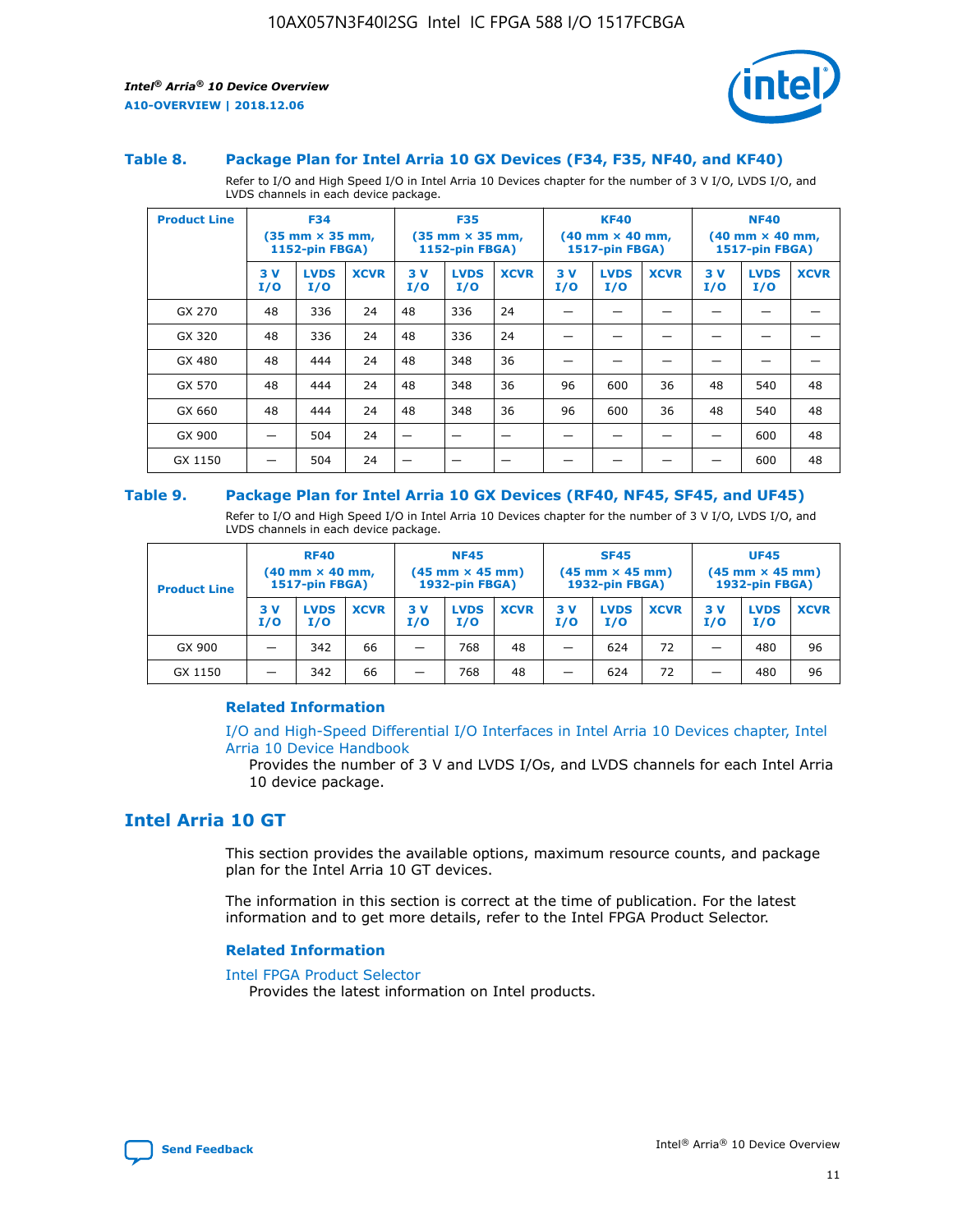### Table 8. Package Plan for Intel Arria 10 GX Devices (F34, F35, NF40, and KF40)

Refer to I/O and High Speed I/O in Intel Arria 10 Devices chapter for the number of 3 V I/O, LVDS I/O, and LVDS channels in each device package.

| Product Line | F34 (35 mm × 35 mm, 1152-pin FBGA) | | | F35 (35 mm × 35 mm, 1152-pin FBGA) | | | KF40 (40 mm × 40 mm, 1517-pin FBGA) | | | NF40 (40 mm × 40 mm, 1517-pin FBGA) | | |
|---|---|---|---|---|---|---|---|---|---|---|---|---|
| | 3 V I/O | LVDS I/O | XCVR | 3 V I/O | LVDS I/O | XCVR | 3 V I/O | LVDS I/O | XCVR | 3 V I/O | LVDS I/O | XCVR |
| GX 270 | 48 | 336 | 24 | 48 | 336 | 24 | — | — | — | — | — | — |
| GX 320 | 48 | 336 | 24 | 48 | 336 | 24 | — | — | — | — | — | — |
| GX 480 | 48 | 444 | 24 | 48 | 348 | 36 | — | — | — | — | — | — |
| GX 570 | 48 | 444 | 24 | 48 | 348 | 36 | 96 | 600 | 36 | 48 | 540 | 48 |
| GX 660 | 48 | 444 | 24 | 48 | 348 | 36 | 96 | 600 | 36 | 48 | 540 | 48 |
| GX 900 | — | 504 | 24 | — | — | — | — | — | — | — | 600 | 48 |
| GX 1150 | — | 504 | 24 | — | — | — | — | — | — | — | 600 | 48 |

### Table 9. Package Plan for Intel Arria 10 GX Devices (RF40, NF45, SF45, and UF45)

Refer to I/O and High Speed I/O in Intel Arria 10 Devices chapter for the number of 3 V I/O, LVDS I/O, and LVDS channels in each device package.

| Product Line | RF40 (40 mm × 40 mm, 1517-pin FBGA) | | | NF45 (45 mm × 45 mm) 1932-pin FBGA) | | | SF45 (45 mm × 45 mm) 1932-pin FBGA) | | | UF45 (45 mm × 45 mm) 1932-pin FBGA) | | |
|---|---|---|---|---|---|---|---|---|---|---|---|---|
| | 3 V I/O | LVDS I/O | XCVR | 3 V I/O | LVDS I/O | XCVR | 3 V I/O | LVDS I/O | XCVR | 3 V I/O | LVDS I/O | XCVR |
| GX 900 | — | 342 | 66 | — | 768 | 48 | — | 624 | 72 | — | 480 | 96 |
| GX 1150 | — | 342 | 66 | — | 768 | 48 | — | 624 | 72 | — | 480 | 96 |

#### Related Information

I/O and High-Speed Differential I/O Interfaces in Intel Arria 10 Devices chapter, Intel Arria 10 Device Handbook

Provides the number of 3 V and LVDS I/Os, and LVDS channels for each Intel Arria 10 device package.

## Intel Arria 10 GT

This section provides the available options, maximum resource counts, and package plan for the Intel Arria 10 GT devices.

The information in this section is correct at the time of publication. For the latest information and to get more details, refer to the Intel FPGA Product Selector.

#### Related Information

Intel FPGA Product Selector

Provides the latest information on Intel products.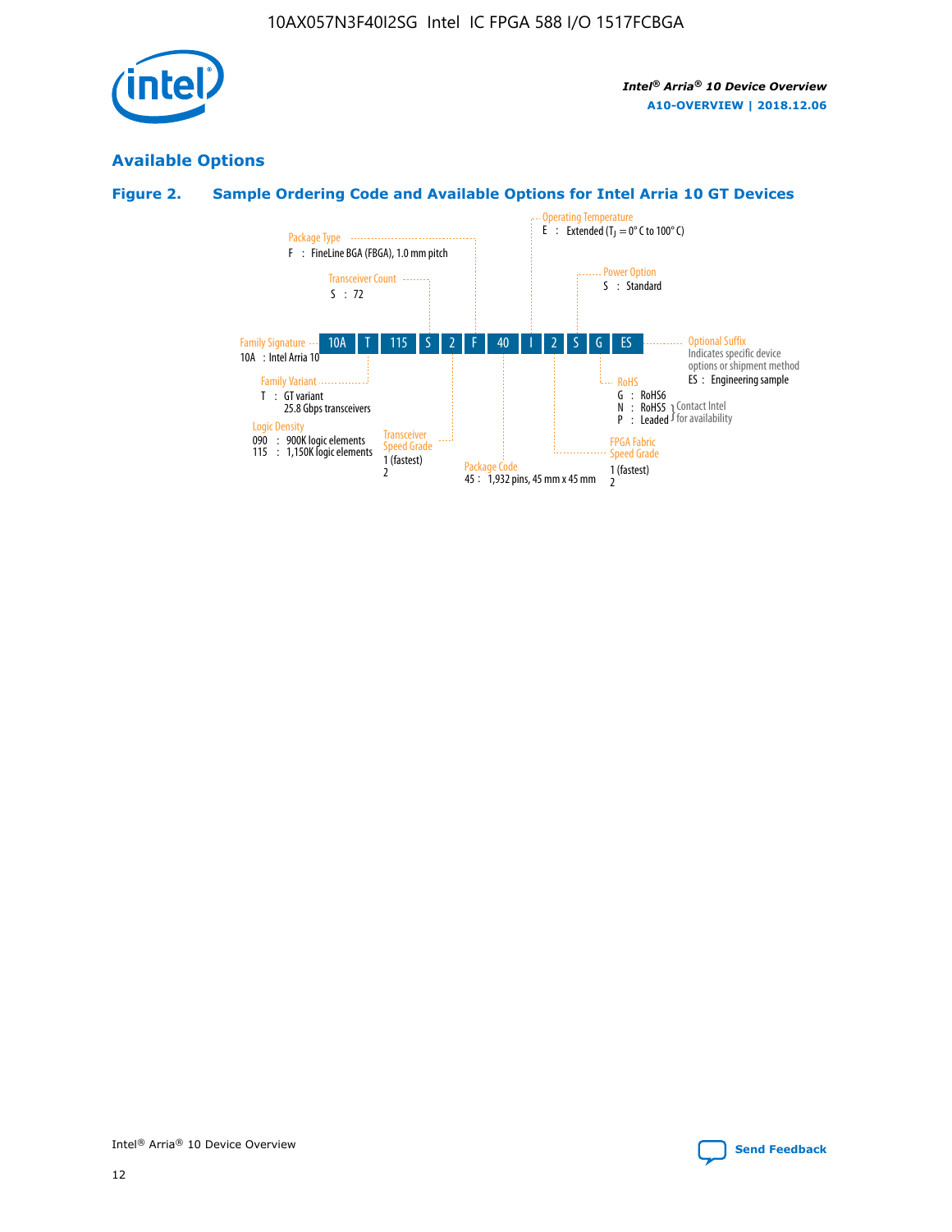## Available Options

### Figure 2. Sample Ordering Code and Available Options for Intel Arria 10 GT Devices

| 10A | T | 115 | S | 2 | F | 40 | I | 2 | S | G | ES |
|---|---|---|---|---|---|---|---|---|---|---|---|

**Family Signature**
10A : Intel Arria 10

**Family Variant**
T : GT variant
25.8 Gbps transceivers

**Logic Density**
090 : 900K logic elements
115 : 1,150K logic elements

**Transceiver Count**
S : 72

**Transceiver Speed Grade**
1 (fastest)
2

**Package Type**
F : FineLine BGA (FBGA), 1.0 mm pitch

**Package Code**
45 : 1,932 pins, 45 mm x 45 mm

**Operating Temperature**
E : Extended ($T_J$ = 0° C to 100° C)

**FPGA Fabric Speed Grade**
1 (fastest)
2

**Power Option**
S : Standard

**RoHS**
G : RoHS6
N : RoHS5 } Contact Intel for availability
P : Leaded } Contact Intel for availability

**Optional Suffix**
Indicates specific device options or shipment method
ES : Engineering sample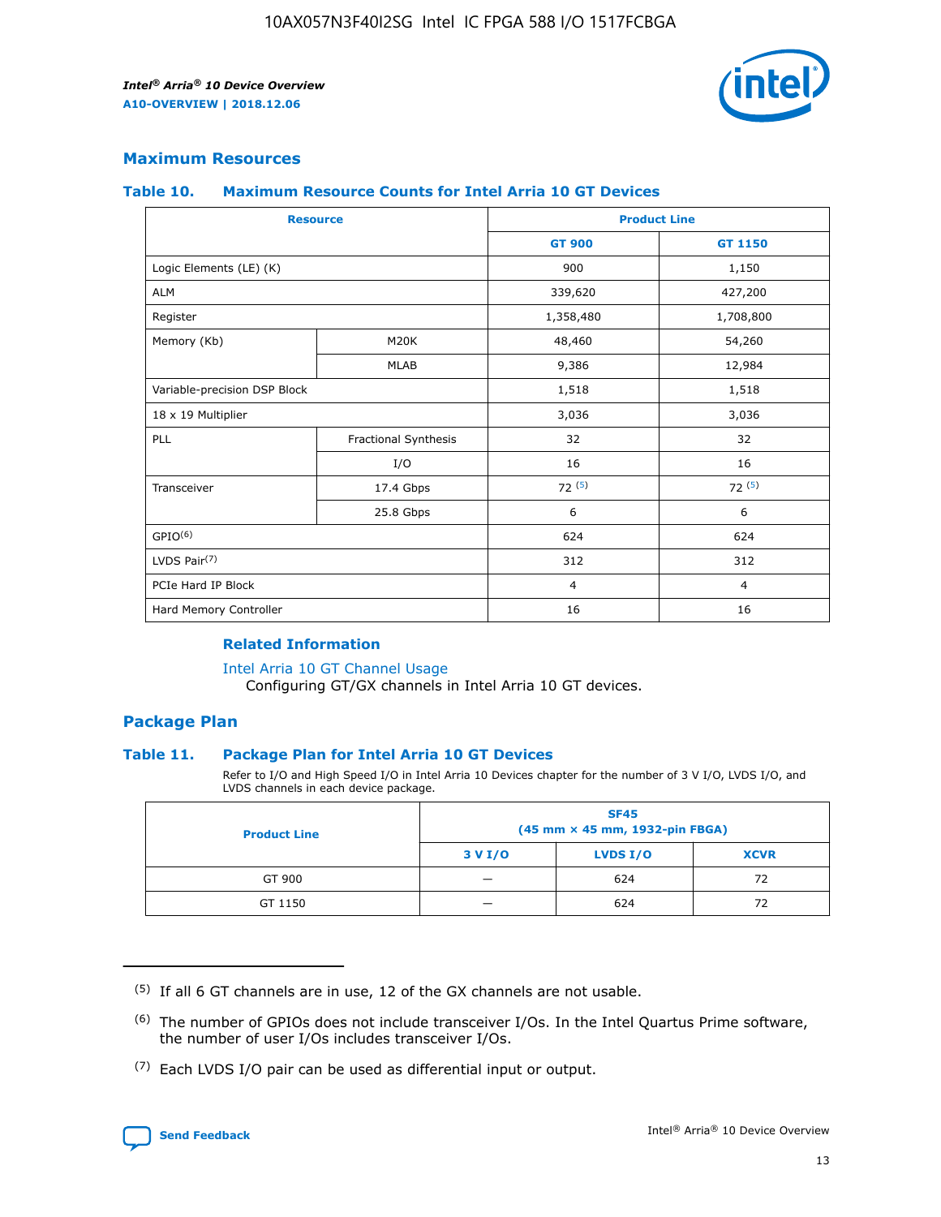## Maximum Resources

### Table 10. Maximum Resource Counts for Intel Arria 10 GT Devices

| Resource | | Product Line | |
|---|---|---|---|
| | | GT 900 | GT 1150 |
| Logic Elements (LE) (K) | | 900 | 1,150 |
| ALM | | 339,620 | 427,200 |
| Register | | 1,358,480 | 1,708,800 |
| Memory (Kb) | M20K | 48,460 | 54,260 |
| | MLAB | 9,386 | 12,984 |
| Variable-precision DSP Block | | 1,518 | 1,518 |
| 18 x 19 Multiplier | | 3,036 | 3,036 |
| PLL | Fractional Synthesis | 32 | 32 |
| | I/O | 16 | 16 |
| Transceiver | 17.4 Gbps | 72 (5) | 72 (5) |
| | 25.8 Gbps | 6 | 6 |
| GPIO(6) | | 624 | 624 |
| LVDS Pair(7) | | 312 | 312 |
| PCIe Hard IP Block | | 4 | 4 |
| Hard Memory Controller | | 16 | 16 |

#### Related Information

Intel Arria 10 GT Channel Usage
Configuring GT/GX channels in Intel Arria 10 GT devices.

## Package Plan

### Table 11. Package Plan for Intel Arria 10 GT Devices

Refer to I/O and High Speed I/O in Intel Arria 10 Devices chapter for the number of 3 V I/O, LVDS I/O, and LVDS channels in each device package.

| Product Line | SF45 (45 mm × 45 mm, 1932-pin FBGA) | | |
|---|---|---|---|
| | 3 V I/O | LVDS I/O | XCVR |
| GT 900 | — | 624 | 72 |
| GT 1150 | — | 624 | 72 |

(5) If all 6 GT channels are in use, 12 of the GX channels are not usable.

(6) The number of GPIOs does not include transceiver I/Os. In the Intel Quartus Prime software, the number of user I/Os includes transceiver I/Os.

(7) Each LVDS I/O pair can be used as differential input or output.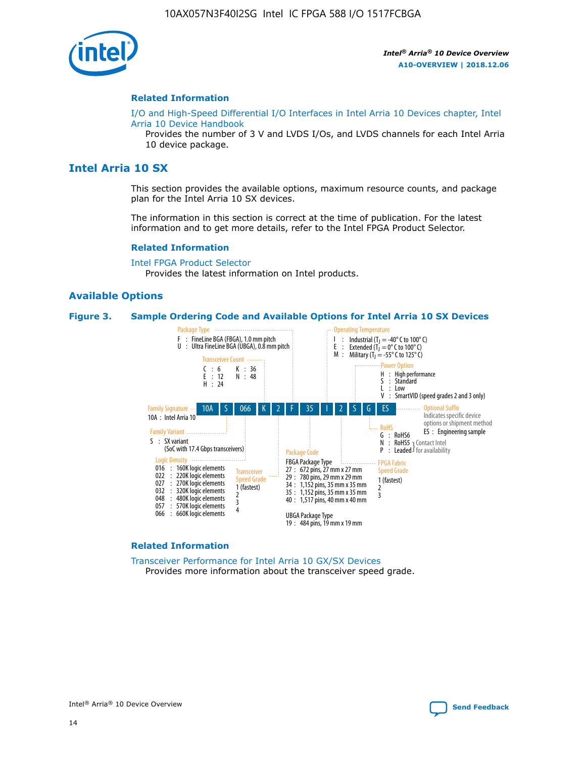## Related Information

I/O and High-Speed Differential I/O Interfaces in Intel Arria 10 Devices chapter, Intel Arria 10 Device Handbook
Provides the number of 3 V and LVDS I/Os, and LVDS channels for each Intel Arria 10 device package.

# Intel Arria 10 SX

This section provides the available options, maximum resource counts, and package plan for the Intel Arria 10 SX devices.

The information in this section is correct at the time of publication. For the latest information and to get more details, refer to the Intel FPGA Product Selector.

## Related Information

Intel FPGA Product Selector
Provides the latest information on Intel products.

## Available Options

### Figure 3. Sample Ordering Code and Available Options for Intel Arria 10 SX Devices

Sample ordering code: 10A S 066 K 2 F 35 I 2 S G ES

- **Family Signature**
  - 10A : Intel Arria 10
- **Family Variant**
  - S : SX variant (SoC with 17.4 Gbps transceivers)
- **Logic Density**
  - 016 : 160K logic elements
  - 022 : 220K logic elements
  - 027 : 270K logic elements
  - 032 : 320K logic elements
  - 048 : 480K logic elements
  - 057 : 570K logic elements
  - 066 : 660K logic elements
- **Transceiver Count**
  - C : 6
  - E : 12
  - H : 24
  - K : 36
  - N : 48
- **Transceiver Speed Grade**
  - 1 (fastest)
  - 2
  - 3
  - 4
- **Package Type**
  - F : FineLine BGA (FBGA), 1.0 mm pitch
  - U : Ultra FineLine BGA (UBGA), 0.8 mm pitch
- **Package Code**
  - FBGA Package Type
    - 27 : 672 pins, 27 mm x 27 mm
    - 29 : 780 pins, 29 mm x 29 mm
    - 34 : 1,152 pins, 35 mm x 35 mm
    - 35 : 1,152 pins, 35 mm x 35 mm
    - 40 : 1,517 pins, 40 mm x 40 mm
  - UBGA Package Type
    - 19 : 484 pins, 19 mm x 19 mm
- **Operating Temperature**
  - I : Industrial ($T_J$ = -40° C to 100° C)
  - E : Extended ($T_J$ = 0° C to 100° C)
  - M : Military ($T_J$ = -55° C to 125° C)
- **FPGA Fabric Speed Grade**
  - 1 (fastest)
  - 2
  - 3
- **Power Option**
  - H : High performance
  - S : Standard
  - L : Low
  - V : SmartVID (speed grades 2 and 3 only)
- **RoHS**
  - G : RoHS6
  - N : RoHS5 (Contact Intel for availability)
  - P : Leaded (Contact Intel for availability)
- **Optional Suffix**
  - Indicates specific device options or shipment method
  - ES : Engineering sample

## Related Information

Transceiver Performance for Intel Arria 10 GX/SX Devices
Provides more information about the transceiver speed grade.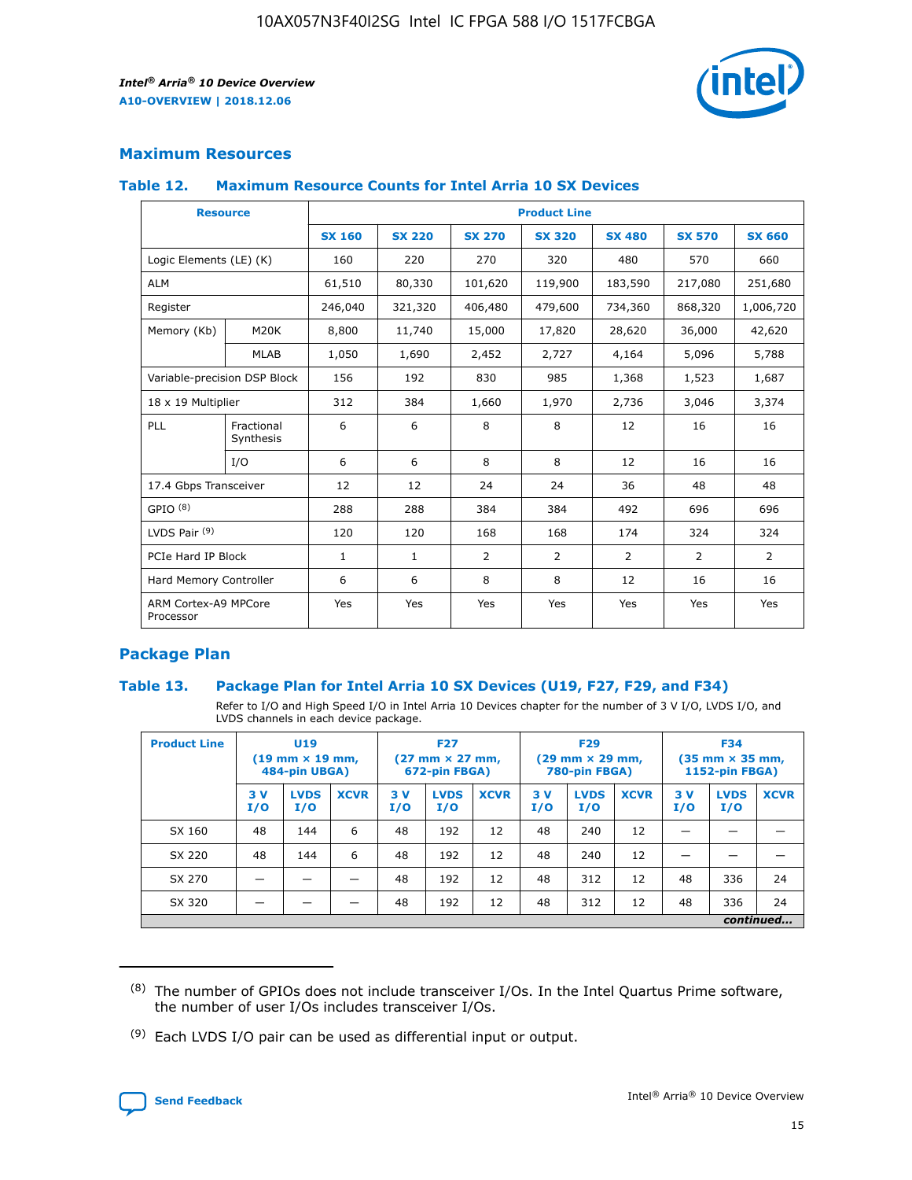## Maximum Resources

### Table 12. Maximum Resource Counts for Intel Arria 10 SX Devices

| Resource | | Product Line | | | | | | |
|---|---|---|---|---|---|---|---|---|
| | | SX 160 | SX 220 | SX 270 | SX 320 | SX 480 | SX 570 | SX 660 |
| Logic Elements (LE) (K) | | 160 | 220 | 270 | 320 | 480 | 570 | 660 |
| ALM | | 61,510 | 80,330 | 101,620 | 119,900 | 183,590 | 217,080 | 251,680 |
| Register | | 246,040 | 321,320 | 406,480 | 479,600 | 734,360 | 868,320 | 1,006,720 |
| Memory (Kb) | M20K | 8,800 | 11,740 | 15,000 | 17,820 | 28,620 | 36,000 | 42,620 |
| | MLAB | 1,050 | 1,690 | 2,452 | 2,727 | 4,164 | 5,096 | 5,788 |
| Variable-precision DSP Block | | 156 | 192 | 830 | 985 | 1,368 | 1,523 | 1,687 |
| 18 x 19 Multiplier | | 312 | 384 | 1,660 | 1,970 | 2,736 | 3,046 | 3,374 |
| PLL | Fractional Synthesis | 6 | 6 | 8 | 8 | 12 | 16 | 16 |
| | I/O | 6 | 6 | 8 | 8 | 12 | 16 | 16 |
| 17.4 Gbps Transceiver | | 12 | 12 | 24 | 24 | 36 | 48 | 48 |
| GPIO [8] | | 288 | 288 | 384 | 384 | 492 | 696 | 696 |
| LVDS Pair [9] | | 120 | 120 | 168 | 168 | 174 | 324 | 324 |
| PCIe Hard IP Block | | 1 | 1 | 2 | 2 | 2 | 2 | 2 |
| Hard Memory Controller | | 6 | 6 | 8 | 8 | 12 | 16 | 16 |
| ARM Cortex-A9 MPCore Processor | | Yes | Yes | Yes | Yes | Yes | Yes | Yes |

## Package Plan

### Table 13. Package Plan for Intel Arria 10 SX Devices (U19, F27, F29, and F34)

Refer to I/O and High Speed I/O in Intel Arria 10 Devices chapter for the number of 3 V I/O, LVDS I/O, and LVDS channels in each device package.

| Product Line | U19 (19 mm × 19 mm, 484-pin UBGA) | | | F27 (27 mm × 27 mm, 672-pin FBGA) | | | F29 (29 mm × 29 mm, 780-pin FBGA) | | | F34 (35 mm × 35 mm, 1152-pin FBGA) | | |
|---|---|---|---|---|---|---|---|---|---|---|---|---|
| | 3 V I/O | LVDS I/O | XCVR | 3 V I/O | LVDS I/O | XCVR | 3 V I/O | LVDS I/O | XCVR | 3 V I/O | LVDS I/O | XCVR |
| SX 160 | 48 | 144 | 6 | 48 | 192 | 12 | 48 | 240 | 12 | — | — | — |
| SX 220 | 48 | 144 | 6 | 48 | 192 | 12 | 48 | 240 | 12 | — | — | — |
| SX 270 | — | — | — | 48 | 192 | 12 | 48 | 312 | 12 | 48 | 336 | 24 |
| SX 320 | — | — | — | 48 | 192 | 12 | 48 | 312 | 12 | 48 | 336 | 24 |

*continued...*

(8) The number of GPIOs does not include transceiver I/Os. In the Intel Quartus Prime software, the number of user I/Os includes transceiver I/Os.

(9) Each LVDS I/O pair can be used as differential input or output.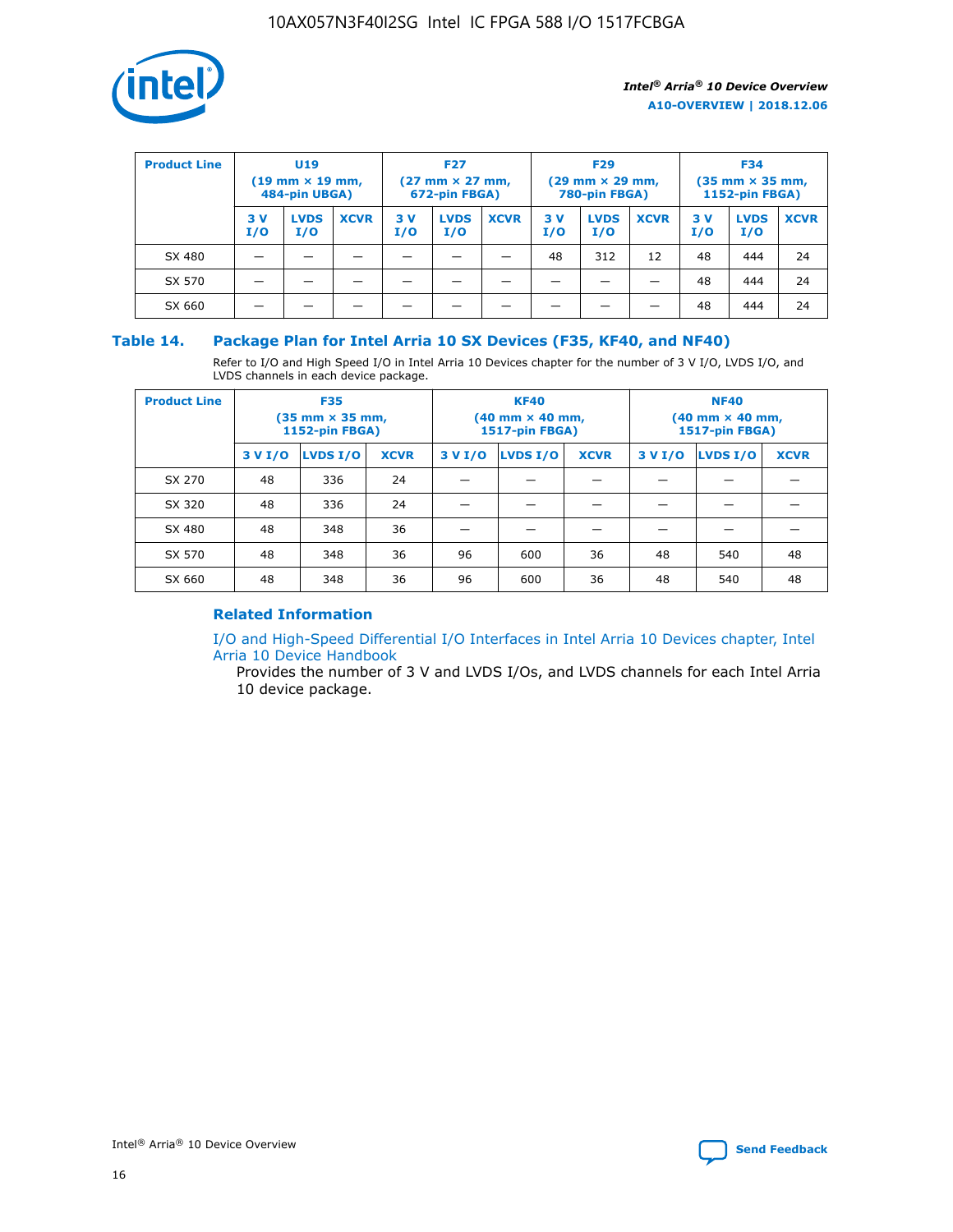| Product Line | U19 (19 mm × 19 mm, 484-pin UBGA) | | | F27 (27 mm × 27 mm, 672-pin FBGA) | | | F29 (29 mm × 29 mm, 780-pin FBGA) | | | F34 (35 mm × 35 mm, 1152-pin FBGA) | | |
|---|---|---|---|---|---|---|---|---|---|---|---|---|
| | 3 V I/O | LVDS I/O | XCVR | 3 V I/O | LVDS I/O | XCVR | 3 V I/O | LVDS I/O | XCVR | 3 V I/O | LVDS I/O | XCVR |
| SX 480 | — | — | — | — | — | — | 48 | 312 | 12 | 48 | 444 | 24 |
| SX 570 | — | — | — | — | — | — | — | — | — | 48 | 444 | 24 |
| SX 660 | — | — | — | — | — | — | — | — | — | 48 | 444 | 24 |

### Table 14. Package Plan for Intel Arria 10 SX Devices (F35, KF40, and NF40)

Refer to I/O and High Speed I/O in Intel Arria 10 Devices chapter for the number of 3 V I/O, LVDS I/O, and LVDS channels in each device package.

| Product Line | F35 (35 mm × 35 mm, 1152-pin FBGA) | | | KF40 (40 mm × 40 mm, 1517-pin FBGA) | | | NF40 (40 mm × 40 mm, 1517-pin FBGA) | | |
|---|---|---|---|---|---|---|---|---|---|
| | 3 V I/O | LVDS I/O | XCVR | 3 V I/O | LVDS I/O | XCVR | 3 V I/O | LVDS I/O | XCVR |
| SX 270 | 48 | 336 | 24 | — | — | — | — | — | — |
| SX 320 | 48 | 336 | 24 | — | — | — | — | — | — |
| SX 480 | 48 | 348 | 36 | — | — | — | — | — | — |
| SX 570 | 48 | 348 | 36 | 96 | 600 | 36 | 48 | 540 | 48 |
| SX 660 | 48 | 348 | 36 | 96 | 600 | 36 | 48 | 540 | 48 |

#### Related Information

I/O and High-Speed Differential I/O Interfaces in Intel Arria 10 Devices chapter, Intel Arria 10 Device Handbook

Provides the number of 3 V and LVDS I/Os, and LVDS channels for each Intel Arria 10 device package.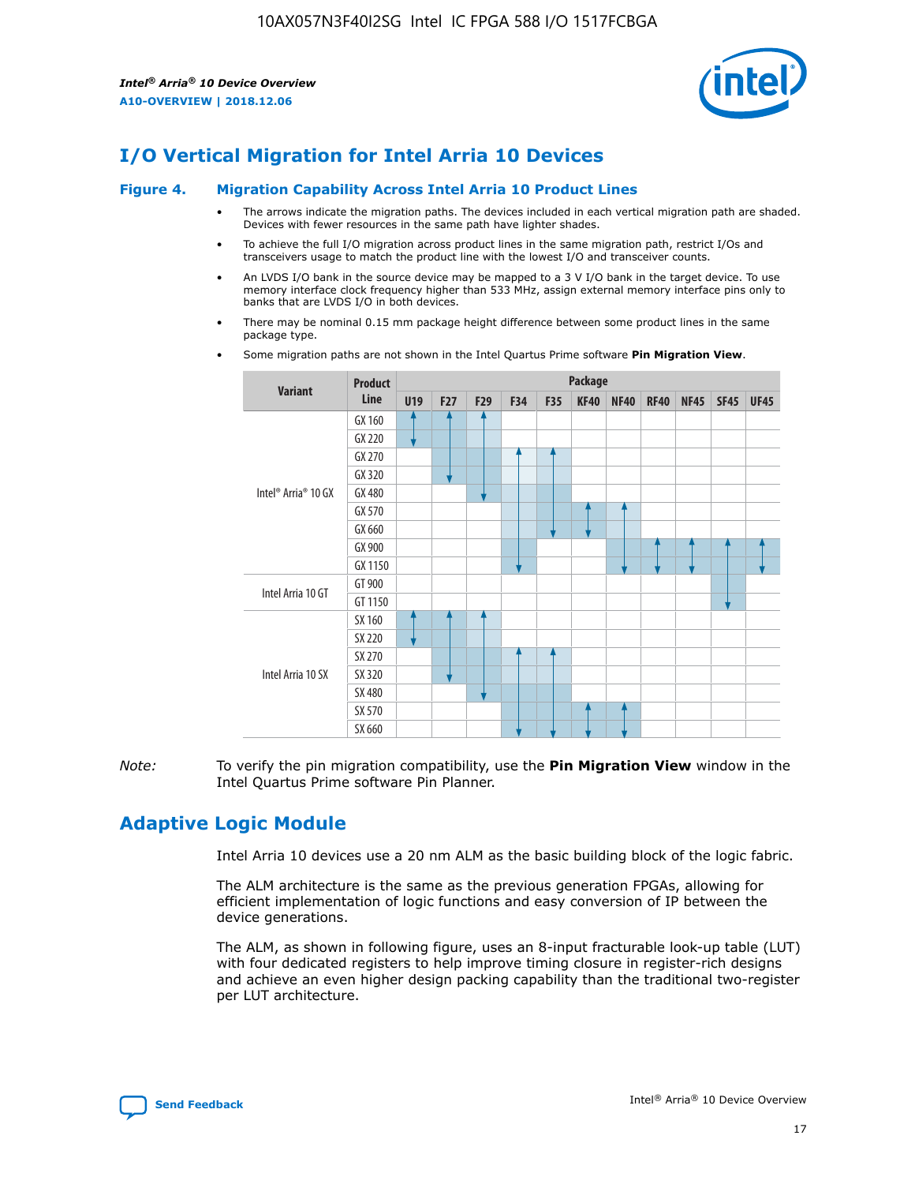# I/O Vertical Migration for Intel Arria 10 Devices

## Figure 4. Migration Capability Across Intel Arria 10 Product Lines

- The arrows indicate the migration paths. The devices included in each vertical migration path are shaded. Devices with fewer resources in the same path have lighter shades.
- To achieve the full I/O migration across product lines in the same migration path, restrict I/Os and transceivers usage to match the product line with the lowest I/O and transceiver counts.
- An LVDS I/O bank in the source device may be mapped to a 3 V I/O bank in the target device. To use memory interface clock frequency higher than 533 MHz, assign external memory interface pins only to banks that are LVDS I/O in both devices.
- There may be nominal 0.15 mm package height difference between some product lines in the same package type.
- Some migration paths are not shown in the Intel Quartus Prime software **Pin Migration View**.

| Variant | Product Line | Package | | | | | | | | | | |
|---|---|---|---|---|---|---|---|---|---|---|---|---|
| | | U19 | F27 | F29 | F34 | F35 | KF40 | NF40 | RF40 | NF45 | SF45 | UF45 |
| Intel® Arria® 10 GX | GX 160 | | | | | | | | | | | |
| | GX 220 | | | | | | | | | | | |
| | GX 270 | | | | | | | | | | | |
| | GX 320 | | | | | | | | | | | |
| | GX 480 | | | | | | | | | | | |
| | GX 570 | | | | | | | | | | | |
| | GX 660 | | | | | | | | | | | |
| | GX 900 | | | | | | | | | | | |
| | GX 1150 | | | | | | | | | | | |
| Intel Arria 10 GT | GT 900 | | | | | | | | | | | |
| | GT 1150 | | | | | | | | | | | |
| Intel Arria 10 SX | SX 160 | | | | | | | | | | | |
| | SX 220 | | | | | | | | | | | |
| | SX 270 | | | | | | | | | | | |
| | SX 320 | | | | | | | | | | | |
| | SX 480 | | | | | | | | | | | |
| | SX 570 | | | | | | | | | | | |
| | SX 660 | | | | | | | | | | | |

*Note:* To verify the pin migration compatibility, use the **Pin Migration View** window in the Intel Quartus Prime software Pin Planner.

# Adaptive Logic Module

Intel Arria 10 devices use a 20 nm ALM as the basic building block of the logic fabric.

The ALM architecture is the same as the previous generation FPGAs, allowing for efficient implementation of logic functions and easy conversion of IP between the device generations.

The ALM, as shown in following figure, uses an 8-input fracturable look-up table (LUT) with four dedicated registers to help improve timing closure in register-rich designs and achieve an even higher design packing capability than the traditional two-register per LUT architecture.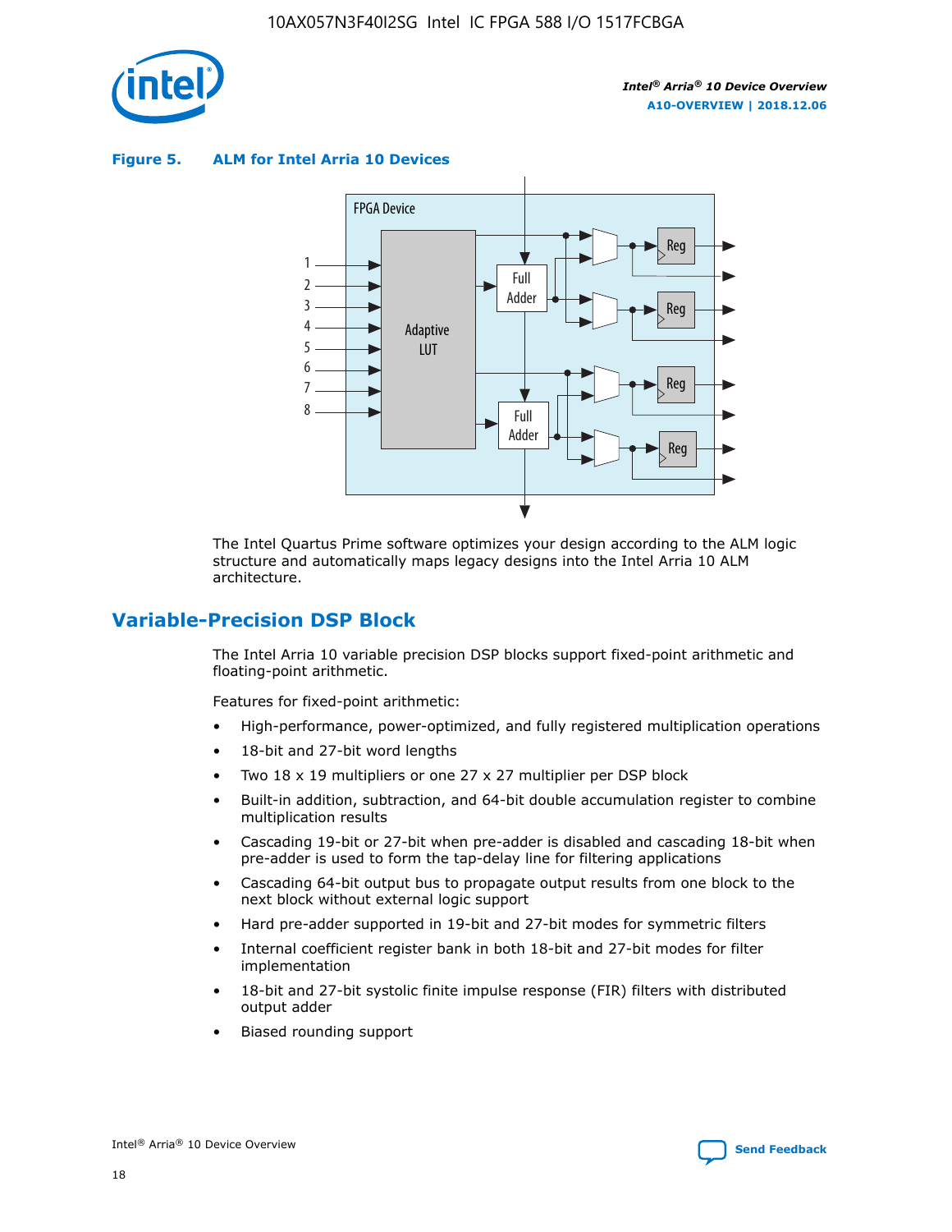**Figure 5. ALM for Intel Arria 10 Devices**

The Intel Quartus Prime software optimizes your design according to the ALM logic structure and automatically maps legacy designs into the Intel Arria 10 ALM architecture.

## Variable-Precision DSP Block

The Intel Arria 10 variable precision DSP blocks support fixed-point arithmetic and floating-point arithmetic.

Features for fixed-point arithmetic:

- High-performance, power-optimized, and fully registered multiplication operations
- 18-bit and 27-bit word lengths
- Two 18 x 19 multipliers or one 27 x 27 multiplier per DSP block
- Built-in addition, subtraction, and 64-bit double accumulation register to combine multiplication results
- Cascading 19-bit or 27-bit when pre-adder is disabled and cascading 18-bit when pre-adder is used to form the tap-delay line for filtering applications
- Cascading 64-bit output bus to propagate output results from one block to the next block without external logic support
- Hard pre-adder supported in 19-bit and 27-bit modes for symmetric filters
- Internal coefficient register bank in both 18-bit and 27-bit modes for filter implementation
- 18-bit and 27-bit systolic finite impulse response (FIR) filters with distributed output adder
- Biased rounding support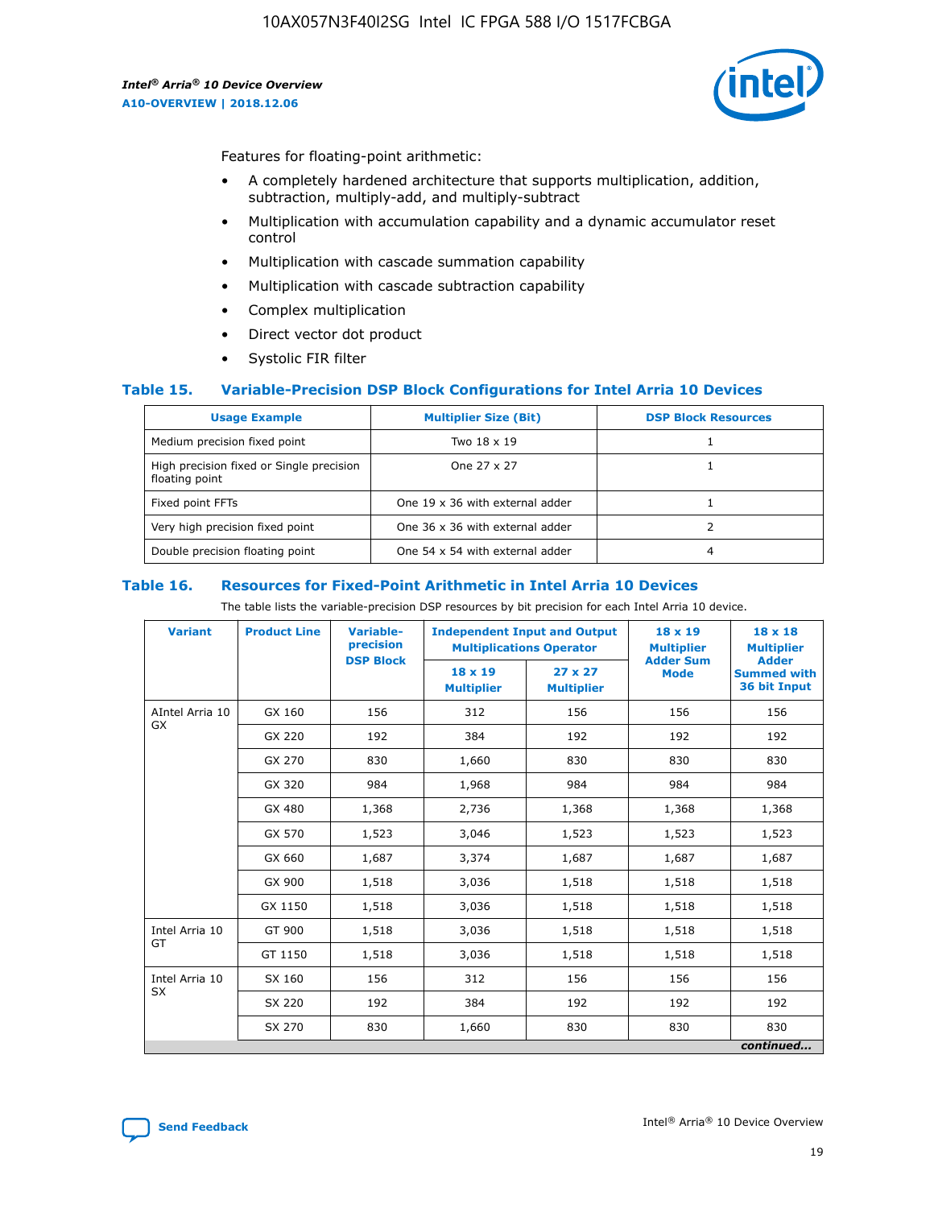Features for floating-point arithmetic:

- A completely hardened architecture that supports multiplication, addition, subtraction, multiply-add, and multiply-subtract
- Multiplication with accumulation capability and a dynamic accumulator reset control
- Multiplication with cascade summation capability
- Multiplication with cascade subtraction capability
- Complex multiplication
- Direct vector dot product
- Systolic FIR filter

### Table 15. Variable-Precision DSP Block Configurations for Intel Arria 10 Devices

| Usage Example | Multiplier Size (Bit) | DSP Block Resources |
|---|---|---|
| Medium precision fixed point | Two 18 x 19 | 1 |
| High precision fixed or Single precision floating point | One 27 x 27 | 1 |
| Fixed point FFTs | One 19 x 36 with external adder | 1 |
| Very high precision fixed point | One 36 x 36 with external adder | 2 |
| Double precision floating point | One 54 x 54 with external adder | 4 |

### Table 16. Resources for Fixed-Point Arithmetic in Intel Arria 10 Devices

The table lists the variable-precision DSP resources by bit precision for each Intel Arria 10 device.

| Variant | Product Line | Variable-precision DSP Block | Independent Input and Output Multiplications Operator | | 18 x 19 Multiplier Adder Sum Mode | 18 x 18 Multiplier Adder Summed with 36 bit Input |
|---|---|---|---|---|---|---|
| | | | 18 x 19 Multiplier | 27 x 27 Multiplier | | |
| AIntel Arria 10 GX | GX 160 | 156 | 312 | 156 | 156 | 156 |
| | GX 220 | 192 | 384 | 192 | 192 | 192 |
| | GX 270 | 830 | 1,660 | 830 | 830 | 830 |
| | GX 320 | 984 | 1,968 | 984 | 984 | 984 |
| | GX 480 | 1,368 | 2,736 | 1,368 | 1,368 | 1,368 |
| | GX 570 | 1,523 | 3,046 | 1,523 | 1,523 | 1,523 |
| | GX 660 | 1,687 | 3,374 | 1,687 | 1,687 | 1,687 |
| | GX 900 | 1,518 | 3,036 | 1,518 | 1,518 | 1,518 |
| | GX 1150 | 1,518 | 3,036 | 1,518 | 1,518 | 1,518 |
| Intel Arria 10 GT | GT 900 | 1,518 | 3,036 | 1,518 | 1,518 | 1,518 |
| | GT 1150 | 1,518 | 3,036 | 1,518 | 1,518 | 1,518 |
| Intel Arria 10 SX | SX 160 | 156 | 312 | 156 | 156 | 156 |
| | SX 220 | 192 | 384 | 192 | 192 | 192 |
| | SX 270 | 830 | 1,660 | 830 | 830 | 830 |

*continued...*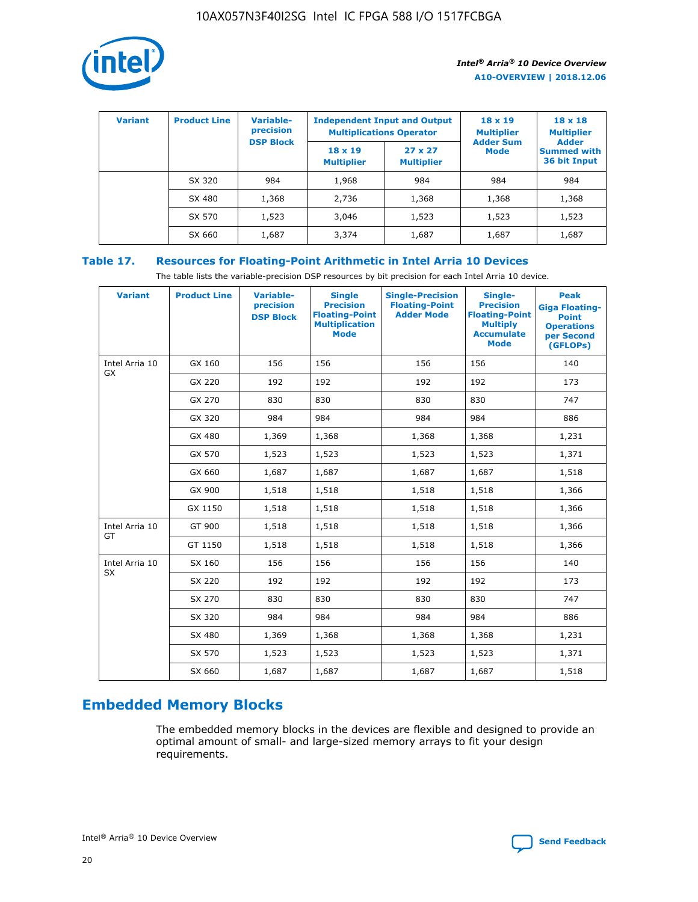| Variant | Product Line | Variable-precision DSP Block | Independent Input and Output Multiplications Operator | | 18 x 19 Multiplier Adder Sum Mode | 18 x 18 Multiplier Adder Summed with 36 bit Input |
|---|---|---|---|---|---|---|
| | | | 18 x 19 Multiplier | 27 x 27 Multiplier | | |
| | SX 320 | 984 | 1,968 | 984 | 984 | 984 |
| | SX 480 | 1,368 | 2,736 | 1,368 | 1,368 | 1,368 |
| | SX 570 | 1,523 | 3,046 | 1,523 | 1,523 | 1,523 |
| | SX 660 | 1,687 | 3,374 | 1,687 | 1,687 | 1,687 |

**Table 17. Resources for Floating-Point Arithmetic in Intel Arria 10 Devices**

The table lists the variable-precision DSP resources by bit precision for each Intel Arria 10 device.

| Variant | Product Line | Variable-precision DSP Block | Single Precision Floating-Point Multiplication Mode | Single-Precision Floating-Point Adder Mode | Single-Precision Floating-Point Multiply Accumulate Mode | Peak Giga Floating-Point Operations per Second (GFLOPs) |
|---|---|---|---|---|---|---|
| Intel Arria 10 GX | GX 160 | 156 | 156 | 156 | 156 | 140 |
| | GX 220 | 192 | 192 | 192 | 192 | 173 |
| | GX 270 | 830 | 830 | 830 | 830 | 747 |
| | GX 320 | 984 | 984 | 984 | 984 | 886 |
| | GX 480 | 1,369 | 1,368 | 1,368 | 1,368 | 1,231 |
| | GX 570 | 1,523 | 1,523 | 1,523 | 1,523 | 1,371 |
| | GX 660 | 1,687 | 1,687 | 1,687 | 1,687 | 1,518 |
| | GX 900 | 1,518 | 1,518 | 1,518 | 1,518 | 1,366 |
| | GX 1150 | 1,518 | 1,518 | 1,518 | 1,518 | 1,366 |
| Intel Arria 10 GT | GT 900 | 1,518 | 1,518 | 1,518 | 1,518 | 1,366 |
| | GT 1150 | 1,518 | 1,518 | 1,518 | 1,518 | 1,366 |
| Intel Arria 10 SX | SX 160 | 156 | 156 | 156 | 156 | 140 |
| | SX 220 | 192 | 192 | 192 | 192 | 173 |
| | SX 270 | 830 | 830 | 830 | 830 | 747 |
| | SX 320 | 984 | 984 | 984 | 984 | 886 |
| | SX 480 | 1,369 | 1,368 | 1,368 | 1,368 | 1,231 |
| | SX 570 | 1,523 | 1,523 | 1,523 | 1,523 | 1,371 |
| | SX 660 | 1,687 | 1,687 | 1,687 | 1,687 | 1,518 |

## Embedded Memory Blocks

The embedded memory blocks in the devices are flexible and designed to provide an optimal amount of small- and large-sized memory arrays to fit your design requirements.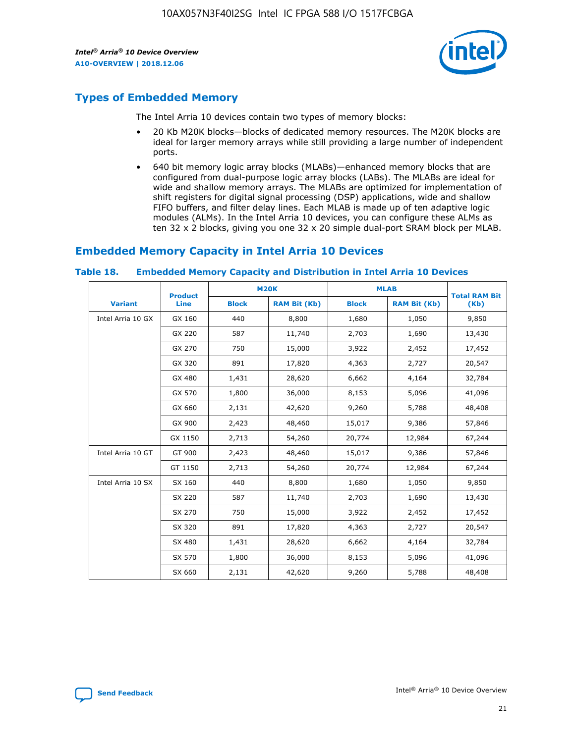## Types of Embedded Memory

The Intel Arria 10 devices contain two types of memory blocks:

- 20 Kb M20K blocks—blocks of dedicated memory resources. The M20K blocks are ideal for larger memory arrays while still providing a large number of independent ports.
- 640 bit memory logic array blocks (MLABs)—enhanced memory blocks that are configured from dual-purpose logic array blocks (LABs). The MLABs are ideal for wide and shallow memory arrays. The MLABs are optimized for implementation of shift registers for digital signal processing (DSP) applications, wide and shallow FIFO buffers, and filter delay lines. Each MLAB is made up of ten adaptive logic modules (ALMs). In the Intel Arria 10 devices, you can configure these ALMs as ten 32 x 2 blocks, giving you one 32 x 20 simple dual-port SRAM block per MLAB.

## Embedded Memory Capacity in Intel Arria 10 Devices

### Table 18. Embedded Memory Capacity and Distribution in Intel Arria 10 Devices

| Variant | Product Line | M20K | | MLAB | | Total RAM Bit (Kb) |
|---|---|---|---|---|---|---|
| | | Block | RAM Bit (Kb) | Block | RAM Bit (Kb) | |
| Intel Arria 10 GX | GX 160 | 440 | 8,800 | 1,680 | 1,050 | 9,850 |
| | GX 220 | 587 | 11,740 | 2,703 | 1,690 | 13,430 |
| | GX 270 | 750 | 15,000 | 3,922 | 2,452 | 17,452 |
| | GX 320 | 891 | 17,820 | 4,363 | 2,727 | 20,547 |
| | GX 480 | 1,431 | 28,620 | 6,662 | 4,164 | 32,784 |
| | GX 570 | 1,800 | 36,000 | 8,153 | 5,096 | 41,096 |
| | GX 660 | 2,131 | 42,620 | 9,260 | 5,788 | 48,408 |
| | GX 900 | 2,423 | 48,460 | 15,017 | 9,386 | 57,846 |
| | GX 1150 | 2,713 | 54,260 | 20,774 | 12,984 | 67,244 |
| Intel Arria 10 GT | GT 900 | 2,423 | 48,460 | 15,017 | 9,386 | 57,846 |
| | GT 1150 | 2,713 | 54,260 | 20,774 | 12,984 | 67,244 |
| Intel Arria 10 SX | SX 160 | 440 | 8,800 | 1,680 | 1,050 | 9,850 |
| | SX 220 | 587 | 11,740 | 2,703 | 1,690 | 13,430 |
| | SX 270 | 750 | 15,000 | 3,922 | 2,452 | 17,452 |
| | SX 320 | 891 | 17,820 | 4,363 | 2,727 | 20,547 |
| | SX 480 | 1,431 | 28,620 | 6,662 | 4,164 | 32,784 |
| | SX 570 | 1,800 | 36,000 | 8,153 | 5,096 | 41,096 |
| | SX 660 | 2,131 | 42,620 | 9,260 | 5,788 | 48,408 |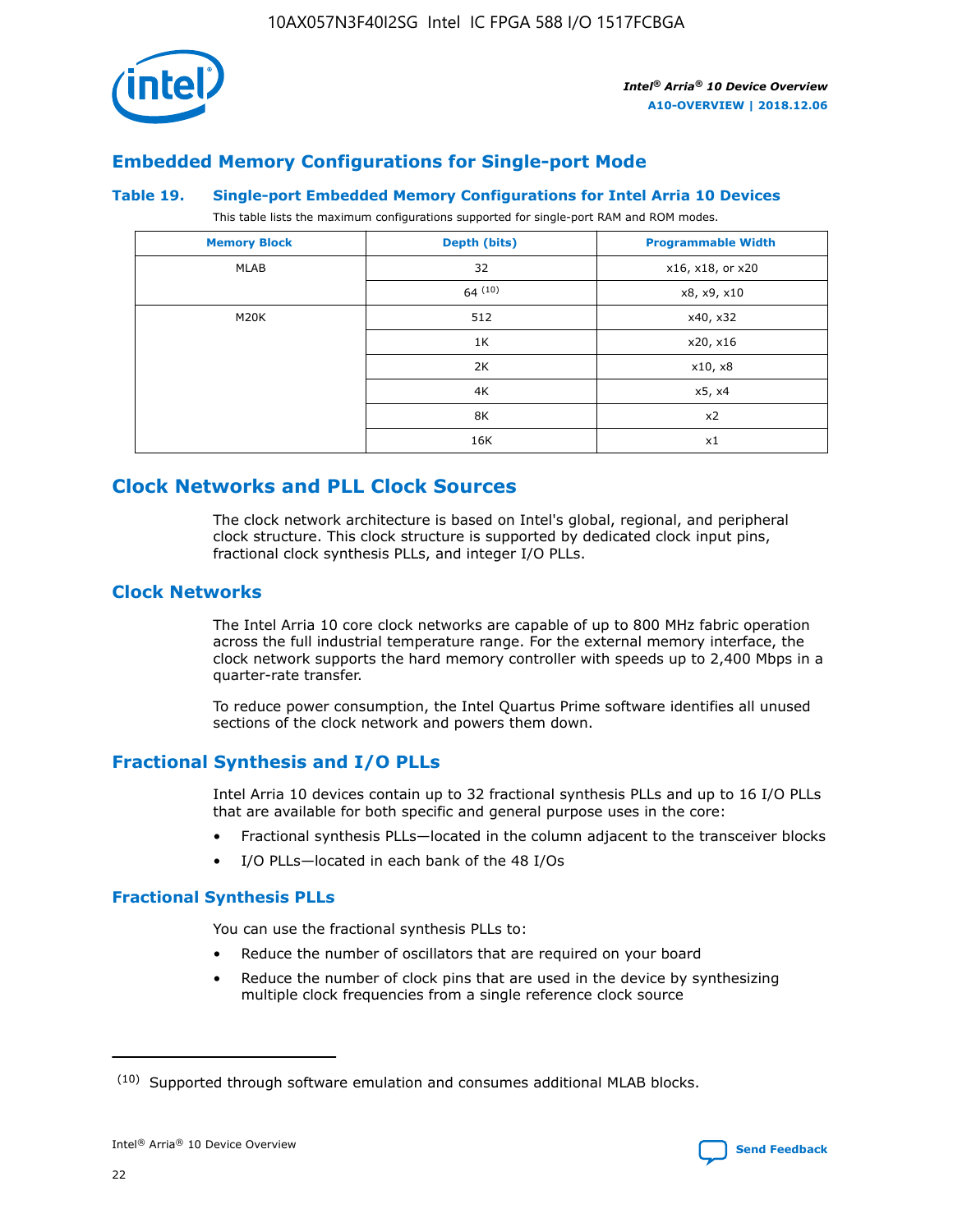## Embedded Memory Configurations for Single-port Mode

### Table 19. Single-port Embedded Memory Configurations for Intel Arria 10 Devices

This table lists the maximum configurations supported for single-port RAM and ROM modes.

| Memory Block | Depth (bits) | Programmable Width |
|---|---|---|
| MLAB | 32 | x16, x18, or x20 |
| | 64 (10) | x8, x9, x10 |
| M20K | 512 | x40, x32 |
| | 1K | x20, x16 |
| | 2K | x10, x8 |
| | 4K | x5, x4 |
| | 8K | x2 |
| | 16K | x1 |

## Clock Networks and PLL Clock Sources

The clock network architecture is based on Intel's global, regional, and peripheral clock structure. This clock structure is supported by dedicated clock input pins, fractional clock synthesis PLLs, and integer I/O PLLs.

## Clock Networks

The Intel Arria 10 core clock networks are capable of up to 800 MHz fabric operation across the full industrial temperature range. For the external memory interface, the clock network supports the hard memory controller with speeds up to 2,400 Mbps in a quarter-rate transfer.

To reduce power consumption, the Intel Quartus Prime software identifies all unused sections of the clock network and powers them down.

## Fractional Synthesis and I/O PLLs

Intel Arria 10 devices contain up to 32 fractional synthesis PLLs and up to 16 I/O PLLs that are available for both specific and general purpose uses in the core:

- Fractional synthesis PLLs—located in the column adjacent to the transceiver blocks
- I/O PLLs—located in each bank of the 48 I/Os

### Fractional Synthesis PLLs

You can use the fractional synthesis PLLs to:

- Reduce the number of oscillators that are required on your board
- Reduce the number of clock pins that are used in the device by synthesizing multiple clock frequencies from a single reference clock source

(10) Supported through software emulation and consumes additional MLAB blocks.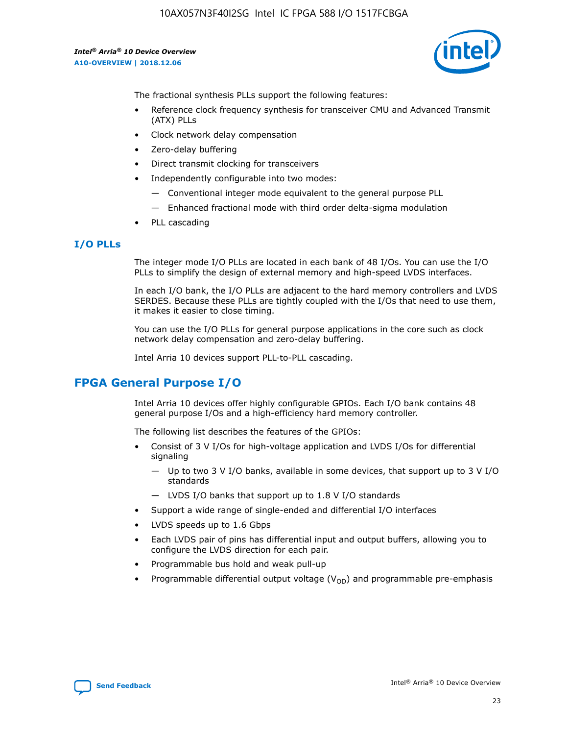The fractional synthesis PLLs support the following features:

- Reference clock frequency synthesis for transceiver CMU and Advanced Transmit (ATX) PLLs
- Clock network delay compensation
- Zero-delay buffering
- Direct transmit clocking for transceivers
- Independently configurable into two modes:
  - — Conventional integer mode equivalent to the general purpose PLL
  - — Enhanced fractional mode with third order delta-sigma modulation
- PLL cascading

### I/O PLLs

The integer mode I/O PLLs are located in each bank of 48 I/Os. You can use the I/O PLLs to simplify the design of external memory and high-speed LVDS interfaces.

In each I/O bank, the I/O PLLs are adjacent to the hard memory controllers and LVDS SERDES. Because these PLLs are tightly coupled with the I/Os that need to use them, it makes it easier to close timing.

You can use the I/O PLLs for general purpose applications in the core such as clock network delay compensation and zero-delay buffering.

Intel Arria 10 devices support PLL-to-PLL cascading.

## FPGA General Purpose I/O

Intel Arria 10 devices offer highly configurable GPIOs. Each I/O bank contains 48 general purpose I/Os and a high-efficiency hard memory controller.

The following list describes the features of the GPIOs:

- Consist of 3 V I/Os for high-voltage application and LVDS I/Os for differential signaling
  - — Up to two 3 V I/O banks, available in some devices, that support up to 3 V I/O standards
  - — LVDS I/O banks that support up to 1.8 V I/O standards
- Support a wide range of single-ended and differential I/O interfaces
- LVDS speeds up to 1.6 Gbps
- Each LVDS pair of pins has differential input and output buffers, allowing you to configure the LVDS direction for each pair.
- Programmable bus hold and weak pull-up
- Programmable differential output voltage ($V_{OD}$) and programmable pre-emphasis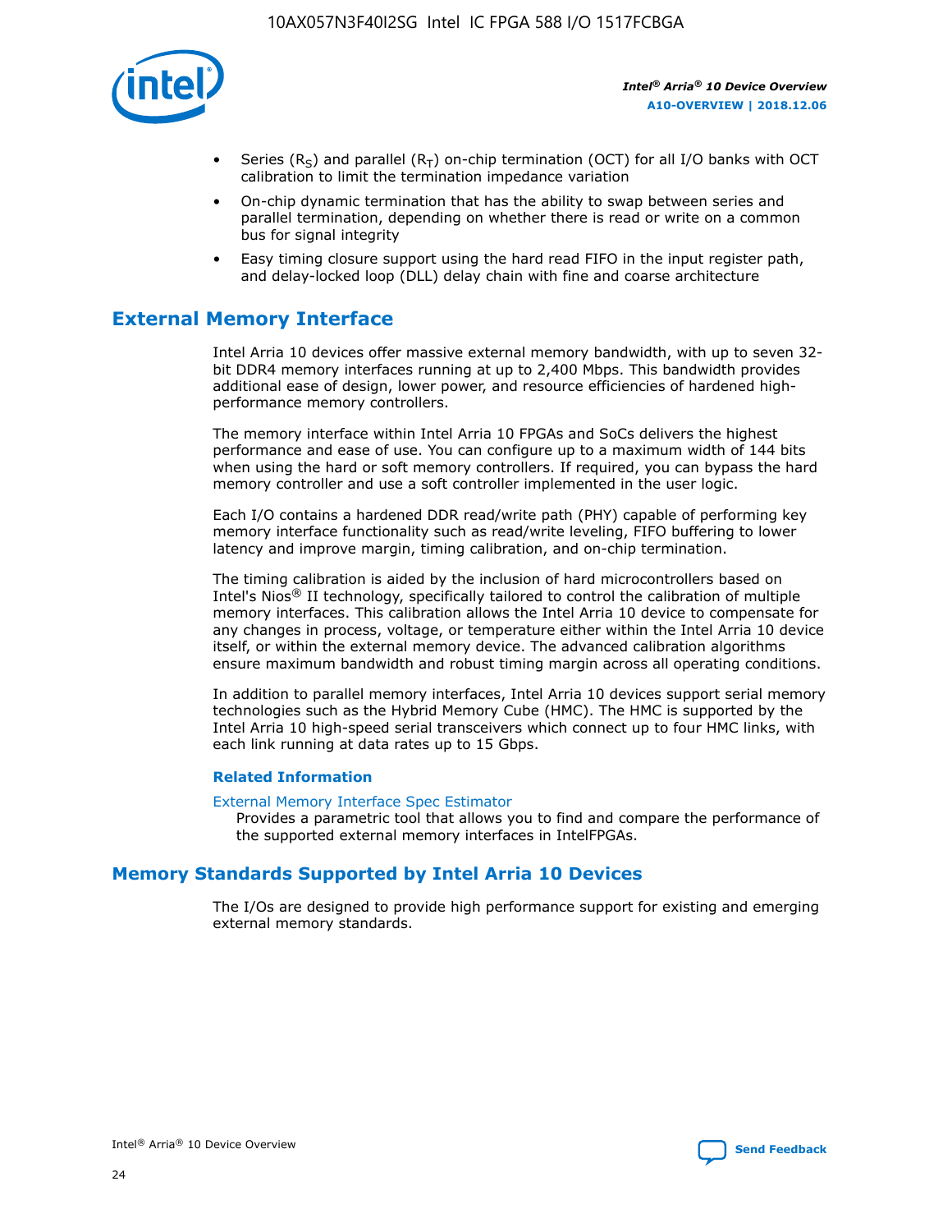- Series ($R_S$) and parallel ($R_T$) on-chip termination (OCT) for all I/O banks with OCT calibration to limit the termination impedance variation
- On-chip dynamic termination that has the ability to swap between series and parallel termination, depending on whether there is read or write on a common bus for signal integrity
- Easy timing closure support using the hard read FIFO in the input register path, and delay-locked loop (DLL) delay chain with fine and coarse architecture

## External Memory Interface

Intel Arria 10 devices offer massive external memory bandwidth, with up to seven 32-bit DDR4 memory interfaces running at up to 2,400 Mbps. This bandwidth provides additional ease of design, lower power, and resource efficiencies of hardened high-performance memory controllers.

The memory interface within Intel Arria 10 FPGAs and SoCs delivers the highest performance and ease of use. You can configure up to a maximum width of 144 bits when using the hard or soft memory controllers. If required, you can bypass the hard memory controller and use a soft controller implemented in the user logic.

Each I/O contains a hardened DDR read/write path (PHY) capable of performing key memory interface functionality such as read/write leveling, FIFO buffering to lower latency and improve margin, timing calibration, and on-chip termination.

The timing calibration is aided by the inclusion of hard microcontrollers based on Intel's Nios® II technology, specifically tailored to control the calibration of multiple memory interfaces. This calibration allows the Intel Arria 10 device to compensate for any changes in process, voltage, or temperature either within the Intel Arria 10 device itself, or within the external memory device. The advanced calibration algorithms ensure maximum bandwidth and robust timing margin across all operating conditions.

In addition to parallel memory interfaces, Intel Arria 10 devices support serial memory technologies such as the Hybrid Memory Cube (HMC). The HMC is supported by the Intel Arria 10 high-speed serial transceivers which connect up to four HMC links, with each link running at data rates up to 15 Gbps.

### Related Information

External Memory Interface Spec Estimator
Provides a parametric tool that allows you to find and compare the performance of the supported external memory interfaces in IntelFPGAs.

## Memory Standards Supported by Intel Arria 10 Devices

The I/Os are designed to provide high performance support for existing and emerging external memory standards.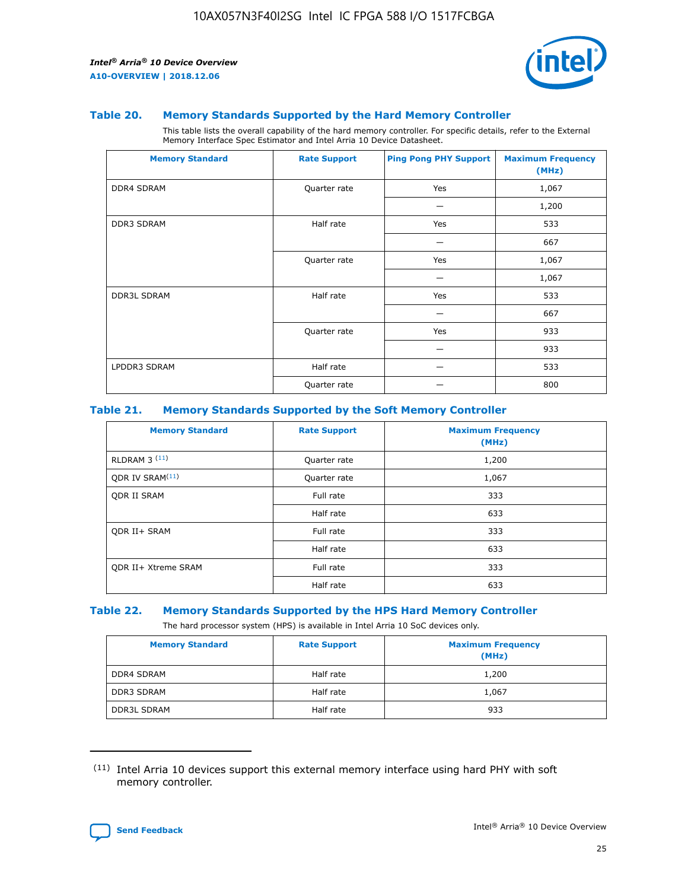### Table 20. Memory Standards Supported by the Hard Memory Controller

This table lists the overall capability of the hard memory controller. For specific details, refer to the External Memory Interface Spec Estimator and Intel Arria 10 Device Datasheet.

| Memory Standard | Rate Support | Ping Pong PHY Support | Maximum Frequency (MHz) |
|---|---|---|---|
| DDR4 SDRAM | Quarter rate | Yes | 1,067 |
| | | — | 1,200 |
| DDR3 SDRAM | Half rate | Yes | 533 |
| | | — | 667 |
| | Quarter rate | Yes | 1,067 |
| | | — | 1,067 |
| DDR3L SDRAM | Half rate | Yes | 533 |
| | | — | 667 |
| | Quarter rate | Yes | 933 |
| | | — | 933 |
| LPDDR3 SDRAM | Half rate | — | 533 |
| | Quarter rate | — | 800 |

### Table 21. Memory Standards Supported by the Soft Memory Controller

| Memory Standard | Rate Support | Maximum Frequency (MHz) |
|---|---|---|
| RLDRAM 3 [11] | Quarter rate | 1,200 |
| QDR IV SRAM[11] | Quarter rate | 1,067 |
| QDR II SRAM | Full rate | 333 |
| | Half rate | 633 |
| QDR II+ SRAM | Full rate | 333 |
| | Half rate | 633 |
| QDR II+ Xtreme SRAM | Full rate | 333 |
| | Half rate | 633 |

### Table 22. Memory Standards Supported by the HPS Hard Memory Controller

The hard processor system (HPS) is available in Intel Arria 10 SoC devices only.

| Memory Standard | Rate Support | Maximum Frequency (MHz) |
|---|---|---|
| DDR4 SDRAM | Half rate | 1,200 |
| DDR3 SDRAM | Half rate | 1,067 |
| DDR3L SDRAM | Half rate | 933 |

[11] Intel Arria 10 devices support this external memory interface using hard PHY with soft memory controller.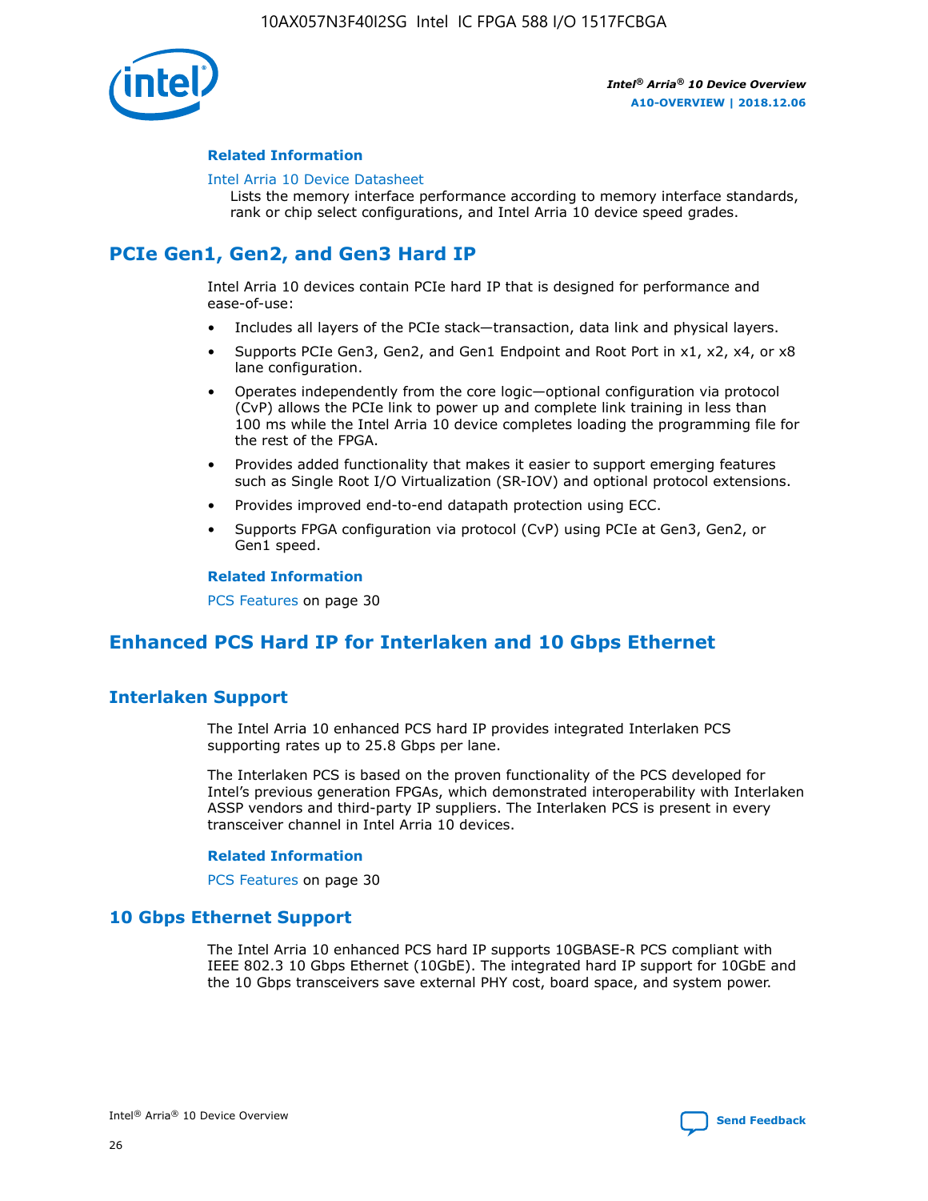### Related Information

Intel Arria 10 Device Datasheet

Lists the memory interface performance according to memory interface standards, rank or chip select configurations, and Intel Arria 10 device speed grades.

## PCIe Gen1, Gen2, and Gen3 Hard IP

Intel Arria 10 devices contain PCIe hard IP that is designed for performance and ease-of-use:

- Includes all layers of the PCIe stack—transaction, data link and physical layers.
- Supports PCIe Gen3, Gen2, and Gen1 Endpoint and Root Port in x1, x2, x4, or x8 lane configuration.
- Operates independently from the core logic—optional configuration via protocol (CvP) allows the PCIe link to power up and complete link training in less than 100 ms while the Intel Arria 10 device completes loading the programming file for the rest of the FPGA.
- Provides added functionality that makes it easier to support emerging features such as Single Root I/O Virtualization (SR-IOV) and optional protocol extensions.
- Provides improved end-to-end datapath protection using ECC.
- Supports FPGA configuration via protocol (CvP) using PCIe at Gen3, Gen2, or Gen1 speed.

### Related Information

PCS Features on page 30

## Enhanced PCS Hard IP for Interlaken and 10 Gbps Ethernet

## Interlaken Support

The Intel Arria 10 enhanced PCS hard IP provides integrated Interlaken PCS supporting rates up to 25.8 Gbps per lane.

The Interlaken PCS is based on the proven functionality of the PCS developed for Intel's previous generation FPGAs, which demonstrated interoperability with Interlaken ASSP vendors and third-party IP suppliers. The Interlaken PCS is present in every transceiver channel in Intel Arria 10 devices.

### Related Information

PCS Features on page 30

## 10 Gbps Ethernet Support

The Intel Arria 10 enhanced PCS hard IP supports 10GBASE-R PCS compliant with IEEE 802.3 10 Gbps Ethernet (10GbE). The integrated hard IP support for 10GbE and the 10 Gbps transceivers save external PHY cost, board space, and system power.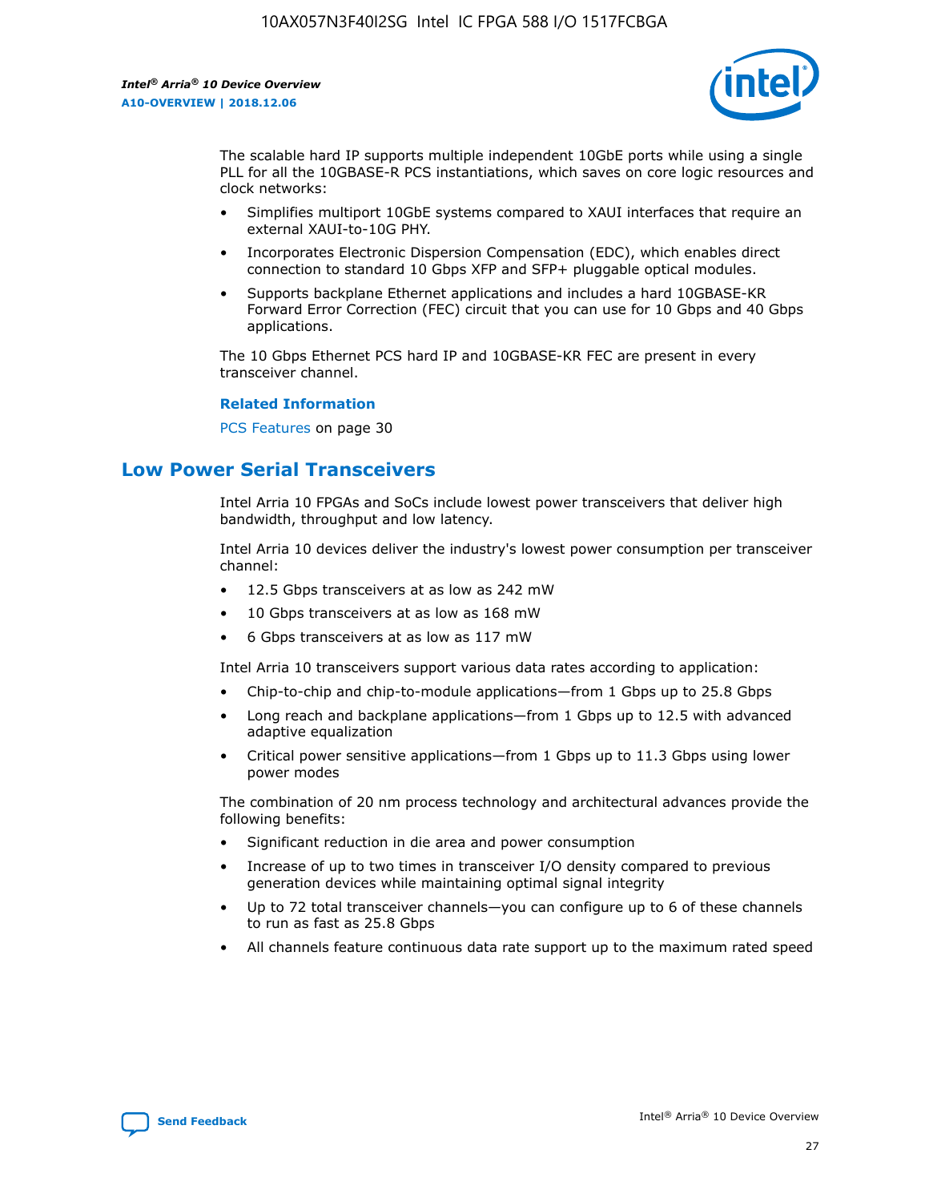The scalable hard IP supports multiple independent 10GbE ports while using a single PLL for all the 10GBASE-R PCS instantiations, which saves on core logic resources and clock networks:

- Simplifies multiport 10GbE systems compared to XAUI interfaces that require an external XAUI-to-10G PHY.
- Incorporates Electronic Dispersion Compensation (EDC), which enables direct connection to standard 10 Gbps XFP and SFP+ pluggable optical modules.
- Supports backplane Ethernet applications and includes a hard 10GBASE-KR Forward Error Correction (FEC) circuit that you can use for 10 Gbps and 40 Gbps applications.

The 10 Gbps Ethernet PCS hard IP and 10GBASE-KR FEC are present in every transceiver channel.

**Related Information**

PCS Features on page 30

## Low Power Serial Transceivers

Intel Arria 10 FPGAs and SoCs include lowest power transceivers that deliver high bandwidth, throughput and low latency.

Intel Arria 10 devices deliver the industry's lowest power consumption per transceiver channel:

- 12.5 Gbps transceivers at as low as 242 mW
- 10 Gbps transceivers at as low as 168 mW
- 6 Gbps transceivers at as low as 117 mW

Intel Arria 10 transceivers support various data rates according to application:

- Chip-to-chip and chip-to-module applications—from 1 Gbps up to 25.8 Gbps
- Long reach and backplane applications—from 1 Gbps up to 12.5 with advanced adaptive equalization
- Critical power sensitive applications—from 1 Gbps up to 11.3 Gbps using lower power modes

The combination of 20 nm process technology and architectural advances provide the following benefits:

- Significant reduction in die area and power consumption
- Increase of up to two times in transceiver I/O density compared to previous generation devices while maintaining optimal signal integrity
- Up to 72 total transceiver channels—you can configure up to 6 of these channels to run as fast as 25.8 Gbps
- All channels feature continuous data rate support up to the maximum rated speed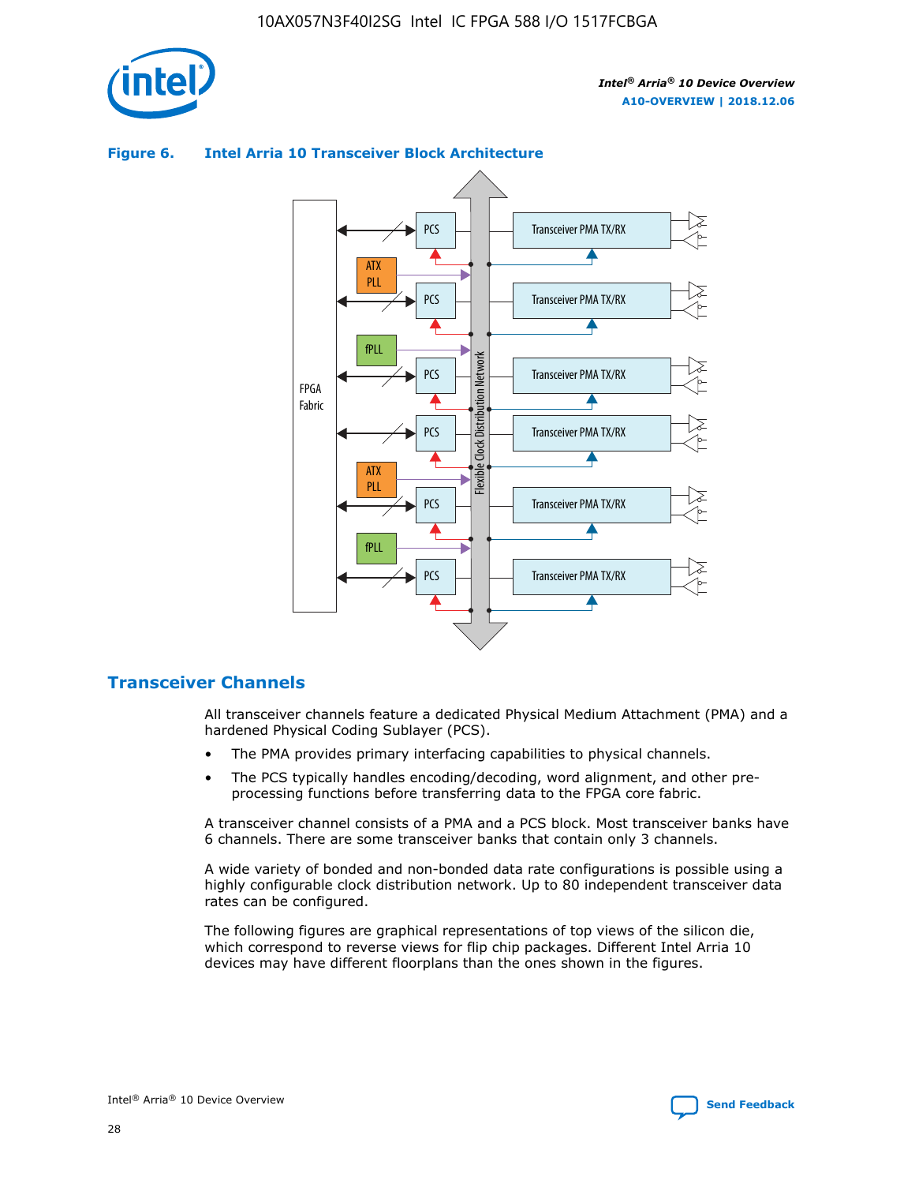**Figure 6. Intel Arria 10 Transceiver Block Architecture**

## Transceiver Channels

All transceiver channels feature a dedicated Physical Medium Attachment (PMA) and a hardened Physical Coding Sublayer (PCS).

- The PMA provides primary interfacing capabilities to physical channels.
- The PCS typically handles encoding/decoding, word alignment, and other pre-processing functions before transferring data to the FPGA core fabric.

A transceiver channel consists of a PMA and a PCS block. Most transceiver banks have 6 channels. There are some transceiver banks that contain only 3 channels.

A wide variety of bonded and non-bonded data rate configurations is possible using a highly configurable clock distribution network. Up to 80 independent transceiver data rates can be configured.

The following figures are graphical representations of top views of the silicon die, which correspond to reverse views for flip chip packages. Different Intel Arria 10 devices may have different floorplans than the ones shown in the figures.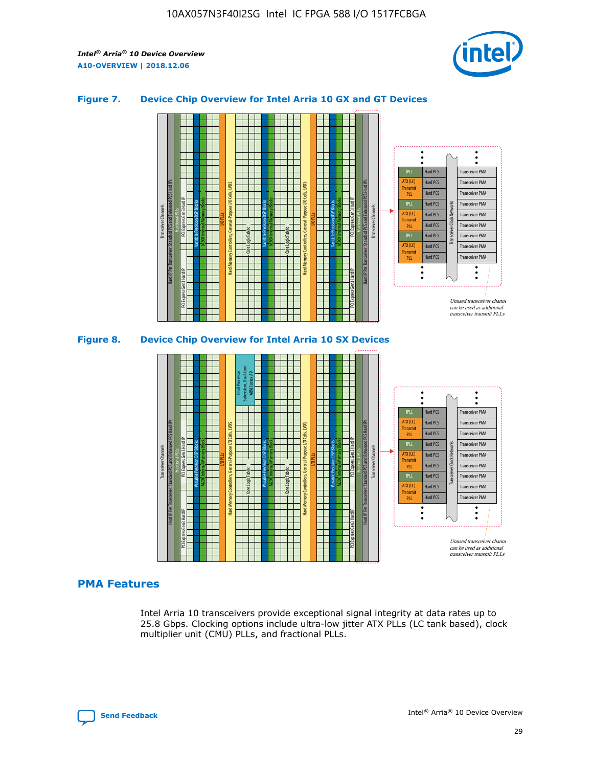## Figure 7. Device Chip Overview for Intel Arria 10 GX and GT Devices

## Figure 8. Device Chip Overview for Intel Arria 10 SX Devices

## PMA Features

Intel Arria 10 transceivers provide exceptional signal integrity at data rates up to 25.8 Gbps. Clocking options include ultra-low jitter ATX PLLs (LC tank based), clock multiplier unit (CMU) PLLs, and fractional PLLs.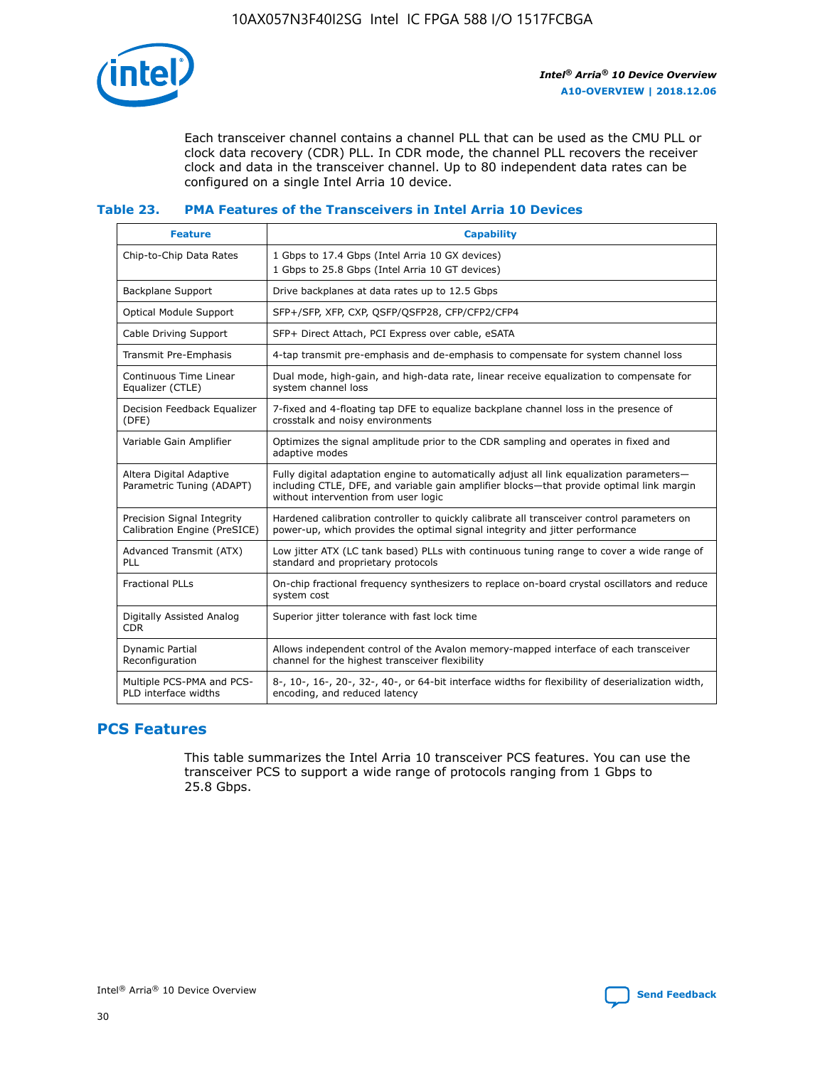Each transceiver channel contains a channel PLL that can be used as the CMU PLL or clock data recovery (CDR) PLL. In CDR mode, the channel PLL recovers the receiver clock and data in the transceiver channel. Up to 80 independent data rates can be configured on a single Intel Arria 10 device.

### Table 23. PMA Features of the Transceivers in Intel Arria 10 Devices

| Feature | Capability |
| --- | --- |
| Chip-to-Chip Data Rates | 1 Gbps to 17.4 Gbps (Intel Arria 10 GX devices)<br>1 Gbps to 25.8 Gbps (Intel Arria 10 GT devices) |
| Backplane Support | Drive backplanes at data rates up to 12.5 Gbps |
| Optical Module Support | SFP+/SFP, XFP, CXP, QSFP/QSFP28, CFP/CFP2/CFP4 |
| Cable Driving Support | SFP+ Direct Attach, PCI Express over cable, eSATA |
| Transmit Pre-Emphasis | 4-tap transmit pre-emphasis and de-emphasis to compensate for system channel loss |
| Continuous Time Linear Equalizer (CTLE) | Dual mode, high-gain, and high-data rate, linear receive equalization to compensate for system channel loss |
| Decision Feedback Equalizer (DFE) | 7-fixed and 4-floating tap DFE to equalize backplane channel loss in the presence of crosstalk and noisy environments |
| Variable Gain Amplifier | Optimizes the signal amplitude prior to the CDR sampling and operates in fixed and adaptive modes |
| Altera Digital Adaptive Parametric Tuning (ADAPT) | Fully digital adaptation engine to automatically adjust all link equalization parameters—including CTLE, DFE, and variable gain amplifier blocks—that provide optimal link margin without intervention from user logic |
| Precision Signal Integrity Calibration Engine (PreSICE) | Hardened calibration controller to quickly calibrate all transceiver control parameters on power-up, which provides the optimal signal integrity and jitter performance |
| Advanced Transmit (ATX) PLL | Low jitter ATX (LC tank based) PLLs with continuous tuning range to cover a wide range of standard and proprietary protocols |
| Fractional PLLs | On-chip fractional frequency synthesizers to replace on-board crystal oscillators and reduce system cost |
| Digitally Assisted Analog CDR | Superior jitter tolerance with fast lock time |
| Dynamic Partial Reconfiguration | Allows independent control of the Avalon memory-mapped interface of each transceiver channel for the highest transceiver flexibility |
| Multiple PCS-PMA and PCS-PLD interface widths | 8-, 10-, 16-, 20-, 32-, 40-, or 64-bit interface widths for flexibility of deserialization width, encoding, and reduced latency |

## PCS Features

This table summarizes the Intel Arria 10 transceiver PCS features. You can use the transceiver PCS to support a wide range of protocols ranging from 1 Gbps to 25.8 Gbps.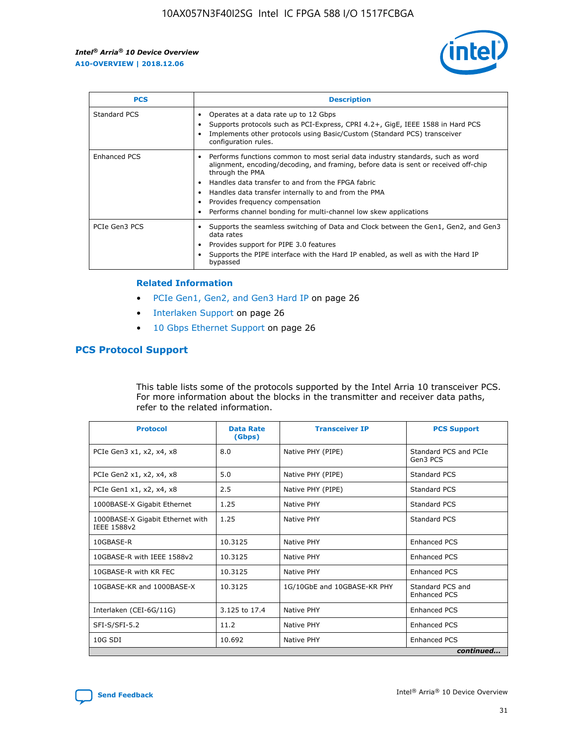| PCS | Description |
| --- | --- |
| Standard PCS | • Operates at a data rate up to 12 Gbps<br>• Supports protocols such as PCI-Express, CPRI 4.2+, GigE, IEEE 1588 in Hard PCS<br>• Implements other protocols using Basic/Custom (Standard PCS) transceiver configuration rules. |
| Enhanced PCS | • Performs functions common to most serial data industry standards, such as word alignment, encoding/decoding, and framing, before data is sent or received off-chip through the PMA<br>• Handles data transfer to and from the FPGA fabric<br>• Handles data transfer internally to and from the PMA<br>• Provides frequency compensation<br>• Performs channel bonding for multi-channel low skew applications |
| PCIe Gen3 PCS | • Supports the seamless switching of Data and Clock between the Gen1, Gen2, and Gen3 data rates<br>• Provides support for PIPE 3.0 features<br>• Supports the PIPE interface with the Hard IP enabled, as well as with the Hard IP bypassed |

**Related Information**

- PCIe Gen1, Gen2, and Gen3 Hard IP on page 26
- Interlaken Support on page 26
- 10 Gbps Ethernet Support on page 26

## PCS Protocol Support

This table lists some of the protocols supported by the Intel Arria 10 transceiver PCS. For more information about the blocks in the transmitter and receiver data paths, refer to the related information.

| Protocol | Data Rate (Gbps) | Transceiver IP | PCS Support |
| --- | --- | --- | --- |
| PCIe Gen3 x1, x2, x4, x8 | 8.0 | Native PHY (PIPE) | Standard PCS and PCIe Gen3 PCS |
| PCIe Gen2 x1, x2, x4, x8 | 5.0 | Native PHY (PIPE) | Standard PCS |
| PCIe Gen1 x1, x2, x4, x8 | 2.5 | Native PHY (PIPE) | Standard PCS |
| 1000BASE-X Gigabit Ethernet | 1.25 | Native PHY | Standard PCS |
| 1000BASE-X Gigabit Ethernet with IEEE 1588v2 | 1.25 | Native PHY | Standard PCS |
| 10GBASE-R | 10.3125 | Native PHY | Enhanced PCS |
| 10GBASE-R with IEEE 1588v2 | 10.3125 | Native PHY | Enhanced PCS |
| 10GBASE-R with KR FEC | 10.3125 | Native PHY | Enhanced PCS |
| 10GBASE-KR and 1000BASE-X | 10.3125 | 1G/10GbE and 10GBASE-KR PHY | Standard PCS and Enhanced PCS |
| Interlaken (CEI-6G/11G) | 3.125 to 17.4 | Native PHY | Enhanced PCS |
| SFI-S/SFI-5.2 | 11.2 | Native PHY | Enhanced PCS |
| 10G SDI | 10.692 | Native PHY | Enhanced PCS |

*continued...*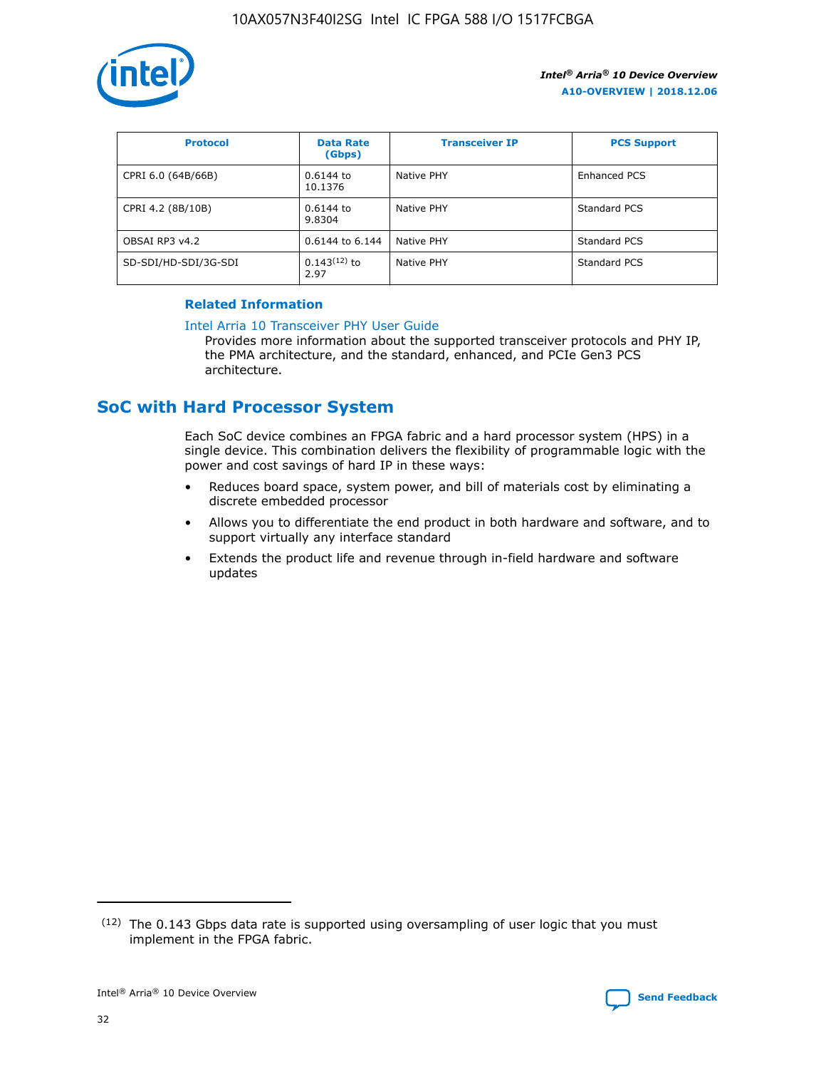| Protocol | Data Rate (Gbps) | Transceiver IP | PCS Support |
| --- | --- | --- | --- |
| CPRI 6.0 (64B/66B) | 0.6144 to 10.1376 | Native PHY | Enhanced PCS |
| CPRI 4.2 (8B/10B) | 0.6144 to 9.8304 | Native PHY | Standard PCS |
| OBSAI RP3 v4.2 | 0.6144 to 6.144 | Native PHY | Standard PCS |
| SD-SDI/HD-SDI/3G-SDI | 0.143[12] to 2.97 | Native PHY | Standard PCS |

**Related Information**

Intel Arria 10 Transceiver PHY User Guide

Provides more information about the supported transceiver protocols and PHY IP, the PMA architecture, and the standard, enhanced, and PCIe Gen3 PCS architecture.

## SoC with Hard Processor System

Each SoC device combines an FPGA fabric and a hard processor system (HPS) in a single device. This combination delivers the flexibility of programmable logic with the power and cost savings of hard IP in these ways:

- Reduces board space, system power, and bill of materials cost by eliminating a discrete embedded processor
- Allows you to differentiate the end product in both hardware and software, and to support virtually any interface standard
- Extends the product life and revenue through in-field hardware and software updates

[12] The 0.143 Gbps data rate is supported using oversampling of user logic that you must implement in the FPGA fabric.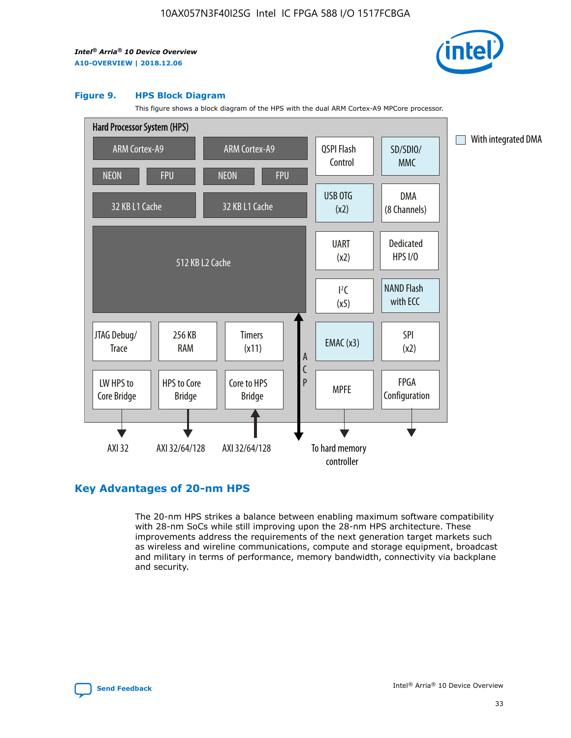### Figure 9. HPS Block Diagram

This figure shows a block diagram of the HPS with the dual ARM Cortex-A9 MPCore processor.

Hard Processor System (HPS)

ARM Cortex-A9 | ARM Cortex-A9 | QSPI Flash Control | SD/SDIO/MMC

NEON | FPU | NEON | FPU | USB OTG (x2) | DMA (8 Channels)

32 KB L1 Cache | 32 KB L1 Cache | UART (x2) | Dedicated HPS I/O

512 KB L2 Cache | I²C (x5) | NAND Flash with ECC

JTAG Debug/Trace | 256 KB RAM | Timers (x11) | ACP | EMAC (x3) | SPI (x2)

LW HPS to Core Bridge | HPS to Core Bridge | Core to HPS Bridge | MPFE | FPGA Configuration

AXI 32 | AXI 32/64/128 | AXI 32/64/128 | To hard memory controller

With integrated DMA

## Key Advantages of 20-nm HPS

The 20-nm HPS strikes a balance between enabling maximum software compatibility with 28-nm SoCs while still improving upon the 28-nm HPS architecture. These improvements address the requirements of the next generation target markets such as wireless and wireline communications, compute and storage equipment, broadcast and military in terms of performance, memory bandwidth, connectivity via backplane and security.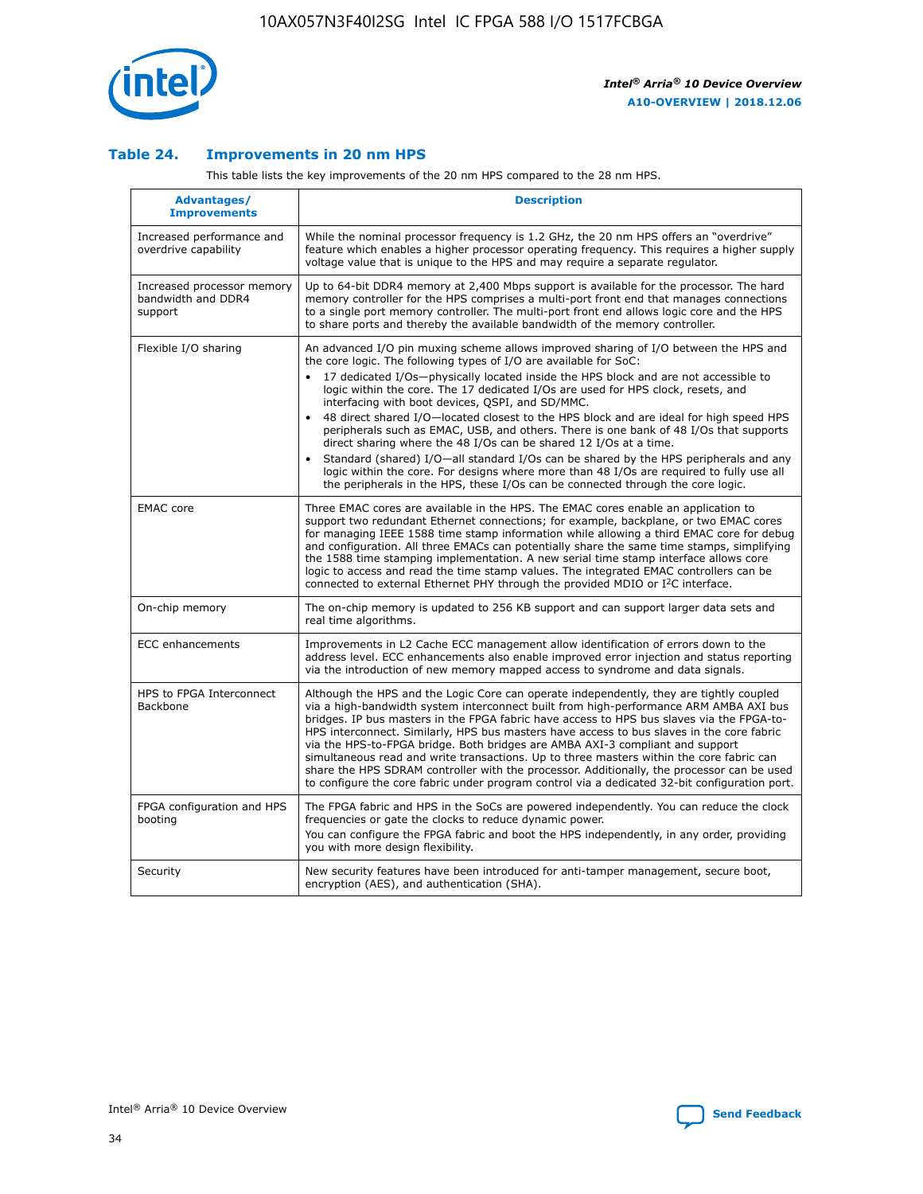### Table 24. Improvements in 20 nm HPS

This table lists the key improvements of the 20 nm HPS compared to the 28 nm HPS.

| Advantages/ Improvements | Description |
|---|---|
| Increased performance and overdrive capability | While the nominal processor frequency is 1.2 GHz, the 20 nm HPS offers an "overdrive" feature which enables a higher processor operating frequency. This requires a higher supply voltage value that is unique to the HPS and may require a separate regulator. |
| Increased processor memory bandwidth and DDR4 support | Up to 64-bit DDR4 memory at 2,400 Mbps support is available for the processor. The hard memory controller for the HPS comprises a multi-port front end that manages connections to a single port memory controller. The multi-port front end allows logic core and the HPS to share ports and thereby the available bandwidth of the memory controller. |
| Flexible I/O sharing | An advanced I/O pin muxing scheme allows improved sharing of I/O between the HPS and the core logic. The following types of I/O are available for SoC: <br>• 17 dedicated I/Os—physically located inside the HPS block and are not accessible to logic within the core. The 17 dedicated I/Os are used for HPS clock, resets, and interfacing with boot devices, QSPI, and SD/MMC. <br>• 48 direct shared I/O—located closest to the HPS block and are ideal for high speed HPS peripherals such as EMAC, USB, and others. There is one bank of 48 I/Os that supports direct sharing where the 48 I/Os can be shared 12 I/Os at a time. <br>• Standard (shared) I/O—all standard I/Os can be shared by the HPS peripherals and any logic within the core. For designs where more than 48 I/Os are required to fully use all the peripherals in the HPS, these I/Os can be connected through the core logic. |
| EMAC core | Three EMAC cores are available in the HPS. The EMAC cores enable an application to support two redundant Ethernet connections; for example, backplane, or two EMAC cores for managing IEEE 1588 time stamp information while allowing a third EMAC core for debug and configuration. All three EMACs can potentially share the same time stamps, simplifying the 1588 time stamping implementation. A new serial time stamp interface allows core logic to access and read the time stamp values. The integrated EMAC controllers can be connected to external Ethernet PHY through the provided MDIO or I²C interface. |
| On-chip memory | The on-chip memory is updated to 256 KB support and can support larger data sets and real time algorithms. |
| ECC enhancements | Improvements in L2 Cache ECC management allow identification of errors down to the address level. ECC enhancements also enable improved error injection and status reporting via the introduction of new memory mapped access to syndrome and data signals. |
| HPS to FPGA Interconnect Backbone | Although the HPS and the Logic Core can operate independently, they are tightly coupled via a high-bandwidth system interconnect built from high-performance ARM AMBA AXI bus bridges. IP bus masters in the FPGA fabric have access to HPS bus slaves via the FPGA-to-HPS interconnect. Similarly, HPS bus masters have access to bus slaves in the core fabric via the HPS-to-FPGA bridge. Both bridges are AMBA AXI-3 compliant and support simultaneous read and write transactions. Up to three masters within the core fabric can share the HPS SDRAM controller with the processor. Additionally, the processor can be used to configure the core fabric under program control via a dedicated 32-bit configuration port. |
| FPGA configuration and HPS booting | The FPGA fabric and HPS in the SoCs are powered independently. You can reduce the clock frequencies or gate the clocks to reduce dynamic power. <br>You can configure the FPGA fabric and boot the HPS independently, in any order, providing you with more design flexibility. |
| Security | New security features have been introduced for anti-tamper management, secure boot, encryption (AES), and authentication (SHA). |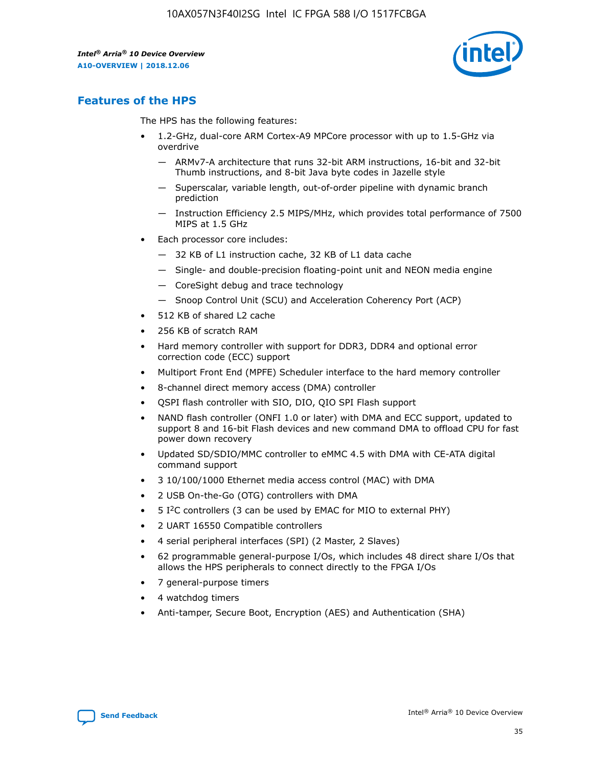## Features of the HPS

The HPS has the following features:

- 1.2-GHz, dual-core ARM Cortex-A9 MPCore processor with up to 1.5-GHz via overdrive
  - — ARMv7-A architecture that runs 32-bit ARM instructions, 16-bit and 32-bit Thumb instructions, and 8-bit Java byte codes in Jazelle style
  - — Superscalar, variable length, out-of-order pipeline with dynamic branch prediction
  - — Instruction Efficiency 2.5 MIPS/MHz, which provides total performance of 7500 MIPS at 1.5 GHz
- Each processor core includes:
  - — 32 KB of L1 instruction cache, 32 KB of L1 data cache
  - — Single- and double-precision floating-point unit and NEON media engine
  - — CoreSight debug and trace technology
  - — Snoop Control Unit (SCU) and Acceleration Coherency Port (ACP)
- 512 KB of shared L2 cache
- 256 KB of scratch RAM
- Hard memory controller with support for DDR3, DDR4 and optional error correction code (ECC) support
- Multiport Front End (MPFE) Scheduler interface to the hard memory controller
- 8-channel direct memory access (DMA) controller
- QSPI flash controller with SIO, DIO, QIO SPI Flash support
- NAND flash controller (ONFI 1.0 or later) with DMA and ECC support, updated to support 8 and 16-bit Flash devices and new command DMA to offload CPU for fast power down recovery
- Updated SD/SDIO/MMC controller to eMMC 4.5 with DMA with CE-ATA digital command support
- 3 10/100/1000 Ethernet media access control (MAC) with DMA
- 2 USB On-the-Go (OTG) controllers with DMA
- 5 I²C controllers (3 can be used by EMAC for MIO to external PHY)
- 2 UART 16550 Compatible controllers
- 4 serial peripheral interfaces (SPI) (2 Master, 2 Slaves)
- 62 programmable general-purpose I/Os, which includes 48 direct share I/Os that allows the HPS peripherals to connect directly to the FPGA I/Os
- 7 general-purpose timers
- 4 watchdog timers
- Anti-tamper, Secure Boot, Encryption (AES) and Authentication (SHA)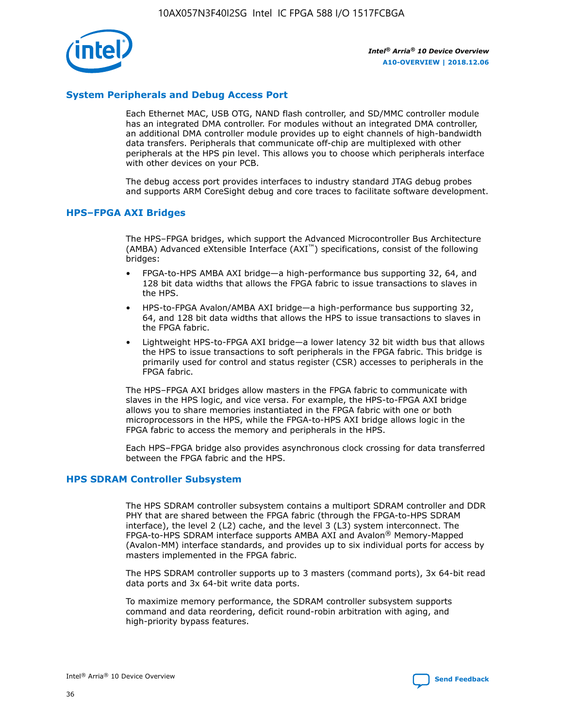## System Peripherals and Debug Access Port

Each Ethernet MAC, USB OTG, NAND flash controller, and SD/MMC controller module has an integrated DMA controller. For modules without an integrated DMA controller, an additional DMA controller module provides up to eight channels of high-bandwidth data transfers. Peripherals that communicate off-chip are multiplexed with other peripherals at the HPS pin level. This allows you to choose which peripherals interface with other devices on your PCB.

The debug access port provides interfaces to industry standard JTAG debug probes and supports ARM CoreSight debug and core traces to facilitate software development.

## HPS–FPGA AXI Bridges

The HPS–FPGA bridges, which support the Advanced Microcontroller Bus Architecture (AMBA) Advanced eXtensible Interface (AXI™) specifications, consist of the following bridges:

- FPGA-to-HPS AMBA AXI bridge—a high-performance bus supporting 32, 64, and 128 bit data widths that allows the FPGA fabric to issue transactions to slaves in the HPS.
- HPS-to-FPGA Avalon/AMBA AXI bridge—a high-performance bus supporting 32, 64, and 128 bit data widths that allows the HPS to issue transactions to slaves in the FPGA fabric.
- Lightweight HPS-to-FPGA AXI bridge—a lower latency 32 bit width bus that allows the HPS to issue transactions to soft peripherals in the FPGA fabric. This bridge is primarily used for control and status register (CSR) accesses to peripherals in the FPGA fabric.

The HPS–FPGA AXI bridges allow masters in the FPGA fabric to communicate with slaves in the HPS logic, and vice versa. For example, the HPS-to-FPGA AXI bridge allows you to share memories instantiated in the FPGA fabric with one or both microprocessors in the HPS, while the FPGA-to-HPS AXI bridge allows logic in the FPGA fabric to access the memory and peripherals in the HPS.

Each HPS–FPGA bridge also provides asynchronous clock crossing for data transferred between the FPGA fabric and the HPS.

## HPS SDRAM Controller Subsystem

The HPS SDRAM controller subsystem contains a multiport SDRAM controller and DDR PHY that are shared between the FPGA fabric (through the FPGA-to-HPS SDRAM interface), the level 2 (L2) cache, and the level 3 (L3) system interconnect. The FPGA-to-HPS SDRAM interface supports AMBA AXI and Avalon® Memory-Mapped (Avalon-MM) interface standards, and provides up to six individual ports for access by masters implemented in the FPGA fabric.

The HPS SDRAM controller supports up to 3 masters (command ports), 3x 64-bit read data ports and 3x 64-bit write data ports.

To maximize memory performance, the SDRAM controller subsystem supports command and data reordering, deficit round-robin arbitration with aging, and high-priority bypass features.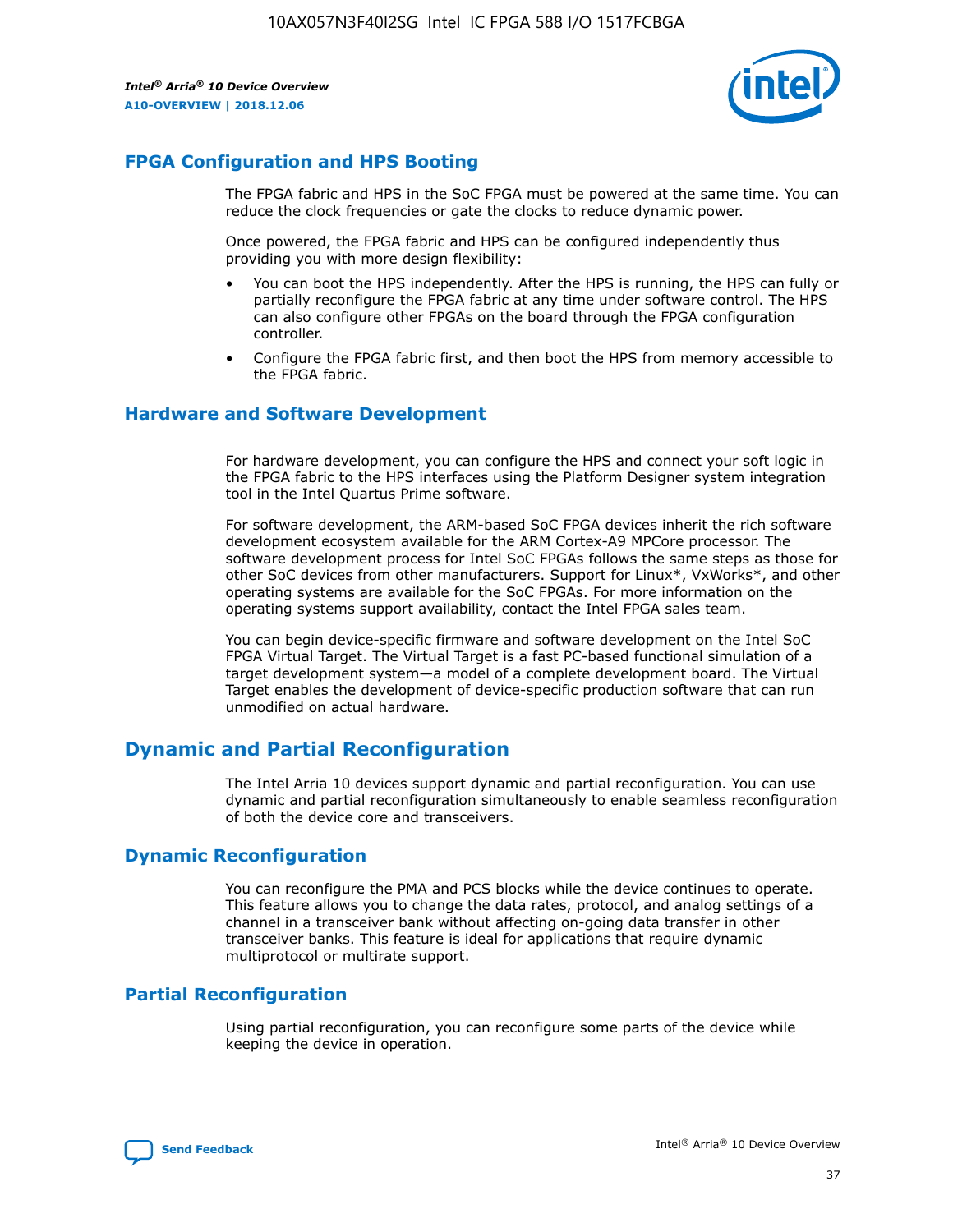## FPGA Configuration and HPS Booting

The FPGA fabric and HPS in the SoC FPGA must be powered at the same time. You can reduce the clock frequencies or gate the clocks to reduce dynamic power.

Once powered, the FPGA fabric and HPS can be configured independently thus providing you with more design flexibility:

- You can boot the HPS independently. After the HPS is running, the HPS can fully or partially reconfigure the FPGA fabric at any time under software control. The HPS can also configure other FPGAs on the board through the FPGA configuration controller.
- Configure the FPGA fabric first, and then boot the HPS from memory accessible to the FPGA fabric.

## Hardware and Software Development

For hardware development, you can configure the HPS and connect your soft logic in the FPGA fabric to the HPS interfaces using the Platform Designer system integration tool in the Intel Quartus Prime software.

For software development, the ARM-based SoC FPGA devices inherit the rich software development ecosystem available for the ARM Cortex-A9 MPCore processor. The software development process for Intel SoC FPGAs follows the same steps as those for other SoC devices from other manufacturers. Support for Linux*, VxWorks*, and other operating systems are available for the SoC FPGAs. For more information on the operating systems support availability, contact the Intel FPGA sales team.

You can begin device-specific firmware and software development on the Intel SoC FPGA Virtual Target. The Virtual Target is a fast PC-based functional simulation of a target development system—a model of a complete development board. The Virtual Target enables the development of device-specific production software that can run unmodified on actual hardware.

# Dynamic and Partial Reconfiguration

The Intel Arria 10 devices support dynamic and partial reconfiguration. You can use dynamic and partial reconfiguration simultaneously to enable seamless reconfiguration of both the device core and transceivers.

## Dynamic Reconfiguration

You can reconfigure the PMA and PCS blocks while the device continues to operate. This feature allows you to change the data rates, protocol, and analog settings of a channel in a transceiver bank without affecting on-going data transfer in other transceiver banks. This feature is ideal for applications that require dynamic multiprotocol or multirate support.

## Partial Reconfiguration

Using partial reconfiguration, you can reconfigure some parts of the device while keeping the device in operation.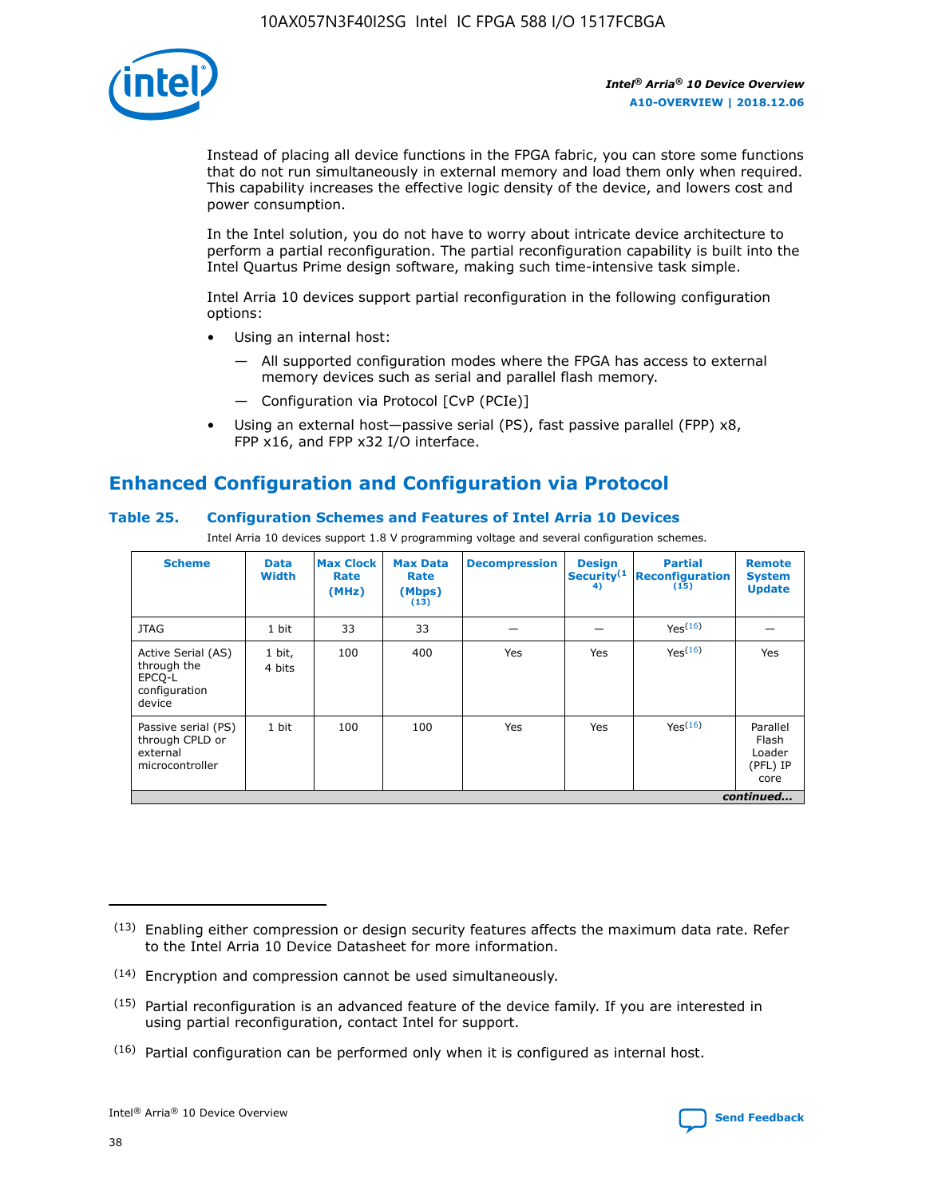Instead of placing all device functions in the FPGA fabric, you can store some functions that do not run simultaneously in external memory and load them only when required. This capability increases the effective logic density of the device, and lowers cost and power consumption.

In the Intel solution, you do not have to worry about intricate device architecture to perform a partial reconfiguration. The partial reconfiguration capability is built into the Intel Quartus Prime design software, making such time-intensive task simple.

Intel Arria 10 devices support partial reconfiguration in the following configuration options:

- Using an internal host:
  - — All supported configuration modes where the FPGA has access to external memory devices such as serial and parallel flash memory.
  - — Configuration via Protocol [CvP (PCIe)]
- Using an external host—passive serial (PS), fast passive parallel (FPP) x8, FPP x16, and FPP x32 I/O interface.

## Enhanced Configuration and Configuration via Protocol

### Table 25. Configuration Schemes and Features of Intel Arria 10 Devices

Intel Arria 10 devices support 1.8 V programming voltage and several configuration schemes.

| Scheme | Data Width | Max Clock Rate (MHz) | Max Data Rate (Mbps) (13) | Decompression | Design Security(14) | Partial Reconfiguration (15) | Remote System Update |
|---|---|---|---|---|---|---|---|
| JTAG | 1 bit | 33 | 33 | — | — | Yes(16) | — |
| Active Serial (AS) through the EPCQ-L configuration device | 1 bit, 4 bits | 100 | 400 | Yes | Yes | Yes(16) | Yes |
| Passive serial (PS) through CPLD or external microcontroller | 1 bit | 100 | 100 | Yes | Yes | Yes(16) | Parallel Flash Loader (PFL) IP core |

*continued...*

(13) Enabling either compression or design security features affects the maximum data rate. Refer to the Intel Arria 10 Device Datasheet for more information.

(14) Encryption and compression cannot be used simultaneously.

(15) Partial reconfiguration is an advanced feature of the device family. If you are interested in using partial reconfiguration, contact Intel for support.

(16) Partial configuration can be performed only when it is configured as internal host.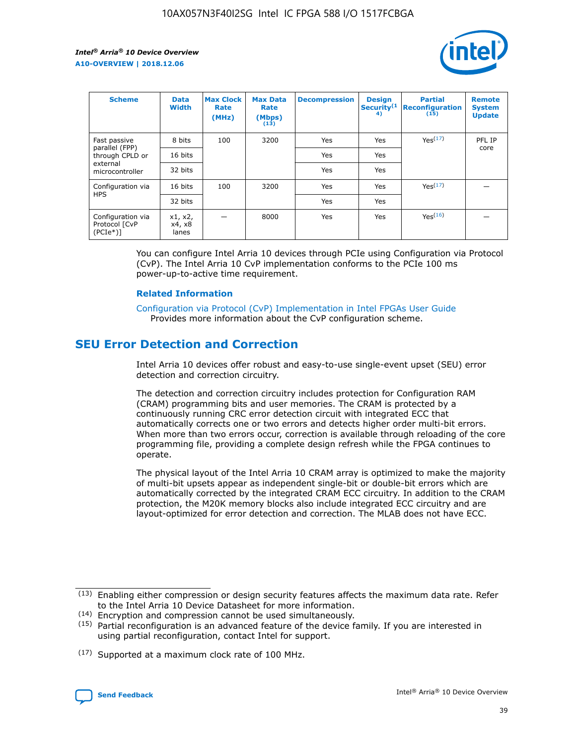| Scheme | Data Width | Max Clock Rate (MHz) | Max Data Rate (Mbps) (13) | Decompression | Design Security(14) | Partial Reconfiguration (15) | Remote System Update |
| --- | --- | --- | --- | --- | --- | --- | --- |
| Fast passive parallel (FPP) through CPLD or external microcontroller | 8 bits | 100 | 3200 | Yes | Yes | Yes(17) | PFL IP core |
| | 16 bits | | | Yes | Yes | | |
| | 32 bits | | | Yes | Yes | | |
| Configuration via HPS | 16 bits | 100 | 3200 | Yes | Yes | Yes(17) | — |
| | 32 bits | | | Yes | Yes | | |
| Configuration via Protocol [CvP (PCIe*)] | x1, x2, x4, x8 lanes | — | 8000 | Yes | Yes | Yes(16) | — |

You can configure Intel Arria 10 devices through PCIe using Configuration via Protocol (CvP). The Intel Arria 10 CvP implementation conforms to the PCIe 100 ms power-up-to-active time requirement.

### Related Information

Configuration via Protocol (CvP) Implementation in Intel FPGAs User Guide
Provides more information about the CvP configuration scheme.

## SEU Error Detection and Correction

Intel Arria 10 devices offer robust and easy-to-use single-event upset (SEU) error detection and correction circuitry.

The detection and correction circuitry includes protection for Configuration RAM (CRAM) programming bits and user memories. The CRAM is protected by a continuously running CRC error detection circuit with integrated ECC that automatically corrects one or two errors and detects higher order multi-bit errors. When more than two errors occur, correction is available through reloading of the core programming file, providing a complete design refresh while the FPGA continues to operate.

The physical layout of the Intel Arria 10 CRAM array is optimized to make the majority of multi-bit upsets appear as independent single-bit or double-bit errors which are automatically corrected by the integrated CRAM ECC circuitry. In addition to the CRAM protection, the M20K memory blocks also include integrated ECC circuitry and are layout-optimized for error detection and correction. The MLAB does not have ECC.

(13) Enabling either compression or design security features affects the maximum data rate. Refer to the Intel Arria 10 Device Datasheet for more information.

(14) Encryption and compression cannot be used simultaneously.

(15) Partial reconfiguration is an advanced feature of the device family. If you are interested in using partial reconfiguration, contact Intel for support.

(17) Supported at a maximum clock rate of 100 MHz.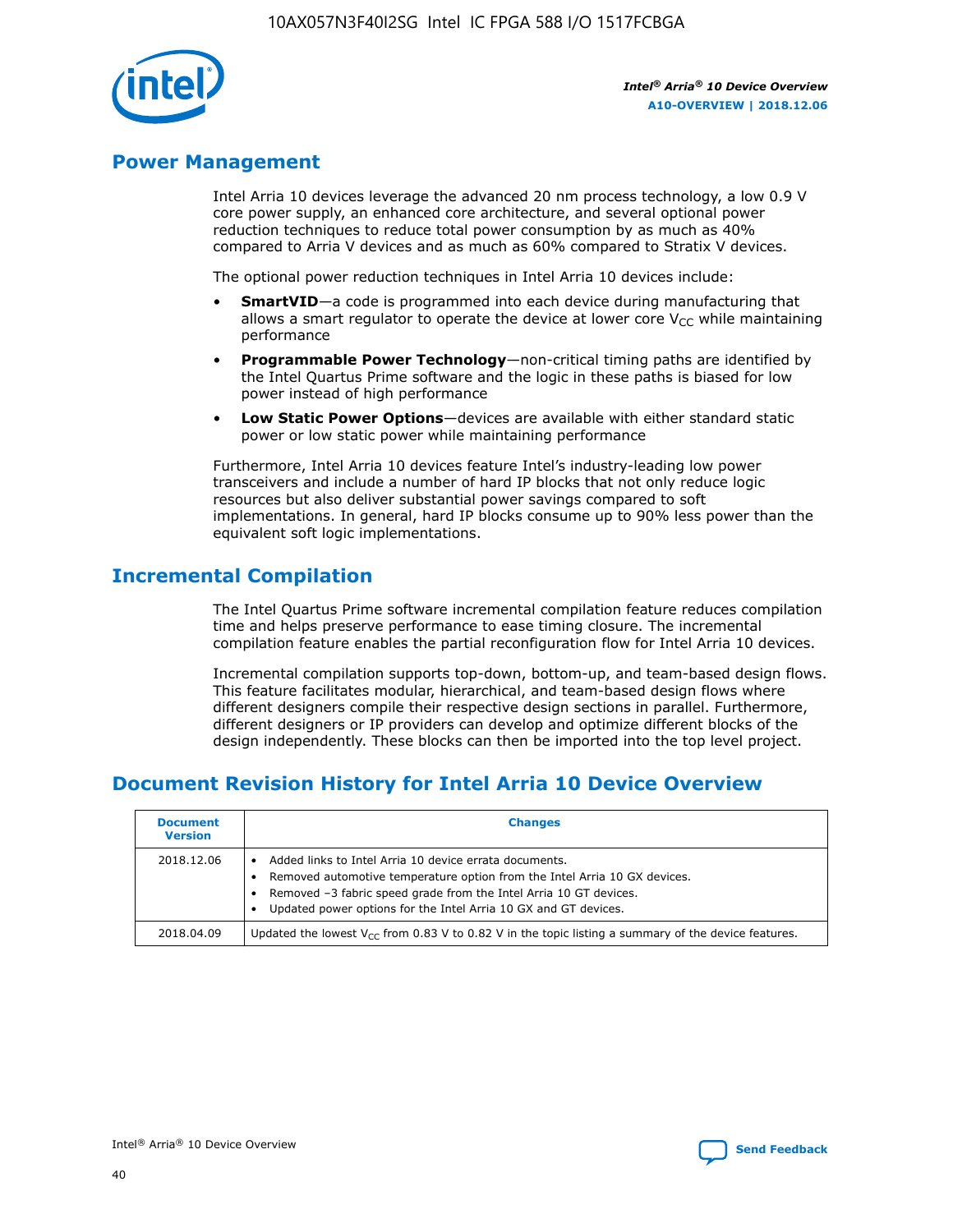## Power Management

Intel Arria 10 devices leverage the advanced 20 nm process technology, a low 0.9 V core power supply, an enhanced core architecture, and several optional power reduction techniques to reduce total power consumption by as much as 40% compared to Arria V devices and as much as 60% compared to Stratix V devices.

The optional power reduction techniques in Intel Arria 10 devices include:

- **SmartVID**—a code is programmed into each device during manufacturing that allows a smart regulator to operate the device at lower core $V_{CC}$ while maintaining performance
- **Programmable Power Technology**—non-critical timing paths are identified by the Intel Quartus Prime software and the logic in these paths is biased for low power instead of high performance
- **Low Static Power Options**—devices are available with either standard static power or low static power while maintaining performance

Furthermore, Intel Arria 10 devices feature Intel's industry-leading low power transceivers and include a number of hard IP blocks that not only reduce logic resources but also deliver substantial power savings compared to soft implementations. In general, hard IP blocks consume up to 90% less power than the equivalent soft logic implementations.

## Incremental Compilation

The Intel Quartus Prime software incremental compilation feature reduces compilation time and helps preserve performance to ease timing closure. The incremental compilation feature enables the partial reconfiguration flow for Intel Arria 10 devices.

Incremental compilation supports top-down, bottom-up, and team-based design flows. This feature facilitates modular, hierarchical, and team-based design flows where different designers compile their respective design sections in parallel. Furthermore, different designers or IP providers can develop and optimize different blocks of the design independently. These blocks can then be imported into the top level project.

## Document Revision History for Intel Arria 10 Device Overview

| Document Version | Changes |
|---|---|
| 2018.12.06 | • Added links to Intel Arria 10 device errata documents.<br>• Removed automotive temperature option from the Intel Arria 10 GX devices.<br>• Removed –3 fabric speed grade from the Intel Arria 10 GT devices.<br>• Updated power options for the Intel Arria 10 GX and GT devices. |
| 2018.04.09 | Updated the lowest $V_{CC}$ from 0.83 V to 0.82 V in the topic listing a summary of the device features. |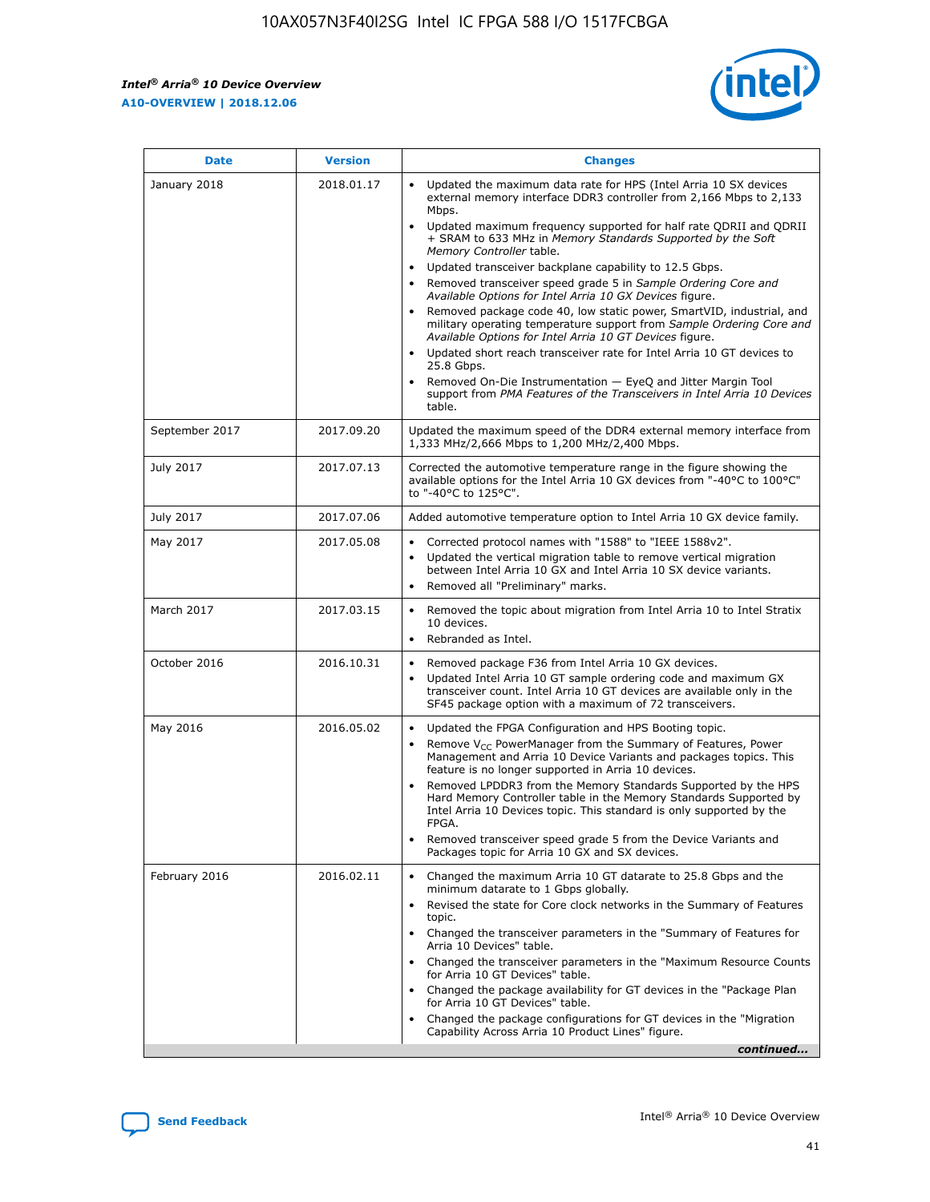| Date | Version | Changes |
| --- | --- | --- |
| January 2018 | 2018.01.17 | • Updated the maximum data rate for HPS (Intel Arria 10 SX devices external memory interface DDR3 controller from 2,166 Mbps to 2,133 Mbps.<br>• Updated maximum frequency supported for half rate QDRII and QDRII + SRAM to 633 MHz in *Memory Standards Supported by the Soft Memory Controller* table.<br>• Updated transceiver backplane capability to 12.5 Gbps.<br>• Removed transceiver speed grade 5 in *Sample Ordering Core and Available Options for Intel Arria 10 GX Devices* figure.<br>• Removed package code 40, low static power, SmartVID, industrial, and military operating temperature support from *Sample Ordering Core and Available Options for Intel Arria 10 GT Devices* figure.<br>• Updated short reach transceiver rate for Intel Arria 10 GT devices to 25.8 Gbps.<br>• Removed On-Die Instrumentation — EyeQ and Jitter Margin Tool support from *PMA Features of the Transceivers in Intel Arria 10 Devices* table. |
| September 2017 | 2017.09.20 | Updated the maximum speed of the DDR4 external memory interface from 1,333 MHz/2,666 Mbps to 1,200 MHz/2,400 Mbps. |
| July 2017 | 2017.07.13 | Corrected the automotive temperature range in the figure showing the available options for the Intel Arria 10 GX devices from "-40°C to 100°C" to "-40°C to 125°C". |
| July 2017 | 2017.07.06 | Added automotive temperature option to Intel Arria 10 GX device family. |
| May 2017 | 2017.05.08 | • Corrected protocol names with "1588" to "IEEE 1588v2".<br>• Updated the vertical migration table to remove vertical migration between Intel Arria 10 GX and Intel Arria 10 SX device variants.<br>• Removed all "Preliminary" marks. |
| March 2017 | 2017.03.15 | • Removed the topic about migration from Intel Arria 10 to Intel Stratix 10 devices.<br>• Rebranded as Intel. |
| October 2016 | 2016.10.31 | • Removed package F36 from Intel Arria 10 GX devices.<br>• Updated Intel Arria 10 GT sample ordering code and maximum GX transceiver count. Intel Arria 10 GT devices are available only in the SF45 package option with a maximum of 72 transceivers. |
| May 2016 | 2016.05.02 | • Updated the FPGA Configuration and HPS Booting topic.<br>• Remove $V_{CC}$ PowerManager from the Summary of Features, Power Management and Arria 10 Device Variants and packages topics. This feature is no longer supported in Arria 10 devices.<br>• Removed LPDDR3 from the Memory Standards Supported by the HPS Hard Memory Controller table in the Memory Standards Supported by Intel Arria 10 Devices topic. This standard is only supported by the FPGA.<br>• Removed transceiver speed grade 5 from the Device Variants and Packages topic for Arria 10 GX and SX devices. |
| February 2016 | 2016.02.11 | • Changed the maximum Arria 10 GT datarate to 25.8 Gbps and the minimum datarate to 1 Gbps globally.<br>• Revised the state for Core clock networks in the Summary of Features topic.<br>• Changed the transceiver parameters in the "Summary of Features for Arria 10 Devices" table.<br>• Changed the transceiver parameters in the "Maximum Resource Counts for Arria 10 GT Devices" table.<br>• Changed the package availability for GT devices in the "Package Plan for Arria 10 GT Devices" table.<br>• Changed the package configurations for GT devices in the "Migration Capability Across Arria 10 Product Lines" figure. |

*continued...*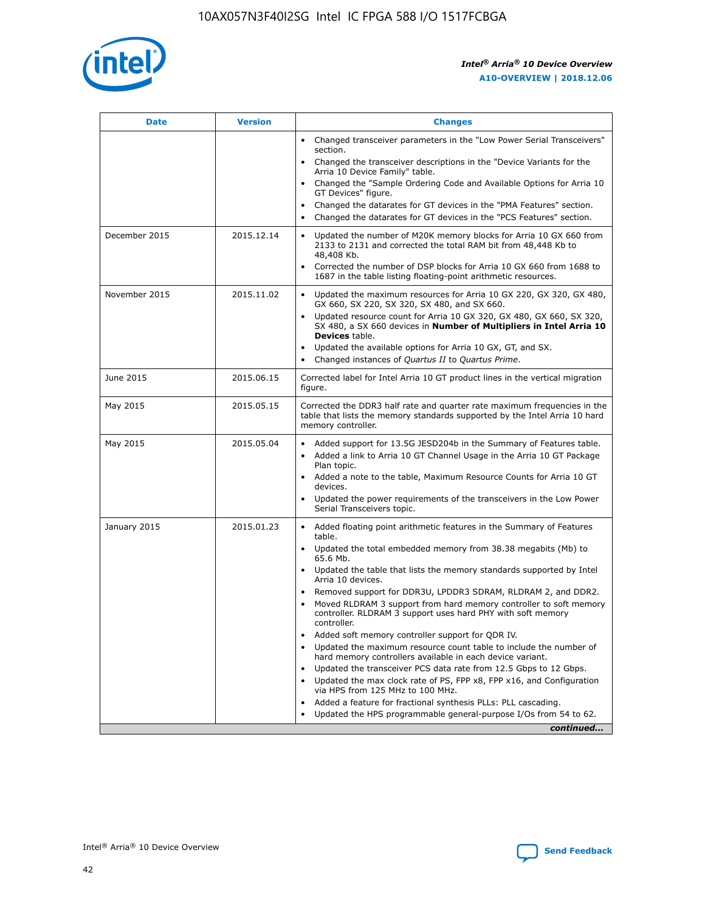| Date | Version | Changes |
| --- | --- | --- |
|  |  | • Changed transceiver parameters in the "Low Power Serial Transceivers" section.<br>• Changed the transceiver descriptions in the "Device Variants for the Arria 10 Device Family" table.<br>• Changed the "Sample Ordering Code and Available Options for Arria 10 GT Devices" figure.<br>• Changed the datarates for GT devices in the "PMA Features" section.<br>• Changed the datarates for GT devices in the "PCS Features" section. |
| December 2015 | 2015.12.14 | • Updated the number of M20K memory blocks for Arria 10 GX 660 from 2133 to 2131 and corrected the total RAM bit from 48,448 Kb to 48,408 Kb.<br>• Corrected the number of DSP blocks for Arria 10 GX 660 from 1688 to 1687 in the table listing floating-point arithmetic resources. |
| November 2015 | 2015.11.02 | • Updated the maximum resources for Arria 10 GX 220, GX 320, GX 480, GX 660, SX 220, SX 320, SX 480, and SX 660.<br>• Updated resource count for Arria 10 GX 320, GX 480, GX 660, SX 320, SX 480, a SX 660 devices in **Number of Multipliers in Intel Arria 10 Devices** table.<br>• Updated the available options for Arria 10 GX, GT, and SX.<br>• Changed instances of *Quartus II* to *Quartus Prime*. |
| June 2015 | 2015.06.15 | Corrected label for Intel Arria 10 GT product lines in the vertical migration figure. |
| May 2015 | 2015.05.15 | Corrected the DDR3 half rate and quarter rate maximum frequencies in the table that lists the memory standards supported by the Intel Arria 10 hard memory controller. |
| May 2015 | 2015.05.04 | • Added support for 13.5G JESD204b in the Summary of Features table.<br>• Added a link to Arria 10 GT Channel Usage in the Arria 10 GT Package Plan topic.<br>• Added a note to the table, Maximum Resource Counts for Arria 10 GT devices.<br>• Updated the power requirements of the transceivers in the Low Power Serial Transceivers topic. |
| January 2015 | 2015.01.23 | • Added floating point arithmetic features in the Summary of Features table.<br>• Updated the total embedded memory from 38.38 megabits (Mb) to 65.6 Mb.<br>• Updated the table that lists the memory standards supported by Intel Arria 10 devices.<br>• Removed support for DDR3U, LPDDR3 SDRAM, RLDRAM 2, and DDR2.<br>• Moved RLDRAM 3 support from hard memory controller to soft memory controller. RLDRAM 3 support uses hard PHY with soft memory controller.<br>• Added soft memory controller support for QDR IV.<br>• Updated the maximum resource count table to include the number of hard memory controllers available in each device variant.<br>• Updated the transceiver PCS data rate from 12.5 Gbps to 12 Gbps.<br>• Updated the max clock rate of PS, FPP x8, FPP x16, and Configuration via HPS from 125 MHz to 100 MHz.<br>• Added a feature for fractional synthesis PLLs: PLL cascading.<br>• Updated the HPS programmable general-purpose I/Os from 54 to 62. |

*continued...*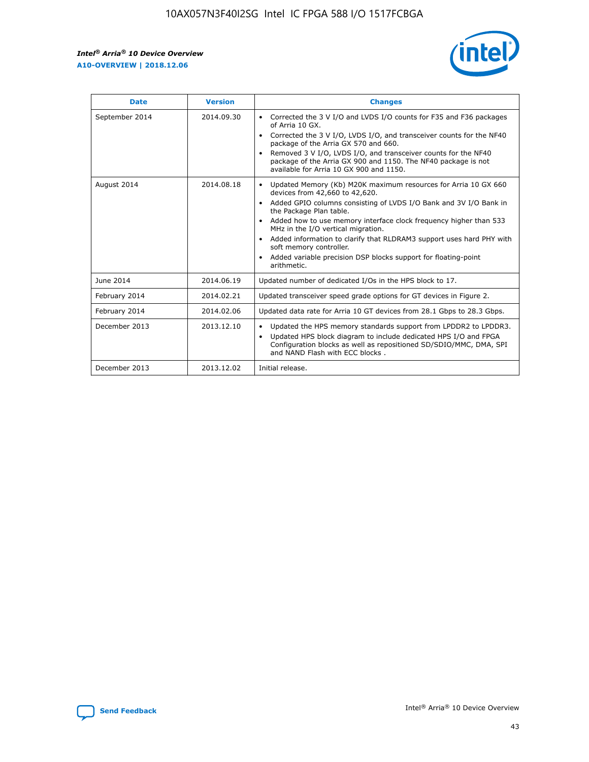| Date | Version | Changes |
| --- | --- | --- |
| September 2014 | 2014.09.30 | • Corrected the 3 V I/O and LVDS I/O counts for F35 and F36 packages of Arria 10 GX.<br>• Corrected the 3 V I/O, LVDS I/O, and transceiver counts for the NF40 package of the Arria GX 570 and 660.<br>• Removed 3 V I/O, LVDS I/O, and transceiver counts for the NF40 package of the Arria GX 900 and 1150. The NF40 package is not available for Arria 10 GX 900 and 1150. |
| August 2014 | 2014.08.18 | • Updated Memory (Kb) M20K maximum resources for Arria 10 GX 660 devices from 42,660 to 42,620.<br>• Added GPIO columns consisting of LVDS I/O Bank and 3V I/O Bank in the Package Plan table.<br>• Added how to use memory interface clock frequency higher than 533 MHz in the I/O vertical migration.<br>• Added information to clarify that RLDRAM3 support uses hard PHY with soft memory controller.<br>• Added variable precision DSP blocks support for floating-point arithmetic. |
| June 2014 | 2014.06.19 | Updated number of dedicated I/Os in the HPS block to 17. |
| February 2014 | 2014.02.21 | Updated transceiver speed grade options for GT devices in Figure 2. |
| February 2014 | 2014.02.06 | Updated data rate for Arria 10 GT devices from 28.1 Gbps to 28.3 Gbps. |
| December 2013 | 2013.12.10 | • Updated the HPS memory standards support from LPDDR2 to LPDDR3.<br>• Updated HPS block diagram to include dedicated HPS I/O and FPGA Configuration blocks as well as repositioned SD/SDIO/MMC, DMA, SPI and NAND Flash with ECC blocks . |
| December 2013 | 2013.12.02 | Initial release. |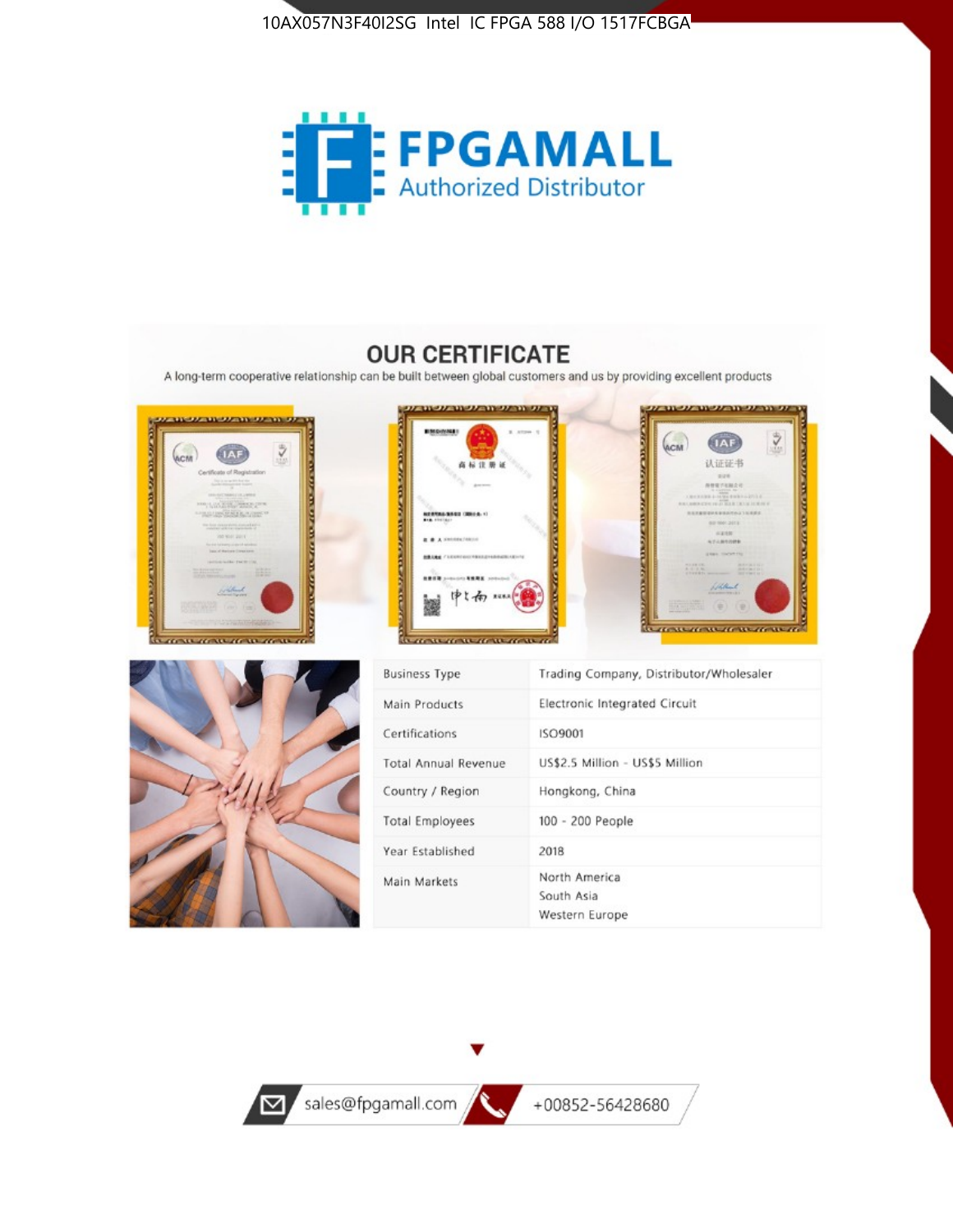FPGAMALL

Authorized Distributor

## OUR CERTIFICATE

A long-term cooperative relationship can be built between global customers and us by providing excellent products

| | |
|---|---|
| Business Type | Trading Company, Distributor/Wholesaler |
| Main Products | Electronic Integrated Circuit |
| Certifications | ISO9001 |
| Total Annual Revenue | US$2.5 Million - US$5 Million |
| Country / Region | Hongkong, China |
| Total Employees | 100 - 200 People |
| Year Established | 2018 |
| Main Markets | North America<br>South Asia<br>Western Europe |

sales@fpgamall.com

+00852-56428680